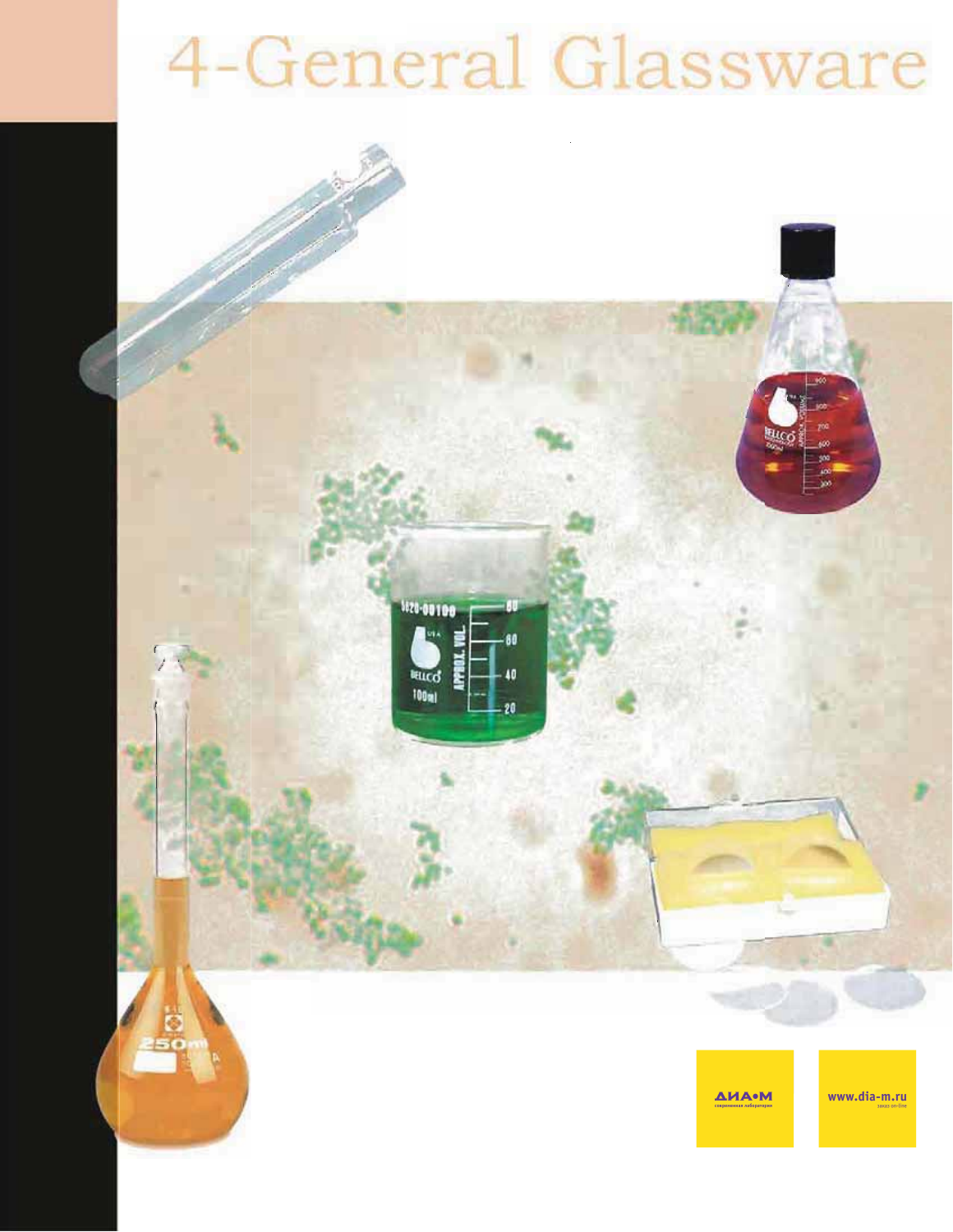# 4-General Glassware

ДИА•М
современная лаборатория

www.dia-m.ru
заказ on-line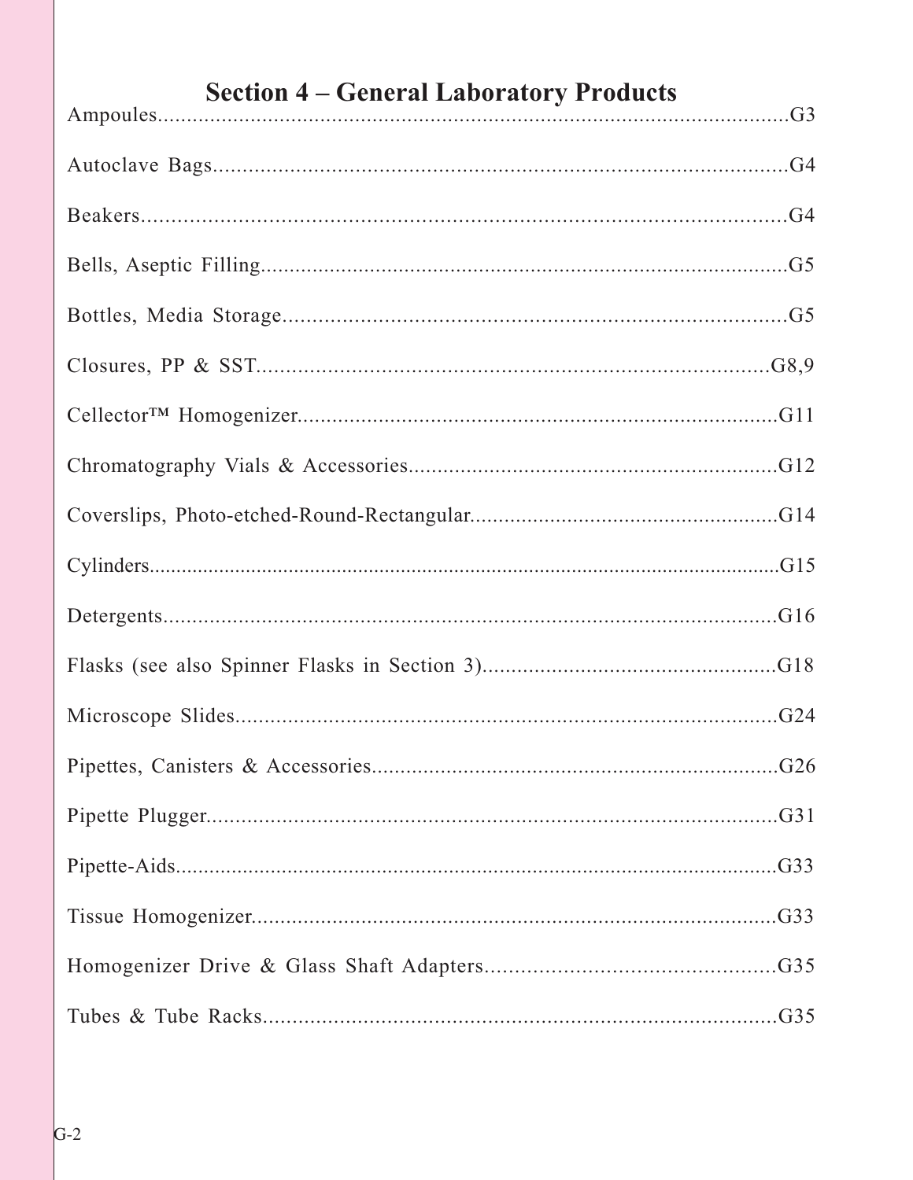# Section 4 – General Laboratory Products

Ampoules....................................................................................................G3

Autoclave Bags..........................................................................................G4

Beakers.......................................................................................................G4

Bells, Aseptic Filling..................................................................................G5

Bottles, Media Storage...............................................................................G5

Closures, PP & SST................................................................................G8,9

Cellector™ Homogenizer..........................................................................G11

Chromatography Vials & Accessories......................................................G12

Coverslips, Photo-etched-Round-Rectangular...........................................G14

Cylinders....................................................................................................G15

Detergents..................................................................................................G16

Flasks (see also Spinner Flasks in Section 3)...........................................G18

Microscope Slides......................................................................................G24

Pipettes, Canisters & Accessories..............................................................G26

Pipette Plugger............................................................................................G31

Pipette-Aids.................................................................................................G33

Tissue Homogenizer....................................................................................G33

Homogenizer Drive & Glass Shaft Adapters.............................................G35

Tubes & Tube Racks...................................................................................G35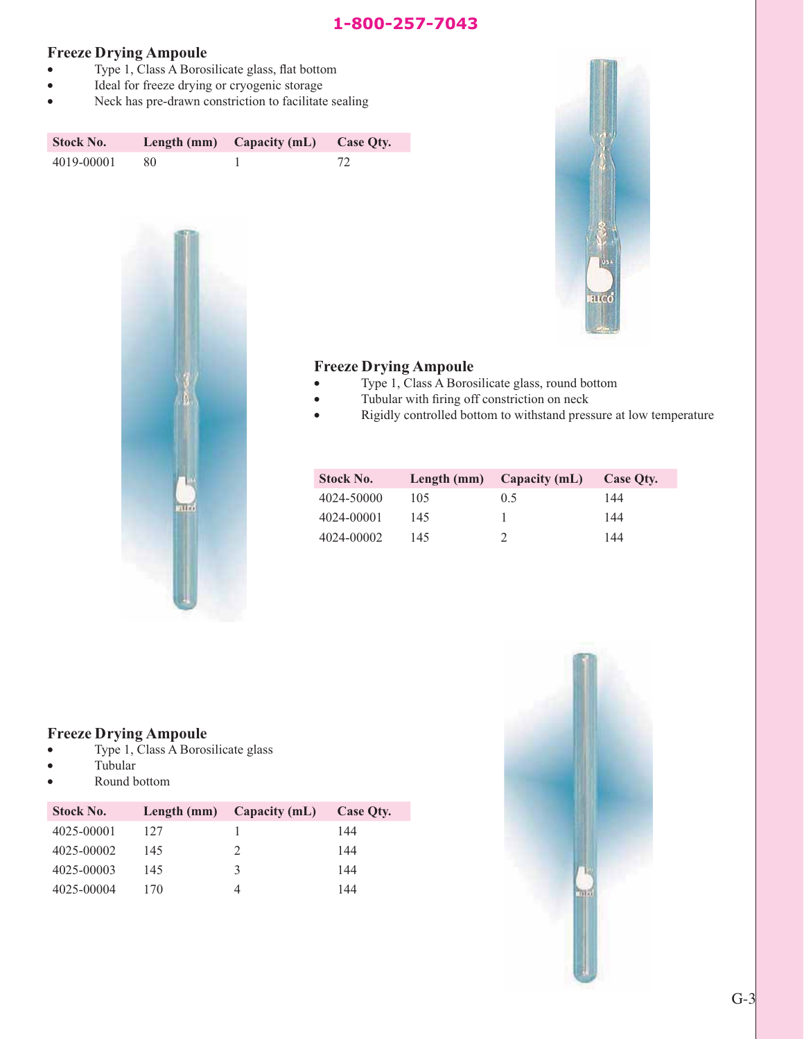1-800-257-7043

## Freeze Drying Ampoule

- Type 1, Class A Borosilicate glass, flat bottom
- Ideal for freeze drying or cryogenic storage
- Neck has pre-drawn constriction to facilitate sealing

| Stock No. | Length (mm) | Capacity (mL) | Case Qty. |
| --- | --- | --- | --- |
| 4019-00001 | 80 | 1 | 72 |

## Freeze Drying Ampoule

- Type 1, Class A Borosilicate glass, round bottom
- Tubular with firing off constriction on neck
- Rigidly controlled bottom to withstand pressure at low temperature

| Stock No. | Length (mm) | Capacity (mL) | Case Qty. |
| --- | --- | --- | --- |
| 4024-50000 | 105 | 0.5 | 144 |
| 4024-00001 | 145 | 1 | 144 |
| 4024-00002 | 145 | 2 | 144 |

## Freeze Drying Ampoule

- Type 1, Class A Borosilicate glass
- Tubular
- Round bottom

| Stock No. | Length (mm) | Capacity (mL) | Case Qty. |
| --- | --- | --- | --- |
| 4025-00001 | 127 | 1 | 144 |
| 4025-00002 | 145 | 2 | 144 |
| 4025-00003 | 145 | 3 | 144 |
| 4025-00004 | 170 | 4 | 144 |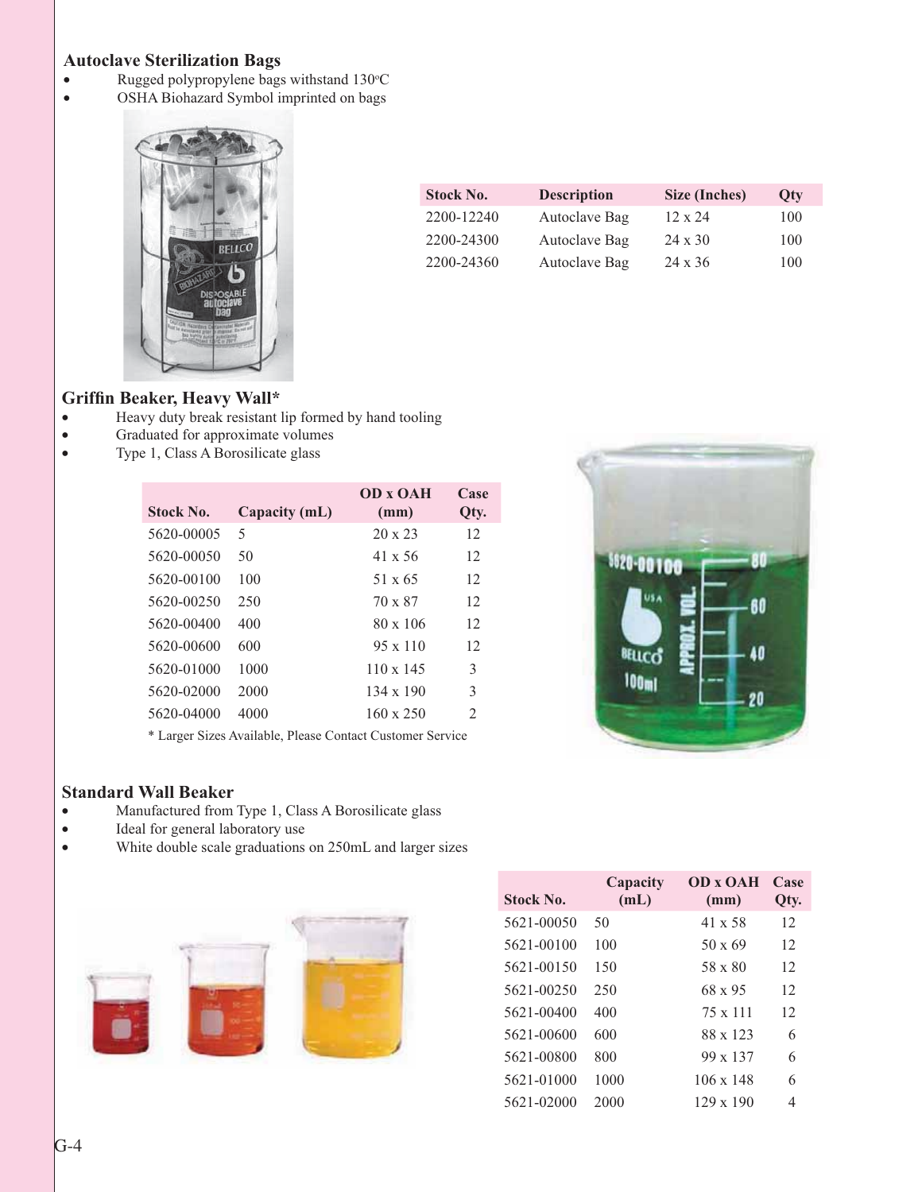## Autoclave Sterilization Bags

- Rugged polypropylene bags withstand 130°C
- OSHA Biohazard Symbol imprinted on bags

| Stock No. | Description | Size (Inches) | Qty |
|---|---|---|---|
| 2200-12240 | Autoclave Bag | 12 x 24 | 100 |
| 2200-24300 | Autoclave Bag | 24 x 30 | 100 |
| 2200-24360 | Autoclave Bag | 24 x 36 | 100 |

## Griffin Beaker, Heavy Wall*

- Heavy duty break resistant lip formed by hand tooling
- Graduated for approximate volumes
- Type 1, Class A Borosilicate glass

| Stock No. | Capacity (mL) | OD x OAH (mm) | Case Qty. |
|---|---|---|---|
| 5620-00005 | 5 | 20 x 23 | 12 |
| 5620-00050 | 50 | 41 x 56 | 12 |
| 5620-00100 | 100 | 51 x 65 | 12 |
| 5620-00250 | 250 | 70 x 87 | 12 |
| 5620-00400 | 400 | 80 x 106 | 12 |
| 5620-00600 | 600 | 95 x 110 | 12 |
| 5620-01000 | 1000 | 110 x 145 | 3 |
| 5620-02000 | 2000 | 134 x 190 | 3 |
| 5620-04000 | 4000 | 160 x 250 | 2 |

* Larger Sizes Available, Please Contact Customer Service

## Standard Wall Beaker

- Manufactured from Type 1, Class A Borosilicate glass
- Ideal for general laboratory use
- White double scale graduations on 250mL and larger sizes

| Stock No. | Capacity (mL) | OD x OAH (mm) | Case Qty. |
|---|---|---|---|
| 5621-00050 | 50 | 41 x 58 | 12 |
| 5621-00100 | 100 | 50 x 69 | 12 |
| 5621-00150 | 150 | 58 x 80 | 12 |
| 5621-00250 | 250 | 68 x 95 | 12 |
| 5621-00400 | 400 | 75 x 111 | 12 |
| 5621-00600 | 600 | 88 x 123 | 6 |
| 5621-00800 | 800 | 99 x 137 | 6 |
| 5621-01000 | 1000 | 106 x 148 | 6 |
| 5621-02000 | 2000 | 129 x 190 | 4 |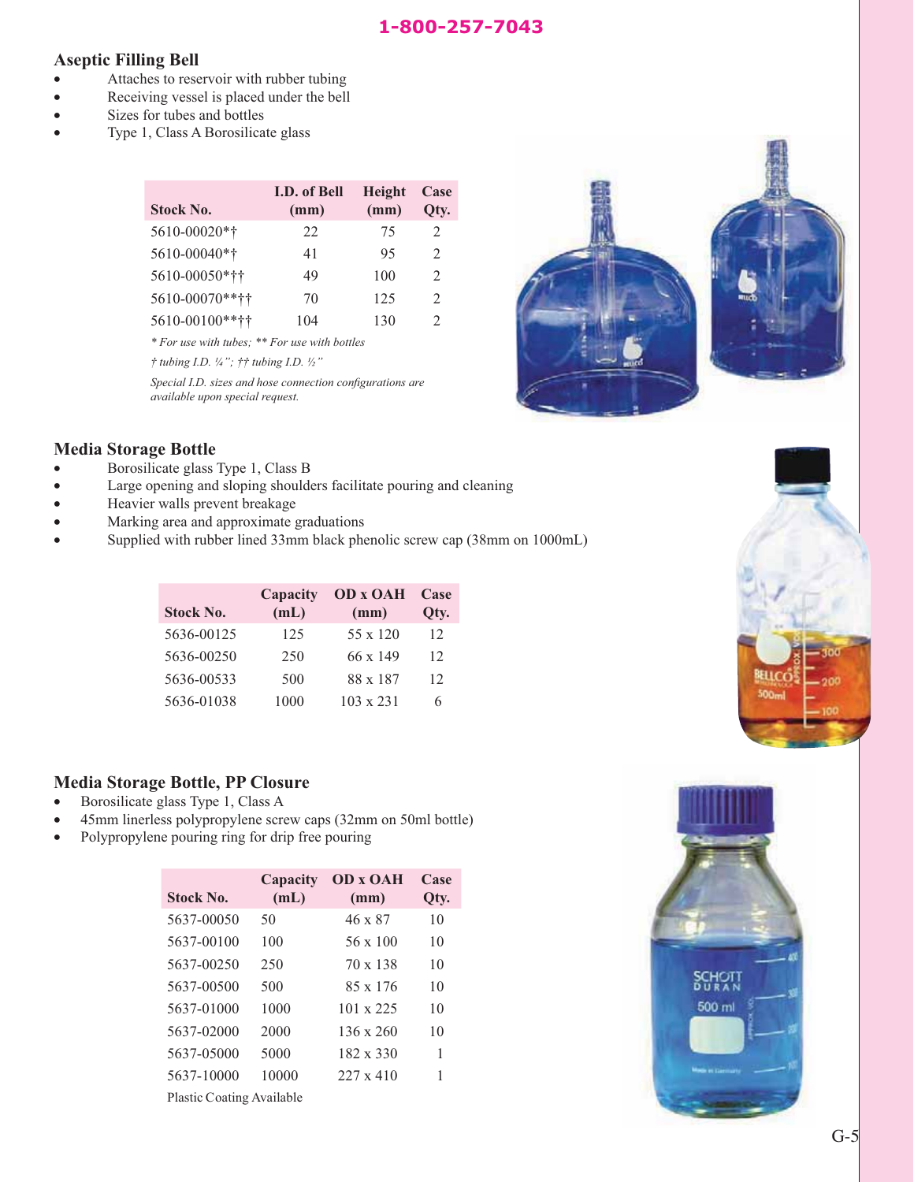## Aseptic Filling Bell

- Attaches to reservoir with rubber tubing
- Receiving vessel is placed under the bell
- Sizes for tubes and bottles
- Type 1, Class A Borosilicate glass

| Stock No. | I.D. of Bell (mm) | Height (mm) | Case Qty. |
|---|---|---|---|
| 5610-00020*† | 22 | 75 | 2 |
| 5610-00040*† | 41 | 95 | 2 |
| 5610-00050*†† | 49 | 100 | 2 |
| 5610-00070**†† | 70 | 125 | 2 |
| 5610-00100**†† | 104 | 130 | 2 |

*\* For use with tubes; \*\* For use with bottles*

*† tubing I.D. ¼"; †† tubing I.D. ½"*

*Special I.D. sizes and hose connection configurations are available upon special request.*

## Media Storage Bottle

- Borosilicate glass Type 1, Class B
- Large opening and sloping shoulders facilitate pouring and cleaning
- Heavier walls prevent breakage
- Marking area and approximate graduations
- Supplied with rubber lined 33mm black phenolic screw cap (38mm on 1000mL)

| Stock No. | Capacity (mL) | OD x OAH (mm) | Case Qty. |
|---|---|---|---|
| 5636-00125 | 125 | 55 x 120 | 12 |
| 5636-00250 | 250 | 66 x 149 | 12 |
| 5636-00533 | 500 | 88 x 187 | 12 |
| 5636-01038 | 1000 | 103 x 231 | 6 |

## Media Storage Bottle, PP Closure

- Borosilicate glass Type 1, Class A
- 45mm linerless polypropylene screw caps (32mm on 50ml bottle)
- Polypropylene pouring ring for drip free pouring

| Stock No. | Capacity (mL) | OD x OAH (mm) | Case Qty. |
|---|---|---|---|
| 5637-00050 | 50 | 46 x 87 | 10 |
| 5637-00100 | 100 | 56 x 100 | 10 |
| 5637-00250 | 250 | 70 x 138 | 10 |
| 5637-00500 | 500 | 85 x 176 | 10 |
| 5637-01000 | 1000 | 101 x 225 | 10 |
| 5637-02000 | 2000 | 136 x 260 | 10 |
| 5637-05000 | 5000 | 182 x 330 | 1 |
| 5637-10000 | 10000 | 227 x 410 | 1 |

Plastic Coating Available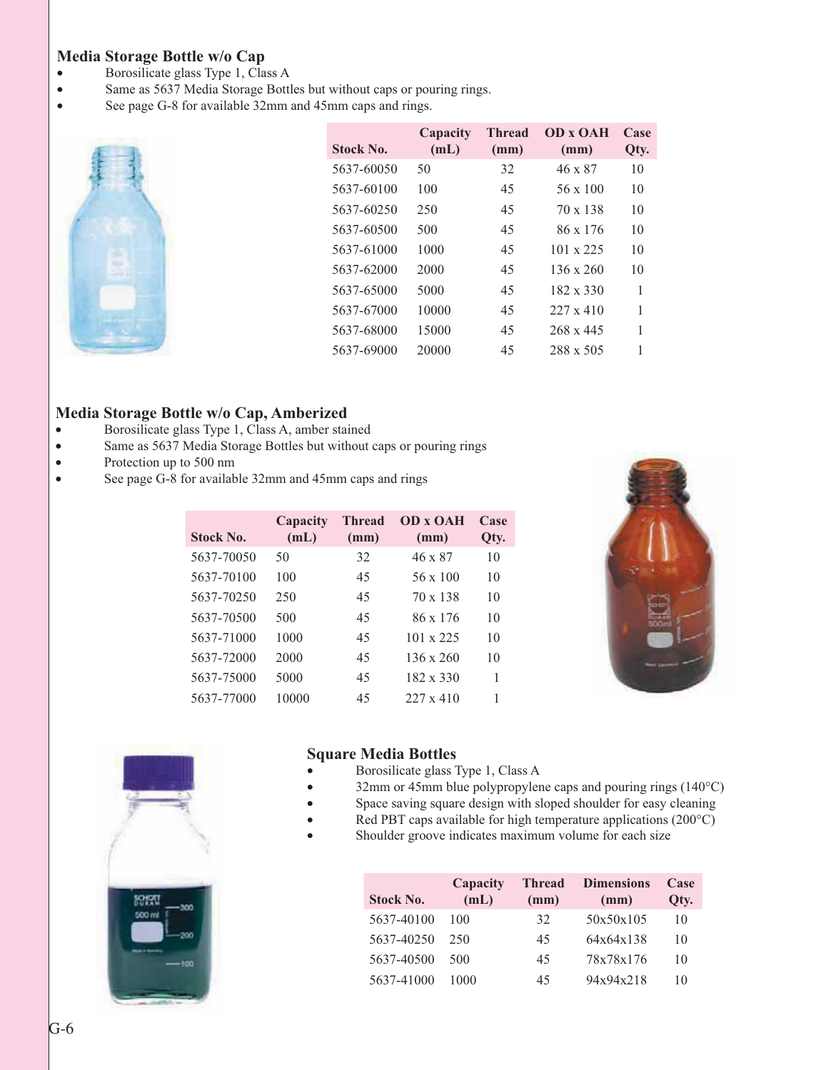## Media Storage Bottle w/o Cap

- Borosilicate glass Type 1, Class A
- Same as 5637 Media Storage Bottles but without caps or pouring rings.
- See page G-8 for available 32mm and 45mm caps and rings.

| Stock No. | Capacity (mL) | Thread (mm) | OD x OAH (mm) | Case Qty. |
|---|---|---|---|---|
| 5637-60050 | 50 | 32 | 46 x 87 | 10 |
| 5637-60100 | 100 | 45 | 56 x 100 | 10 |
| 5637-60250 | 250 | 45 | 70 x 138 | 10 |
| 5637-60500 | 500 | 45 | 86 x 176 | 10 |
| 5637-61000 | 1000 | 45 | 101 x 225 | 10 |
| 5637-62000 | 2000 | 45 | 136 x 260 | 10 |
| 5637-65000 | 5000 | 45 | 182 x 330 | 1 |
| 5637-67000 | 10000 | 45 | 227 x 410 | 1 |
| 5637-68000 | 15000 | 45 | 268 x 445 | 1 |
| 5637-69000 | 20000 | 45 | 288 x 505 | 1 |

## Media Storage Bottle w/o Cap, Amberized

- Borosilicate glass Type 1, Class A, amber stained
- Same as 5637 Media Storage Bottles but without caps or pouring rings
- Protection up to 500 nm
- See page G-8 for available 32mm and 45mm caps and rings

| Stock No. | Capacity (mL) | Thread (mm) | OD x OAH (mm) | Case Qty. |
|---|---|---|---|---|
| 5637-70050 | 50 | 32 | 46 x 87 | 10 |
| 5637-70100 | 100 | 45 | 56 x 100 | 10 |
| 5637-70250 | 250 | 45 | 70 x 138 | 10 |
| 5637-70500 | 500 | 45 | 86 x 176 | 10 |
| 5637-71000 | 1000 | 45 | 101 x 225 | 10 |
| 5637-72000 | 2000 | 45 | 136 x 260 | 10 |
| 5637-75000 | 5000 | 45 | 182 x 330 | 1 |
| 5637-77000 | 10000 | 45 | 227 x 410 | 1 |

## Square Media Bottles

- Borosilicate glass Type 1, Class A
- 32mm or 45mm blue polypropylene caps and pouring rings (140°C)
- Space saving square design with sloped shoulder for easy cleaning
- Red PBT caps available for high temperature applications (200°C)
- Shoulder groove indicates maximum volume for each size

| Stock No. | Capacity (mL) | Thread (mm) | Dimensions (mm) | Case Qty. |
|---|---|---|---|---|
| 5637-40100 | 100 | 32 | 50x50x105 | 10 |
| 5637-40250 | 250 | 45 | 64x64x138 | 10 |
| 5637-40500 | 500 | 45 | 78x78x176 | 10 |
| 5637-41000 | 1000 | 45 | 94x94x218 | 10 |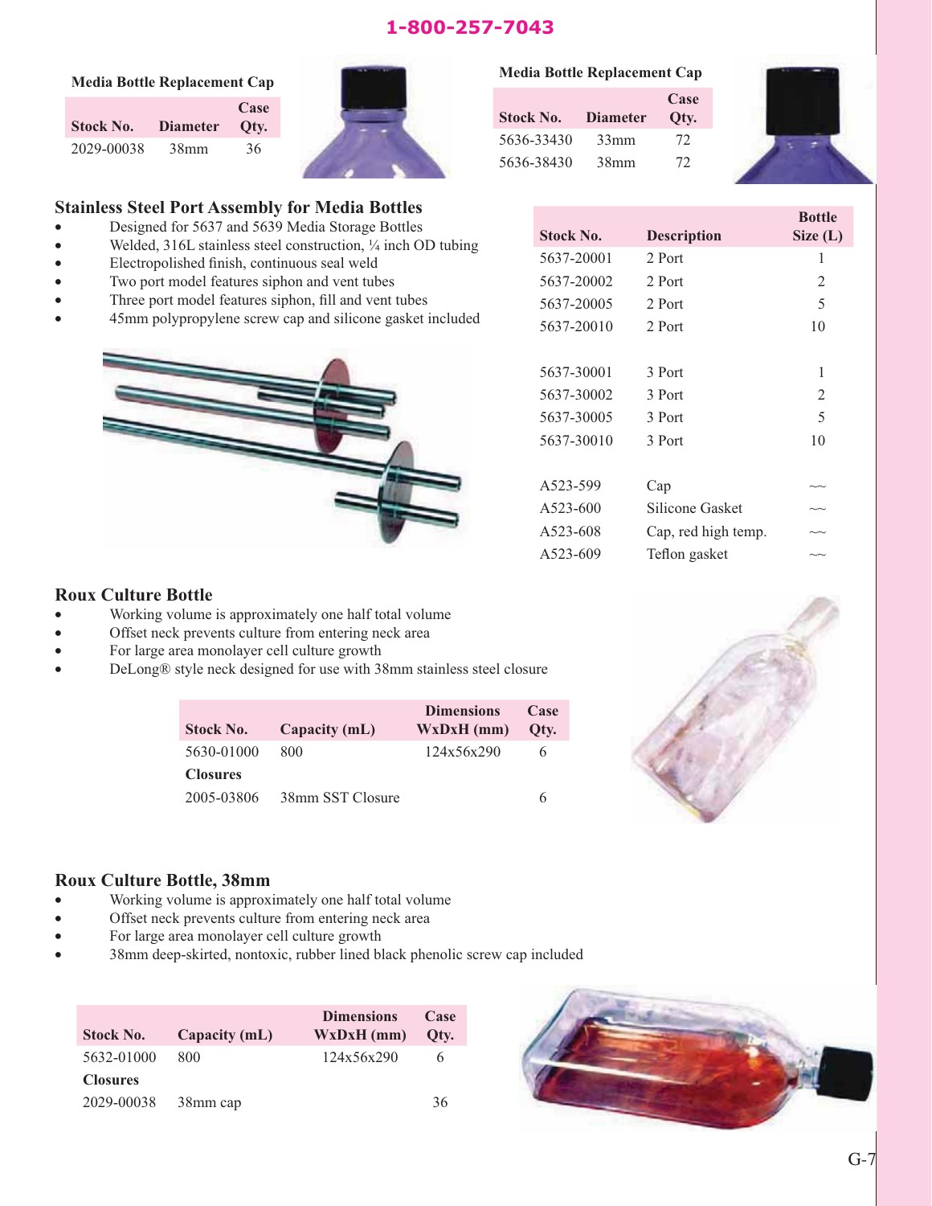### Media Bottle Replacement Cap

| Stock No. | Diameter | Case Qty. |
|---|---|---|
| 2029-00038 | 38mm | 36 |

### Media Bottle Replacement Cap

| Stock No. | Diameter | Case Qty. |
|---|---|---|
| 5636-33430 | 33mm | 72 |
| 5636-38430 | 38mm | 72 |

## Stainless Steel Port Assembly for Media Bottles

- Designed for 5637 and 5639 Media Storage Bottles
- Welded, 316L stainless steel construction, ¼ inch OD tubing
- Electropolished finish, continuous seal weld
- Two port model features siphon and vent tubes
- Three port model features siphon, fill and vent tubes
- 45mm polypropylene screw cap and silicone gasket included

| Stock No. | Description | Bottle Size (L) |
|---|---|---|
| 5637-20001 | 2 Port | 1 |
| 5637-20002 | 2 Port | 2 |
| 5637-20005 | 2 Port | 5 |
| 5637-20010 | 2 Port | 10 |
| 5637-30001 | 3 Port | 1 |
| 5637-30002 | 3 Port | 2 |
| 5637-30005 | 3 Port | 5 |
| 5637-30010 | 3 Port | 10 |
| A523-599 | Cap | ~~ |
| A523-600 | Silicone Gasket | ~~ |
| A523-608 | Cap, red high temp. | ~~ |
| A523-609 | Teflon gasket | ~~ |

## Roux Culture Bottle

- Working volume is approximately one half total volume
- Offset neck prevents culture from entering neck area
- For large area monolayer cell culture growth
- DeLong® style neck designed for use with 38mm stainless steel closure

| Stock No. | Capacity (mL) | Dimensions WxDxH (mm) | Case Qty. |
|---|---|---|---|
| 5630-01000 | 800 | 124x56x290 | 6 |
| **Closures** | | | |
| 2005-03806 | 38mm SST Closure | | 6 |

## Roux Culture Bottle, 38mm

- Working volume is approximately one half total volume
- Offset neck prevents culture from entering neck area
- For large area monolayer cell culture growth
- 38mm deep-skirted, nontoxic, rubber lined black phenolic screw cap included

| Stock No. | Capacity (mL) | Dimensions WxDxH (mm) | Case Qty. |
|---|---|---|---|
| 5632-01000 | 800 | 124x56x290 | 6 |
| **Closures** | | | |
| 2029-00038 | 38mm cap | | 36 |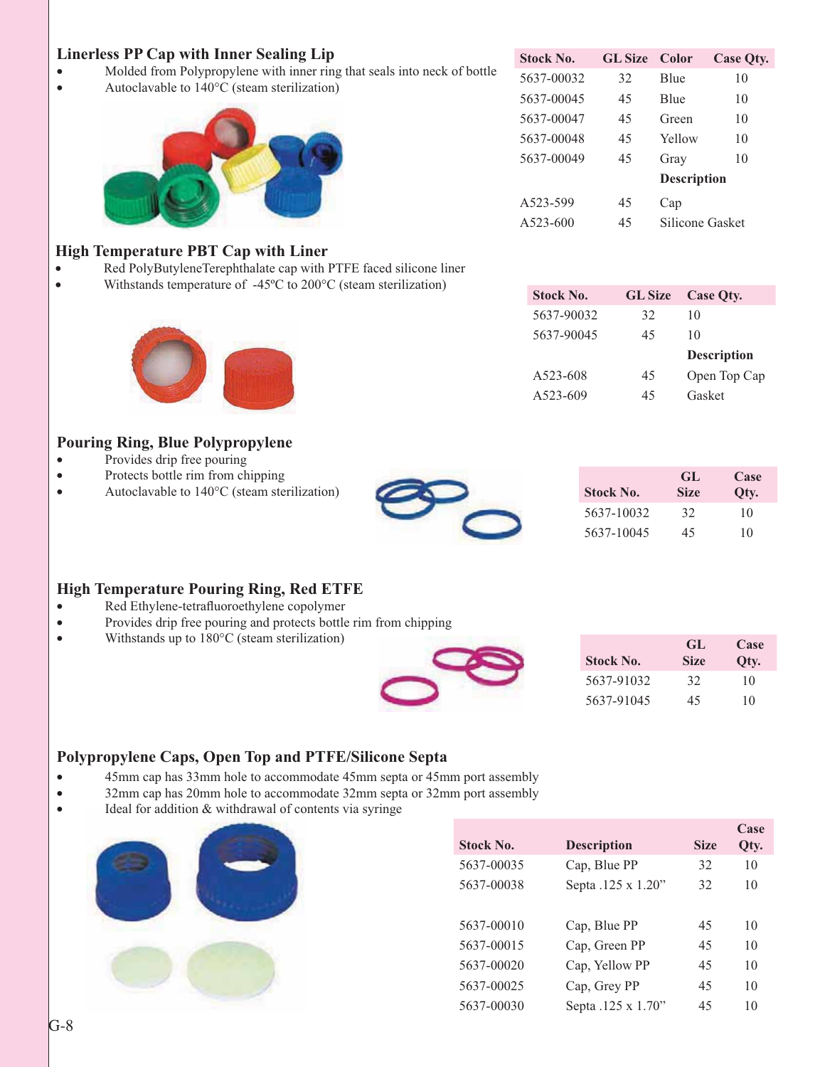## Linerless PP Cap with Inner Sealing Lip

- Molded from Polypropylene with inner ring that seals into neck of bottle
- Autoclavable to 140°C (steam sterilization)

| Stock No. | GL Size | Color | Case Qty. |
|---|---|---|---|
| 5637-00032 | 32 | Blue | 10 |
| 5637-00045 | 45 | Blue | 10 |
| 5637-00047 | 45 | Green | 10 |
| 5637-00048 | 45 | Yellow | 10 |
| 5637-00049 | 45 | Gray | 10 |
| | | **Description** | |
| A523-599 | 45 | Cap | |
| A523-600 | 45 | Silicone Gasket | |

## High Temperature PBT Cap with Liner

- Red PolyButyleneTerephthalate cap with PTFE faced silicone liner
- Withstands temperature of -45ºC to 200°C (steam sterilization)

| Stock No. | GL Size | Case Qty. |
|---|---|---|
| 5637-90032 | 32 | 10 |
| 5637-90045 | 45 | 10 |
| | | **Description** |
| A523-608 | 45 | Open Top Cap |
| A523-609 | 45 | Gasket |

## Pouring Ring, Blue Polypropylene

- Provides drip free pouring
- Protects bottle rim from chipping
- Autoclavable to 140°C (steam sterilization)

| Stock No. | GL Size | Case Qty. |
|---|---|---|
| 5637-10032 | 32 | 10 |
| 5637-10045 | 45 | 10 |

## High Temperature Pouring Ring, Red ETFE

- Red Ethylene-tetrafluoroethylene copolymer
- Provides drip free pouring and protects bottle rim from chipping
- Withstands up to 180°C (steam sterilization)

| Stock No. | GL Size | Case Qty. |
|---|---|---|
| 5637-91032 | 32 | 10 |
| 5637-91045 | 45 | 10 |

## Polypropylene Caps, Open Top and PTFE/Silicone Septa

- 45mm cap has 33mm hole to accommodate 45mm septa or 45mm port assembly
- 32mm cap has 20mm hole to accommodate 32mm septa or 32mm port assembly
- Ideal for addition & withdrawal of contents via syringe

| Stock No. | Description | Size | Case Qty. |
|---|---|---|---|
| 5637-00035 | Cap, Blue PP | 32 | 10 |
| 5637-00038 | Septa .125 x 1.20" | 32 | 10 |
| | | | |
| 5637-00010 | Cap, Blue PP | 45 | 10 |
| 5637-00015 | Cap, Green PP | 45 | 10 |
| 5637-00020 | Cap, Yellow PP | 45 | 10 |
| 5637-00025 | Cap, Grey PP | 45 | 10 |
| 5637-00030 | Septa .125 x 1.70" | 45 | 10 |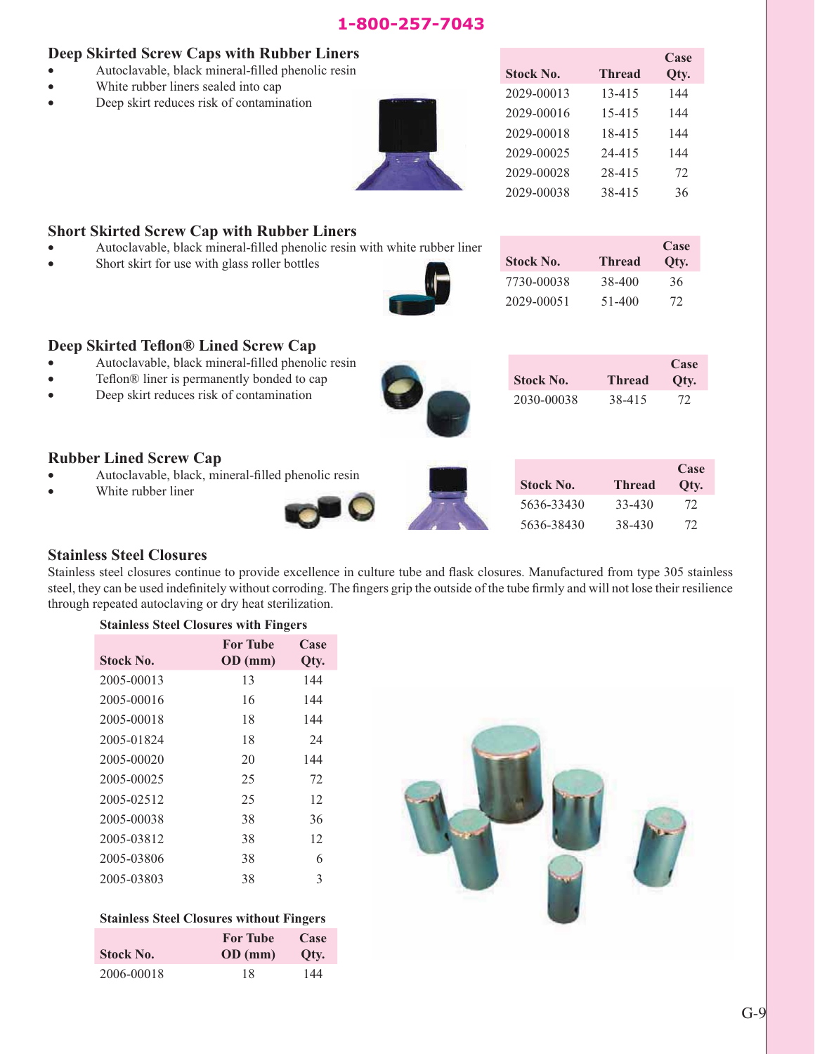1-800-257-7043

## Deep Skirted Screw Caps with Rubber Liners

- Autoclavable, black mineral-filled phenolic resin
- White rubber liners sealed into cap
- Deep skirt reduces risk of contamination

| Stock No. | Thread | Case Qty. |
|---|---|---|
| 2029-00013 | 13-415 | 144 |
| 2029-00016 | 15-415 | 144 |
| 2029-00018 | 18-415 | 144 |
| 2029-00025 | 24-415 | 144 |
| 2029-00028 | 28-415 | 72 |
| 2029-00038 | 38-415 | 36 |

## Short Skirted Screw Cap with Rubber Liners

- Autoclavable, black mineral-filled phenolic resin with white rubber liner
- Short skirt for use with glass roller bottles

| Stock No. | Thread | Case Qty. |
|---|---|---|
| 7730-00038 | 38-400 | 36 |
| 2029-00051 | 51-400 | 72 |

## Deep Skirted Teflon® Lined Screw Cap

- Autoclavable, black mineral-filled phenolic resin
- Teflon® liner is permanently bonded to cap
- Deep skirt reduces risk of contamination

| Stock No. | Thread | Case Qty. |
|---|---|---|
| 2030-00038 | 38-415 | 72 |

## Rubber Lined Screw Cap

- Autoclavable, black, mineral-filled phenolic resin
- White rubber liner

| Stock No. | Thread | Case Qty. |
|---|---|---|
| 5636-33430 | 33-430 | 72 |
| 5636-38430 | 38-430 | 72 |

## Stainless Steel Closures

Stainless steel closures continue to provide excellence in culture tube and flask closures. Manufactured from type 305 stainless steel, they can be used indefinitely without corroding. The fingers grip the outside of the tube firmly and will not lose their resilience through repeated autoclaving or dry heat sterilization.

**Stainless Steel Closures with Fingers**

| Stock No. | For Tube OD (mm) | Case Qty. |
|---|---|---|
| 2005-00013 | 13 | 144 |
| 2005-00016 | 16 | 144 |
| 2005-00018 | 18 | 144 |
| 2005-01824 | 18 | 24 |
| 2005-00020 | 20 | 144 |
| 2005-00025 | 25 | 72 |
| 2005-02512 | 25 | 12 |
| 2005-00038 | 38 | 36 |
| 2005-03812 | 38 | 12 |
| 2005-03806 | 38 | 6 |
| 2005-03803 | 38 | 3 |

**Stainless Steel Closures without Fingers**

| Stock No. | For Tube OD (mm) | Case Qty. |
|---|---|---|
| 2006-00018 | 18 | 144 |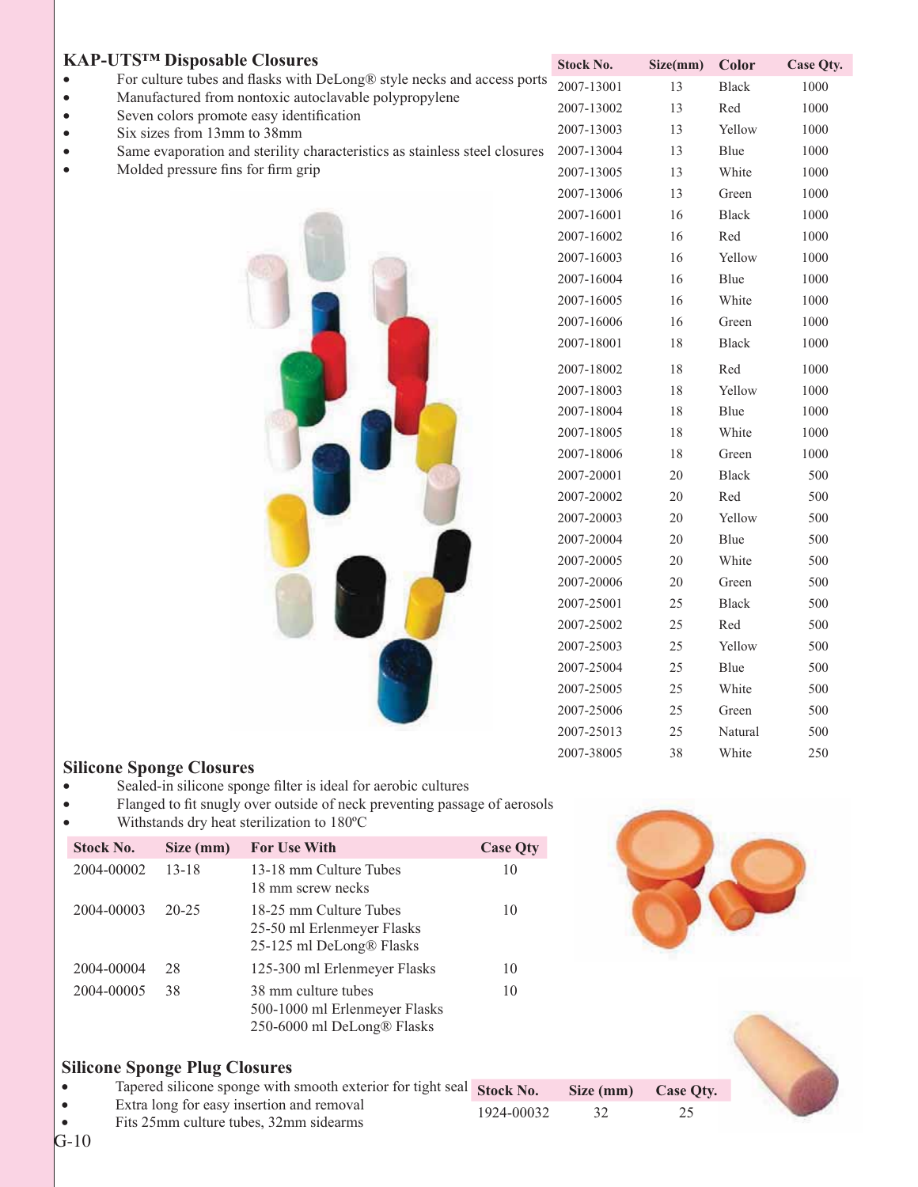## KAP-UTS™ Disposable Closures

- For culture tubes and flasks with DeLong® style necks and access ports
- Manufactured from nontoxic autoclavable polypropylene
- Seven colors promote easy identification
- Six sizes from 13mm to 38mm
- Same evaporation and sterility characteristics as stainless steel closures
- Molded pressure fins for firm grip

| Stock No. | Size(mm) | Color | Case Qty. |
|---|---|---|---|
| 2007-13001 | 13 | Black | 1000 |
| 2007-13002 | 13 | Red | 1000 |
| 2007-13003 | 13 | Yellow | 1000 |
| 2007-13004 | 13 | Blue | 1000 |
| 2007-13005 | 13 | White | 1000 |
| 2007-13006 | 13 | Green | 1000 |
| 2007-16001 | 16 | Black | 1000 |
| 2007-16002 | 16 | Red | 1000 |
| 2007-16003 | 16 | Yellow | 1000 |
| 2007-16004 | 16 | Blue | 1000 |
| 2007-16005 | 16 | White | 1000 |
| 2007-16006 | 16 | Green | 1000 |
| 2007-18001 | 18 | Black | 1000 |
| 2007-18002 | 18 | Red | 1000 |
| 2007-18003 | 18 | Yellow | 1000 |
| 2007-18004 | 18 | Blue | 1000 |
| 2007-18005 | 18 | White | 1000 |
| 2007-18006 | 18 | Green | 1000 |
| 2007-20001 | 20 | Black | 500 |
| 2007-20002 | 20 | Red | 500 |
| 2007-20003 | 20 | Yellow | 500 |
| 2007-20004 | 20 | Blue | 500 |
| 2007-20005 | 20 | White | 500 |
| 2007-20006 | 20 | Green | 500 |
| 2007-25001 | 25 | Black | 500 |
| 2007-25002 | 25 | Red | 500 |
| 2007-25003 | 25 | Yellow | 500 |
| 2007-25004 | 25 | Blue | 500 |
| 2007-25005 | 25 | White | 500 |
| 2007-25006 | 25 | Green | 500 |
| 2007-25013 | 25 | Natural | 500 |
| 2007-38005 | 38 | White | 250 |

## Silicone Sponge Closures

- Sealed-in silicone sponge filter is ideal for aerobic cultures
- Flanged to fit snugly over outside of neck preventing passage of aerosols
- Withstands dry heat sterilization to 180ºC

| Stock No. | Size (mm) | For Use With | Case Qty |
|---|---|---|---|
| 2004-00002 | 13-18 | 13-18 mm Culture Tubes<br>18 mm screw necks | 10 |
| 2004-00003 | 20-25 | 18-25 mm Culture Tubes<br>25-50 ml Erlenmeyer Flasks<br>25-125 ml DeLong® Flasks | 10 |
| 2004-00004 | 28 | 125-300 ml Erlenmeyer Flasks | 10 |
| 2004-00005 | 38 | 38 mm culture tubes<br>500-1000 ml Erlenmeyer Flasks<br>250-6000 ml DeLong® Flasks | 10 |

## Silicone Sponge Plug Closures

- Tapered silicone sponge with smooth exterior for tight seal
- Extra long for easy insertion and removal
- Fits 25mm culture tubes, 32mm sidearms

| Stock No. | Size (mm) | Case Qty. |
|---|---|---|
| 1924-00032 | 32 | 25 |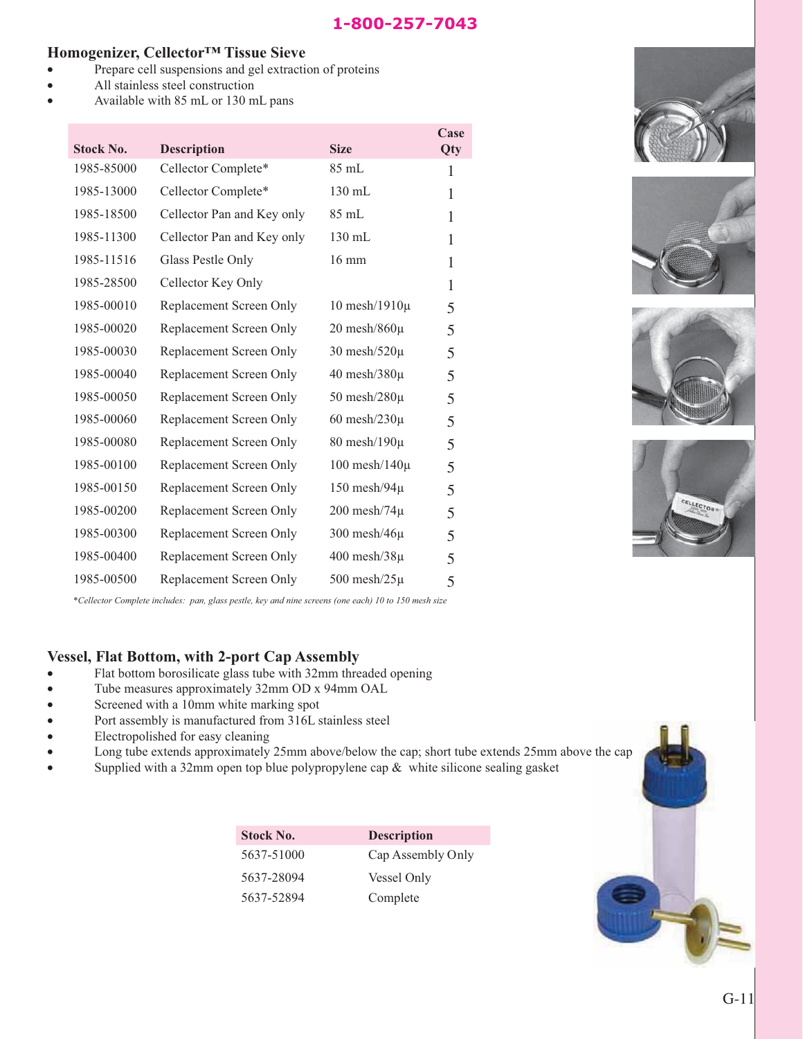1-800-257-7043

## Homogenizer, Cellector™ Tissue Sieve

- Prepare cell suspensions and gel extraction of proteins
- All stainless steel construction
- Available with 85 mL or 130 mL pans

| Stock No. | Description | Size | Case Qty |
|---|---|---|---|
| 1985-85000 | Cellector Complete* | 85 mL | 1 |
| 1985-13000 | Cellector Complete* | 130 mL | 1 |
| 1985-18500 | Cellector Pan and Key only | 85 mL | 1 |
| 1985-11300 | Cellector Pan and Key only | 130 mL | 1 |
| 1985-11516 | Glass Pestle Only | 16 mm | 1 |
| 1985-28500 | Cellector Key Only | | 1 |
| 1985-00010 | Replacement Screen Only | 10 mesh/1910µ | 5 |
| 1985-00020 | Replacement Screen Only | 20 mesh/860µ | 5 |
| 1985-00030 | Replacement Screen Only | 30 mesh/520µ | 5 |
| 1985-00040 | Replacement Screen Only | 40 mesh/380µ | 5 |
| 1985-00050 | Replacement Screen Only | 50 mesh/280µ | 5 |
| 1985-00060 | Replacement Screen Only | 60 mesh/230µ | 5 |
| 1985-00080 | Replacement Screen Only | 80 mesh/190µ | 5 |
| 1985-00100 | Replacement Screen Only | 100 mesh/140µ | 5 |
| 1985-00150 | Replacement Screen Only | 150 mesh/94µ | 5 |
| 1985-00200 | Replacement Screen Only | 200 mesh/74µ | 5 |
| 1985-00300 | Replacement Screen Only | 300 mesh/46µ | 5 |
| 1985-00400 | Replacement Screen Only | 400 mesh/38µ | 5 |
| 1985-00500 | Replacement Screen Only | 500 mesh/25µ | 5 |

*\*Cellector Complete includes: pan, glass pestle, key and nine screens (one each) 10 to 150 mesh size*

## Vessel, Flat Bottom, with 2-port Cap Assembly

- Flat bottom borosilicate glass tube with 32mm threaded opening
- Tube measures approximately 32mm OD x 94mm OAL
- Screened with a 10mm white marking spot
- Port assembly is manufactured from 316L stainless steel
- Electropolished for easy cleaning
- Long tube extends approximately 25mm above/below the cap; short tube extends 25mm above the cap
- Supplied with a 32mm open top blue polypropylene cap & white silicone sealing gasket

| Stock No. | Description |
|---|---|
| 5637-51000 | Cap Assembly Only |
| 5637-28094 | Vessel Only |
| 5637-52894 | Complete |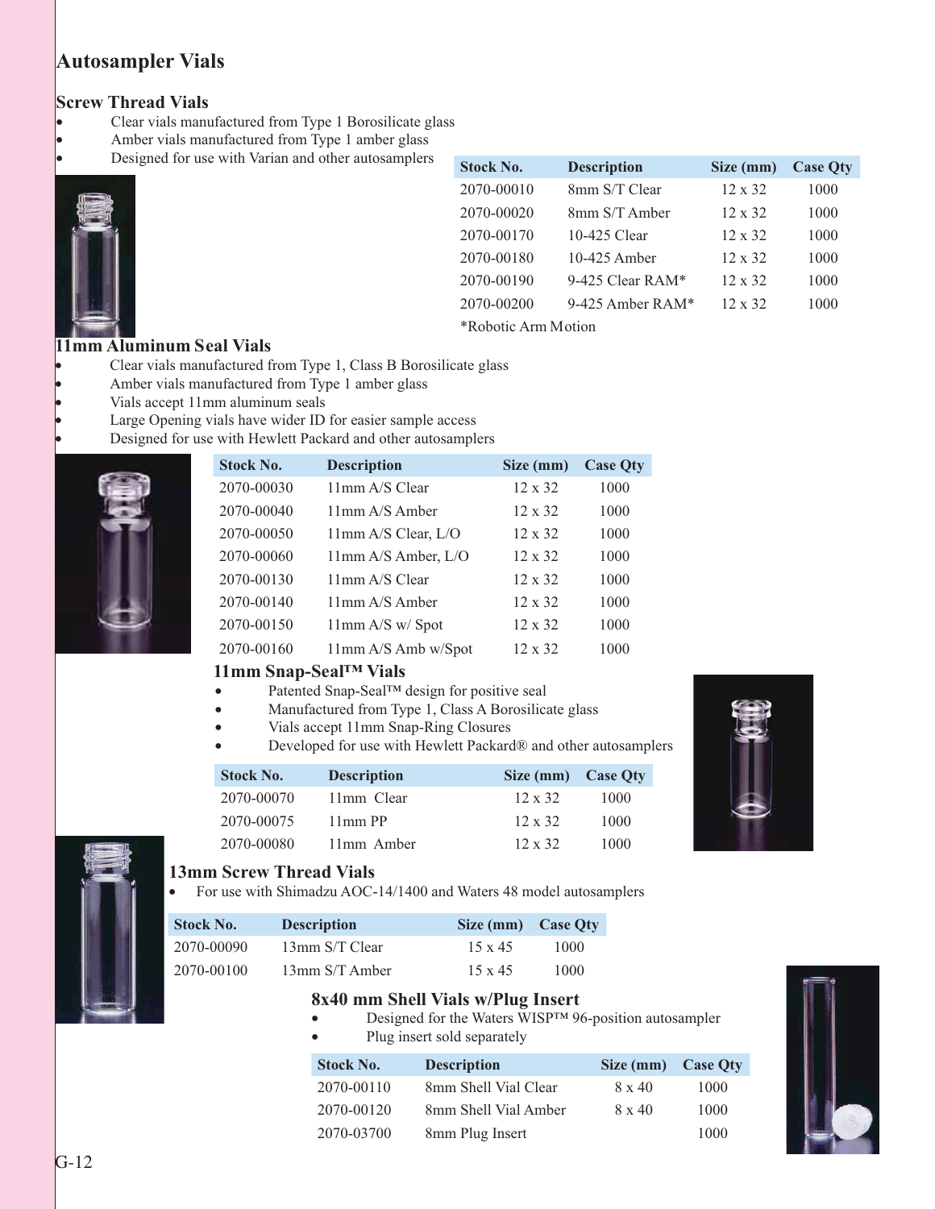# Autosampler Vials

## Screw Thread Vials

- Clear vials manufactured from Type 1 Borosilicate glass
- Amber vials manufactured from Type 1 amber glass
- Designed for use with Varian and other autosamplers

| Stock No. | Description | Size (mm) | Case Qty |
|---|---|---|---|
| 2070-00010 | 8mm S/T Clear | 12 x 32 | 1000 |
| 2070-00020 | 8mm S/T Amber | 12 x 32 | 1000 |
| 2070-00170 | 10-425 Clear | 12 x 32 | 1000 |
| 2070-00180 | 10-425 Amber | 12 x 32 | 1000 |
| 2070-00190 | 9-425 Clear RAM* | 12 x 32 | 1000 |
| 2070-00200 | 9-425 Amber RAM* | 12 x 32 | 1000 |

*Robotic Arm Motion

## 11mm Aluminum Seal Vials

- Clear vials manufactured from Type 1, Class B Borosilicate glass
- Amber vials manufactured from Type 1 amber glass
- Vials accept 11mm aluminum seals
- Large Opening vials have wider ID for easier sample access
- Designed for use with Hewlett Packard and other autosamplers

| Stock No. | Description | Size (mm) | Case Qty |
|---|---|---|---|
| 2070-00030 | 11mm A/S Clear | 12 x 32 | 1000 |
| 2070-00040 | 11mm A/S Amber | 12 x 32 | 1000 |
| 2070-00050 | 11mm A/S Clear, L/O | 12 x 32 | 1000 |
| 2070-00060 | 11mm A/S Amber, L/O | 12 x 32 | 1000 |
| 2070-00130 | 11mm A/S Clear | 12 x 32 | 1000 |
| 2070-00140 | 11mm A/S Amber | 12 x 32 | 1000 |
| 2070-00150 | 11mm A/S w/ Spot | 12 x 32 | 1000 |
| 2070-00160 | 11mm A/S Amb w/Spot | 12 x 32 | 1000 |

## 11mm Snap-Seal™ Vials

- Patented Snap-Seal™ design for positive seal
- Manufactured from Type 1, Class A Borosilicate glass
- Vials accept 11mm Snap-Ring Closures
- Developed for use with Hewlett Packard® and other autosamplers

| Stock No. | Description | Size (mm) | Case Qty |
|---|---|---|---|
| 2070-00070 | 11mm Clear | 12 x 32 | 1000 |
| 2070-00075 | 11mm PP | 12 x 32 | 1000 |
| 2070-00080 | 11mm Amber | 12 x 32 | 1000 |

## 13mm Screw Thread Vials

- For use with Shimadzu AOC-14/1400 and Waters 48 model autosamplers

| Stock No. | Description | Size (mm) | Case Qty |
|---|---|---|---|
| 2070-00090 | 13mm S/T Clear | 15 x 45 | 1000 |
| 2070-00100 | 13mm S/T Amber | 15 x 45 | 1000 |

## 8x40 mm Shell Vials w/Plug Insert

- Designed for the Waters WISP™ 96-position autosampler
- Plug insert sold separately

| Stock No. | Description | Size (mm) | Case Qty |
|---|---|---|---|
| 2070-00110 | 8mm Shell Vial Clear | 8 x 40 | 1000 |
| 2070-00120 | 8mm Shell Vial Amber | 8 x 40 | 1000 |
| 2070-03700 | 8mm Plug Insert | | 1000 |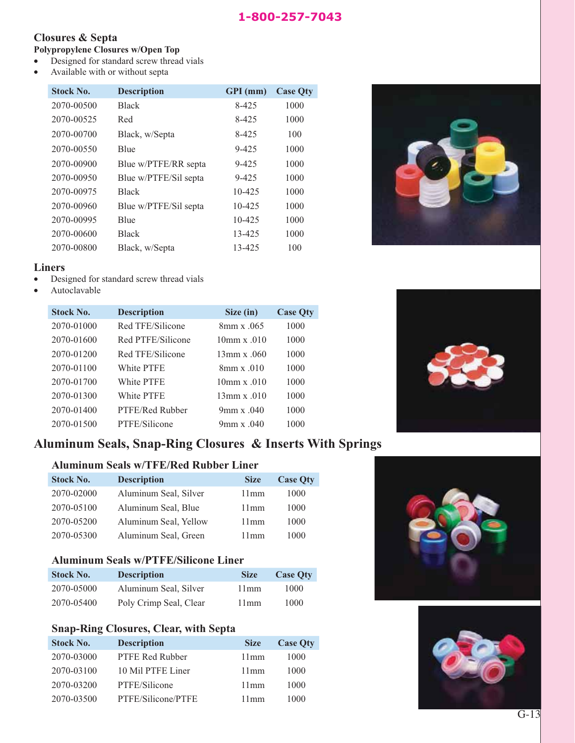1-800-257-7043

## Closures & Septa

### Polypropylene Closures w/Open Top

- Designed for standard screw thread vials
- Available with or without septa

| Stock No. | Description | GPI (mm) | Case Qty |
|---|---|---|---|
| 2070-00500 | Black | 8-425 | 1000 |
| 2070-00525 | Red | 8-425 | 1000 |
| 2070-00700 | Black, w/Septa | 8-425 | 100 |
| 2070-00550 | Blue | 9-425 | 1000 |
| 2070-00900 | Blue w/PTFE/RR septa | 9-425 | 1000 |
| 2070-00950 | Blue w/PTFE/Sil septa | 9-425 | 1000 |
| 2070-00975 | Black | 10-425 | 1000 |
| 2070-00960 | Blue w/PTFE/Sil septa | 10-425 | 1000 |
| 2070-00995 | Blue | 10-425 | 1000 |
| 2070-00600 | Black | 13-425 | 1000 |
| 2070-00800 | Black, w/Septa | 13-425 | 100 |

## Liners

- Designed for standard screw thread vials
- Autoclavable

| Stock No. | Description | Size (in) | Case Qty |
|---|---|---|---|
| 2070-01000 | Red TFE/Silicone | 8mm x .065 | 1000 |
| 2070-01600 | Red PTFE/Silicone | 10mm x .010 | 1000 |
| 2070-01200 | Red TFE/Silicone | 13mm x .060 | 1000 |
| 2070-01100 | White PTFE | 8mm x .010 | 1000 |
| 2070-01700 | White PTFE | 10mm x .010 | 1000 |
| 2070-01300 | White PTFE | 13mm x .010 | 1000 |
| 2070-01400 | PTFE/Red Rubber | 9mm x .040 | 1000 |
| 2070-01500 | PTFE/Silicone | 9mm x .040 | 1000 |

## Aluminum Seals, Snap-Ring Closures & Inserts With Springs

### Aluminum Seals w/TFE/Red Rubber Liner

| Stock No. | Description | Size | Case Qty |
|---|---|---|---|
| 2070-02000 | Aluminum Seal, Silver | 11mm | 1000 |
| 2070-05100 | Aluminum Seal, Blue | 11mm | 1000 |
| 2070-05200 | Aluminum Seal, Yellow | 11mm | 1000 |
| 2070-05300 | Aluminum Seal, Green | 11mm | 1000 |

### Aluminum Seals w/PTFE/Silicone Liner

| Stock No. | Description | Size | Case Qty |
|---|---|---|---|
| 2070-05000 | Aluminum Seal, Silver | 11mm | 1000 |
| 2070-05400 | Poly Crimp Seal, Clear | 11mm | 1000 |

### Snap-Ring Closures, Clear, with Septa

| Stock No. | Description | Size | Case Qty |
|---|---|---|---|
| 2070-03000 | PTFE Red Rubber | 11mm | 1000 |
| 2070-03100 | 10 Mil PTFE Liner | 11mm | 1000 |
| 2070-03200 | PTFE/Silicone | 11mm | 1000 |
| 2070-03500 | PTFE/Silicone/PTFE | 11mm | 1000 |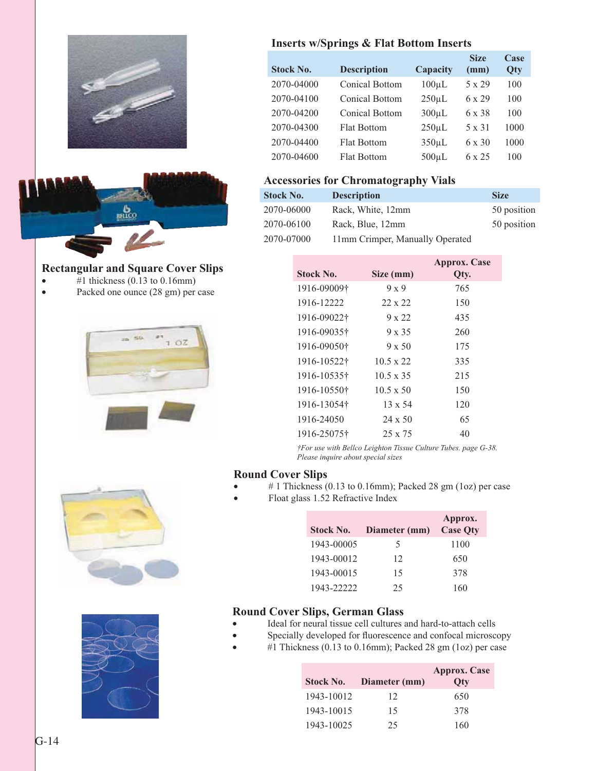## Inserts w/Springs & Flat Bottom Inserts

| Stock No. | Description | Capacity | Size (mm) | Case Qty |
|---|---|---|---|---|
| 2070-04000 | Conical Bottom | 100µL | 5 x 29 | 100 |
| 2070-04100 | Conical Bottom | 250µL | 6 x 29 | 100 |
| 2070-04200 | Conical Bottom | 300µL | 6 x 38 | 100 |
| 2070-04300 | Flat Bottom | 250µL | 5 x 31 | 1000 |
| 2070-04400 | Flat Bottom | 350µL | 6 x 30 | 1000 |
| 2070-04600 | Flat Bottom | 500µL | 6 x 25 | 100 |

## Accessories for Chromatography Vials

| Stock No. | Description | Size |
|---|---|---|
| 2070-06000 | Rack, White, 12mm | 50 position |
| 2070-06100 | Rack, Blue, 12mm | 50 position |
| 2070-07000 | 11mm Crimper, Manually Operated | |

## Rectangular and Square Cover Slips

- #1 thickness (0.13 to 0.16mm)
- Packed one ounce (28 gm) per case

| Stock No. | Size (mm) | Approx. Case Qty. |
|---|---|---|
| 1916-09009† | 9 x 9 | 765 |
| 1916-12222 | 22 x 22 | 150 |
| 1916-09022† | 9 x 22 | 435 |
| 1916-09035† | 9 x 35 | 260 |
| 1916-09050† | 9 x 50 | 175 |
| 1916-10522† | 10.5 x 22 | 335 |
| 1916-10535† | 10.5 x 35 | 215 |
| 1916-10550† | 10.5 x 50 | 150 |
| 1916-13054† | 13 x 54 | 120 |
| 1916-24050 | 24 x 50 | 65 |
| 1916-25075† | 25 x 75 | 40 |

*†For use with Bellco Leighton Tissue Culture Tubes. page G-38.*
*Please inquire about special sizes*

## Round Cover Slips

- # 1 Thickness (0.13 to 0.16mm); Packed 28 gm (1oz) per case
- Float glass 1.52 Refractive Index

| Stock No. | Diameter (mm) | Approx. Case Qty |
|---|---|---|
| 1943-00005 | 5 | 1100 |
| 1943-00012 | 12 | 650 |
| 1943-00015 | 15 | 378 |
| 1943-22222 | 25 | 160 |

## Round Cover Slips, German Glass

- Ideal for neural tissue cell cultures and hard-to-attach cells
- Specially developed for fluorescence and confocal microscopy
- #1 Thickness (0.13 to 0.16mm); Packed 28 gm (1oz) per case

| Stock No. | Diameter (mm) | Approx. Case Qty |
|---|---|---|
| 1943-10012 | 12 | 650 |
| 1943-10015 | 15 | 378 |
| 1943-10025 | 25 | 160 |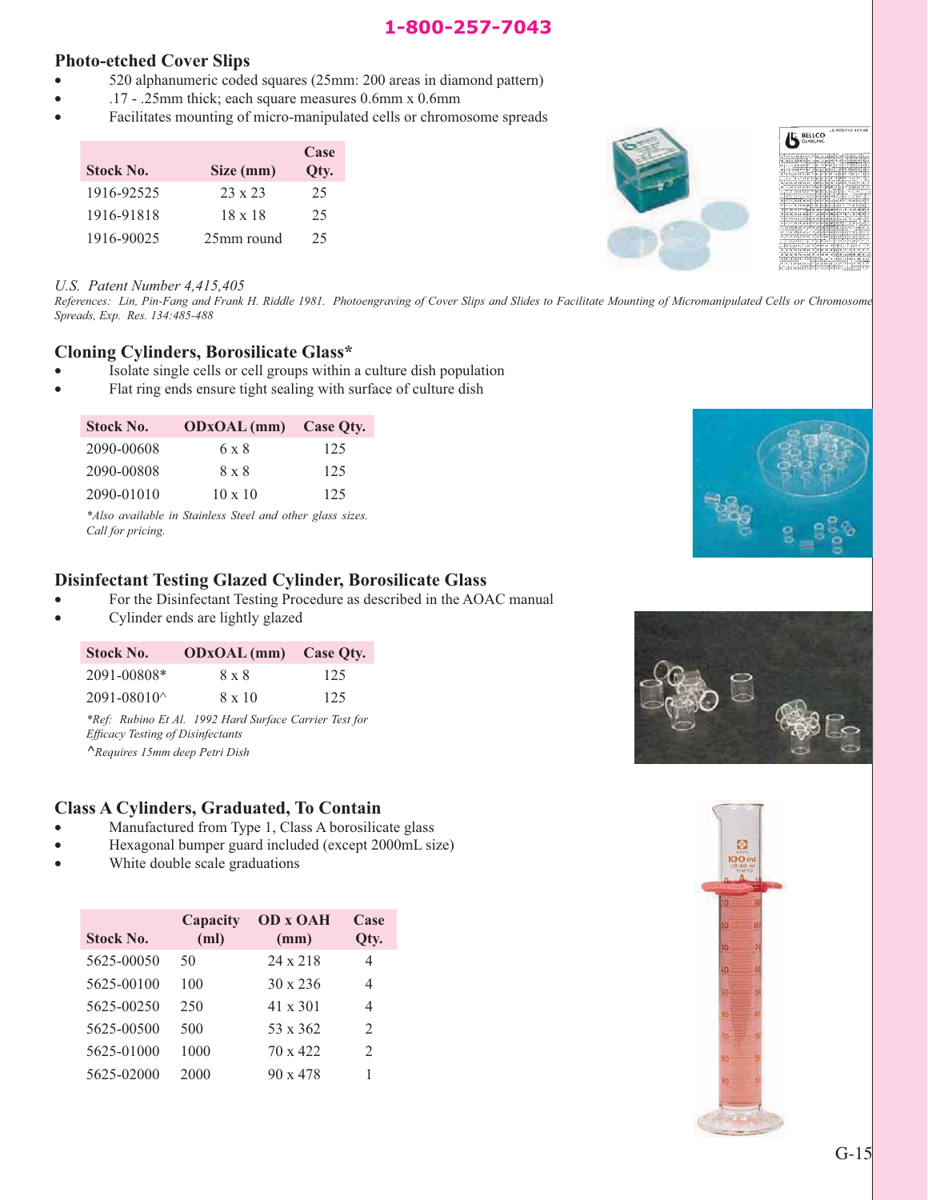## Photo-etched Cover Slips

- 520 alphanumeric coded squares (25mm: 200 areas in diamond pattern)
- .17 - .25mm thick; each square measures 0.6mm x 0.6mm
- Facilitates mounting of micro-manipulated cells or chromosome spreads

| Stock No. | Size (mm) | Case Qty. |
|---|---|---|
| 1916-92525 | 23 x 23 | 25 |
| 1916-91818 | 18 x 18 | 25 |
| 1916-90025 | 25mm round | 25 |

*U.S. Patent Number 4,415,405*

*References: Lin, Pin-Fang and Frank H. Riddle 1981. Photoengraving of Cover Slips and Slides to Facilitate Mounting of Micromanipulated Cells or Chromosome Spreads, Exp. Res. 134:485-488*

## Cloning Cylinders, Borosilicate Glass*

- Isolate single cells or cell groups within a culture dish population
- Flat ring ends ensure tight sealing with surface of culture dish

| Stock No. | ODxOAL (mm) | Case Qty. |
|---|---|---|
| 2090-00608 | 6 x 8 | 125 |
| 2090-00808 | 8 x 8 | 125 |
| 2090-01010 | 10 x 10 | 125 |

*\*Also available in Stainless Steel and other glass sizes. Call for pricing.*

## Disinfectant Testing Glazed Cylinder, Borosilicate Glass

- For the Disinfectant Testing Procedure as described in the AOAC manual
- Cylinder ends are lightly glazed

| Stock No. | ODxOAL (mm) | Case Qty. |
|---|---|---|
| 2091-00808* | 8 x 8 | 125 |
| 2091-08010^ | 8 x 10 | 125 |

*\*Ref: Rubino Et Al. 1992 Hard Surface Carrier Test for Efficacy Testing of Disinfectants*

*^Requires 15mm deep Petri Dish*

## Class A Cylinders, Graduated, To Contain

- Manufactured from Type 1, Class A borosilicate glass
- Hexagonal bumper guard included (except 2000mL size)
- White double scale graduations

| Stock No. | Capacity (ml) | OD x OAH (mm) | Case Qty. |
|---|---|---|---|
| 5625-00050 | 50 | 24 x 218 | 4 |
| 5625-00100 | 100 | 30 x 236 | 4 |
| 5625-00250 | 250 | 41 x 301 | 4 |
| 5625-00500 | 500 | 53 x 362 | 2 |
| 5625-01000 | 1000 | 70 x 422 | 2 |
| 5625-02000 | 2000 | 90 x 478 | 1 |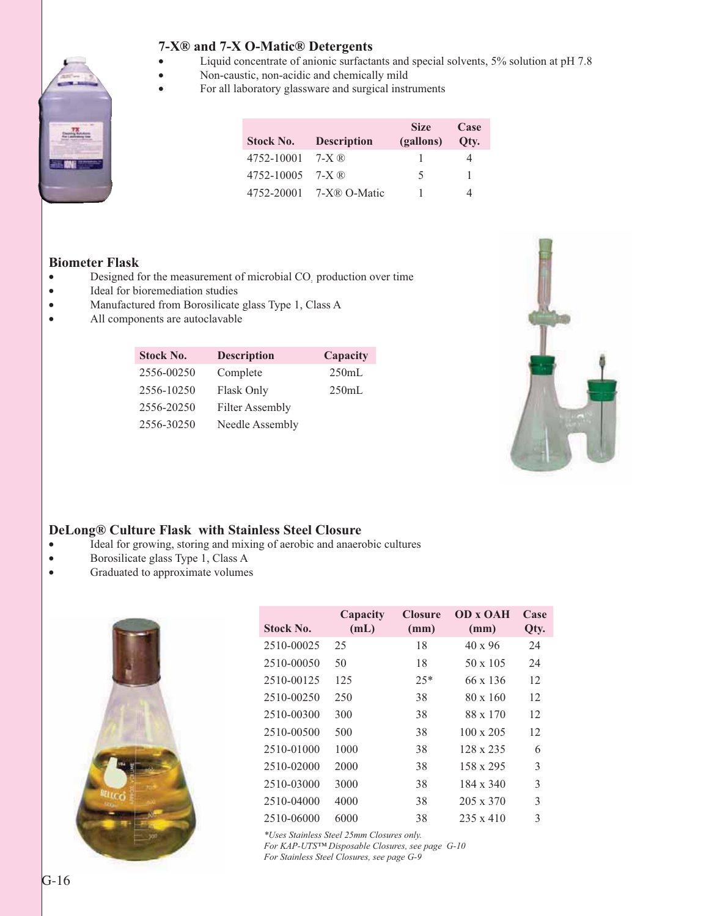## 7-X® and 7-X O-Matic® Detergents

- Liquid concentrate of anionic surfactants and special solvents, 5% solution at pH 7.8
- Non-caustic, non-acidic and chemically mild
- For all laboratory glassware and surgical instruments

| Stock No. | Description | Size (gallons) | Case Qty. |
|---|---|---|---|
| 4752-10001 | 7-X ® | 1 | 4 |
| 4752-10005 | 7-X ® | 5 | 1 |
| 4752-20001 | 7-X® O-Matic | 1 | 4 |

## Biometer Flask

- Designed for the measurement of microbial $CO_2$ production over time
- Ideal for bioremediation studies
- Manufactured from Borosilicate glass Type 1, Class A
- All components are autoclavable

| Stock No. | Description | Capacity |
|---|---|---|
| 2556-00250 | Complete | 250mL |
| 2556-10250 | Flask Only | 250mL |
| 2556-20250 | Filter Assembly | |
| 2556-30250 | Needle Assembly | |

## DeLong® Culture Flask with Stainless Steel Closure

- Ideal for growing, storing and mixing of aerobic and anaerobic cultures
- Borosilicate glass Type 1, Class A
- Graduated to approximate volumes

| Stock No. | Capacity (mL) | Closure (mm) | OD x OAH (mm) | Case Qty. |
|---|---|---|---|---|
| 2510-00025 | 25 | 18 | 40 x 96 | 24 |
| 2510-00050 | 50 | 18 | 50 x 105 | 24 |
| 2510-00125 | 125 | 25* | 66 x 136 | 12 |
| 2510-00250 | 250 | 38 | 80 x 160 | 12 |
| 2510-00300 | 300 | 38 | 88 x 170 | 12 |
| 2510-00500 | 500 | 38 | 100 x 205 | 12 |
| 2510-01000 | 1000 | 38 | 128 x 235 | 6 |
| 2510-02000 | 2000 | 38 | 158 x 295 | 3 |
| 2510-03000 | 3000 | 38 | 184 x 340 | 3 |
| 2510-04000 | 4000 | 38 | 205 x 370 | 3 |
| 2510-06000 | 6000 | 38 | 235 x 410 | 3 |

*\*Uses Stainless Steel 25mm Closures only.*
*For KAP-UTS™ Disposable Closures, see page G-10*
*For Stainless Steel Closures, see page G-9*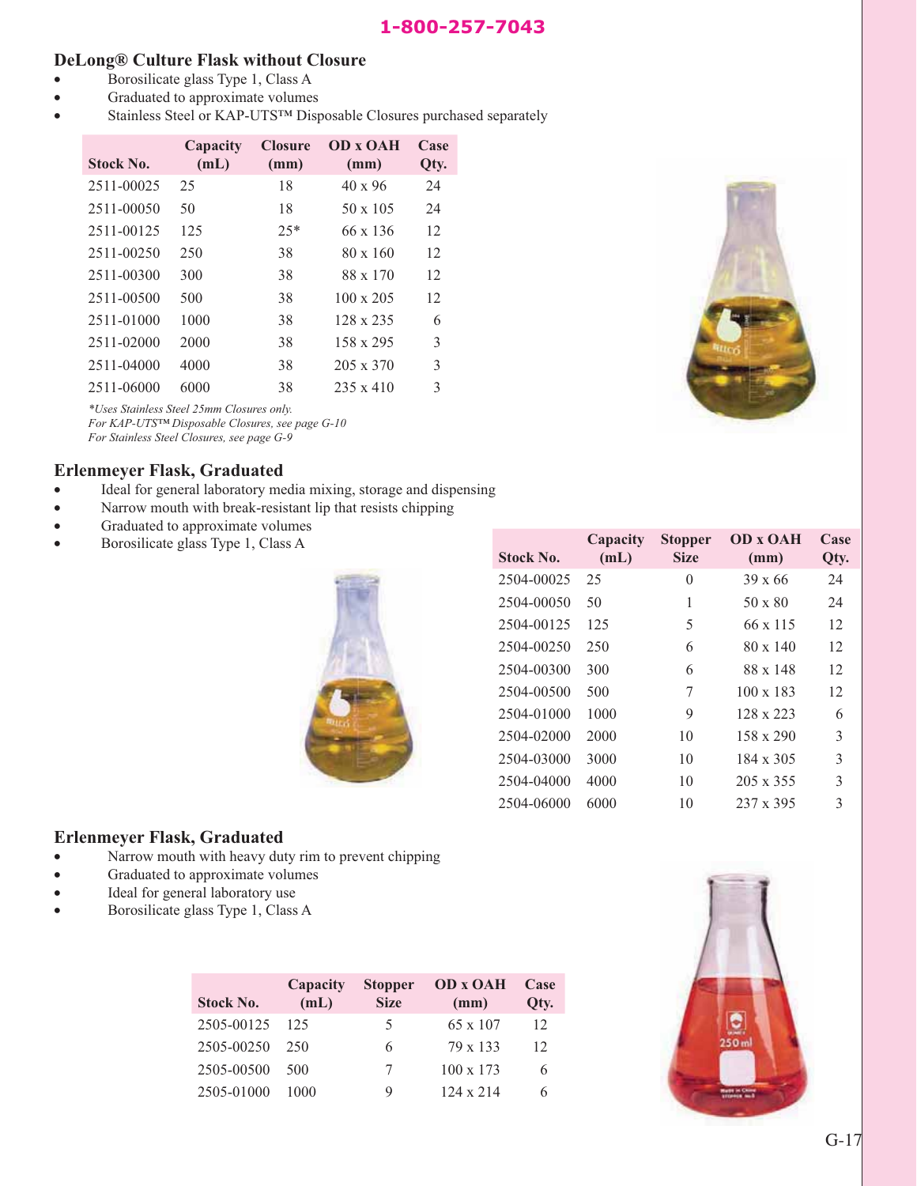1-800-257-7043

## DeLong® Culture Flask without Closure

- Borosilicate glass Type 1, Class A
- Graduated to approximate volumes
- Stainless Steel or KAP-UTS™ Disposable Closures purchased separately

| Stock No. | Capacity (mL) | Closure (mm) | OD x OAH (mm) | Case Qty. |
|---|---|---|---|---|
| 2511-00025 | 25 | 18 | 40 x 96 | 24 |
| 2511-00050 | 50 | 18 | 50 x 105 | 24 |
| 2511-00125 | 125 | 25* | 66 x 136 | 12 |
| 2511-00250 | 250 | 38 | 80 x 160 | 12 |
| 2511-00300 | 300 | 38 | 88 x 170 | 12 |
| 2511-00500 | 500 | 38 | 100 x 205 | 12 |
| 2511-01000 | 1000 | 38 | 128 x 235 | 6 |
| 2511-02000 | 2000 | 38 | 158 x 295 | 3 |
| 2511-04000 | 4000 | 38 | 205 x 370 | 3 |
| 2511-06000 | 6000 | 38 | 235 x 410 | 3 |

*\*Uses Stainless Steel 25mm Closures only.*
*For KAP-UTS™ Disposable Closures, see page G-10*
*For Stainless Steel Closures, see page G-9*

## Erlenmeyer Flask, Graduated

- Ideal for general laboratory media mixing, storage and dispensing
- Narrow mouth with break-resistant lip that resists chipping
- Graduated to approximate volumes
- Borosilicate glass Type 1, Class A

| Stock No. | Capacity (mL) | Stopper Size | OD x OAH (mm) | Case Qty. |
|---|---|---|---|---|
| 2504-00025 | 25 | 0 | 39 x 66 | 24 |
| 2504-00050 | 50 | 1 | 50 x 80 | 24 |
| 2504-00125 | 125 | 5 | 66 x 115 | 12 |
| 2504-00250 | 250 | 6 | 80 x 140 | 12 |
| 2504-00300 | 300 | 6 | 88 x 148 | 12 |
| 2504-00500 | 500 | 7 | 100 x 183 | 12 |
| 2504-01000 | 1000 | 9 | 128 x 223 | 6 |
| 2504-02000 | 2000 | 10 | 158 x 290 | 3 |
| 2504-03000 | 3000 | 10 | 184 x 305 | 3 |
| 2504-04000 | 4000 | 10 | 205 x 355 | 3 |
| 2504-06000 | 6000 | 10 | 237 x 395 | 3 |

## Erlenmeyer Flask, Graduated

- Narrow mouth with heavy duty rim to prevent chipping
- Graduated to approximate volumes
- Ideal for general laboratory use
- Borosilicate glass Type 1, Class A

| Stock No. | Capacity (mL) | Stopper Size | OD x OAH (mm) | Case Qty. |
|---|---|---|---|---|
| 2505-00125 | 125 | 5 | 65 x 107 | 12 |
| 2505-00250 | 250 | 6 | 79 x 133 | 12 |
| 2505-00500 | 500 | 7 | 100 x 173 | 6 |
| 2505-01000 | 1000 | 9 | 124 x 214 | 6 |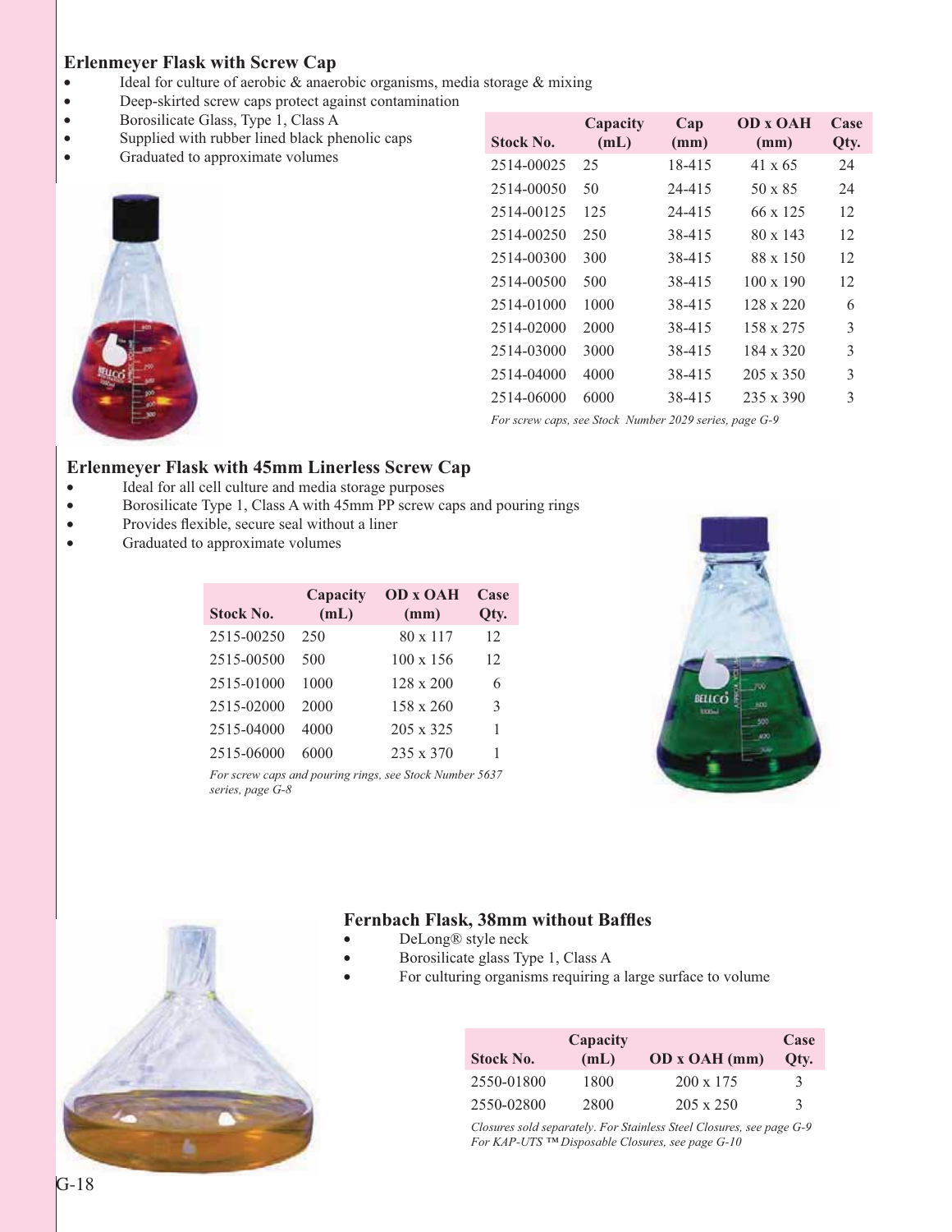## Erlenmeyer Flask with Screw Cap

- Ideal for culture of aerobic & anaerobic organisms, media storage & mixing
- Deep-skirted screw caps protect against contamination
- Borosilicate Glass, Type 1, Class A
- Supplied with rubber lined black phenolic caps
- Graduated to approximate volumes

| Stock No. | Capacity (mL) | Cap (mm) | OD x OAH (mm) | Case Qty. |
|---|---|---|---|---|
| 2514-00025 | 25 | 18-415 | 41 x 65 | 24 |
| 2514-00050 | 50 | 24-415 | 50 x 85 | 24 |
| 2514-00125 | 125 | 24-415 | 66 x 125 | 12 |
| 2514-00250 | 250 | 38-415 | 80 x 143 | 12 |
| 2514-00300 | 300 | 38-415 | 88 x 150 | 12 |
| 2514-00500 | 500 | 38-415 | 100 x 190 | 12 |
| 2514-01000 | 1000 | 38-415 | 128 x 220 | 6 |
| 2514-02000 | 2000 | 38-415 | 158 x 275 | 3 |
| 2514-03000 | 3000 | 38-415 | 184 x 320 | 3 |
| 2514-04000 | 4000 | 38-415 | 205 x 350 | 3 |
| 2514-06000 | 6000 | 38-415 | 235 x 390 | 3 |

*For screw caps, see Stock Number 2029 series, page G-9*

## Erlenmeyer Flask with 45mm Linerless Screw Cap

- Ideal for all cell culture and media storage purposes
- Borosilicate Type 1, Class A with 45mm PP screw caps and pouring rings
- Provides flexible, secure seal without a liner
- Graduated to approximate volumes

| Stock No. | Capacity (mL) | OD x OAH (mm) | Case Qty. |
|---|---|---|---|
| 2515-00250 | 250 | 80 x 117 | 12 |
| 2515-00500 | 500 | 100 x 156 | 12 |
| 2515-01000 | 1000 | 128 x 200 | 6 |
| 2515-02000 | 2000 | 158 x 260 | 3 |
| 2515-04000 | 4000 | 205 x 325 | 1 |
| 2515-06000 | 6000 | 235 x 370 | 1 |

*For screw caps and pouring rings, see Stock Number 5637 series, page G-8*

## Fernbach Flask, 38mm without Baffles

- DeLong® style neck
- Borosilicate glass Type 1, Class A
- For culturing organisms requiring a large surface to volume

| Stock No. | Capacity (mL) | OD x OAH (mm) | Case Qty. |
|---|---|---|---|
| 2550-01800 | 1800 | 200 x 175 | 3 |
| 2550-02800 | 2800 | 205 x 250 | 3 |

*Closures sold separately. For Stainless Steel Closures, see page G-9*
*For KAP-UTS ™ Disposable Closures, see page G-10*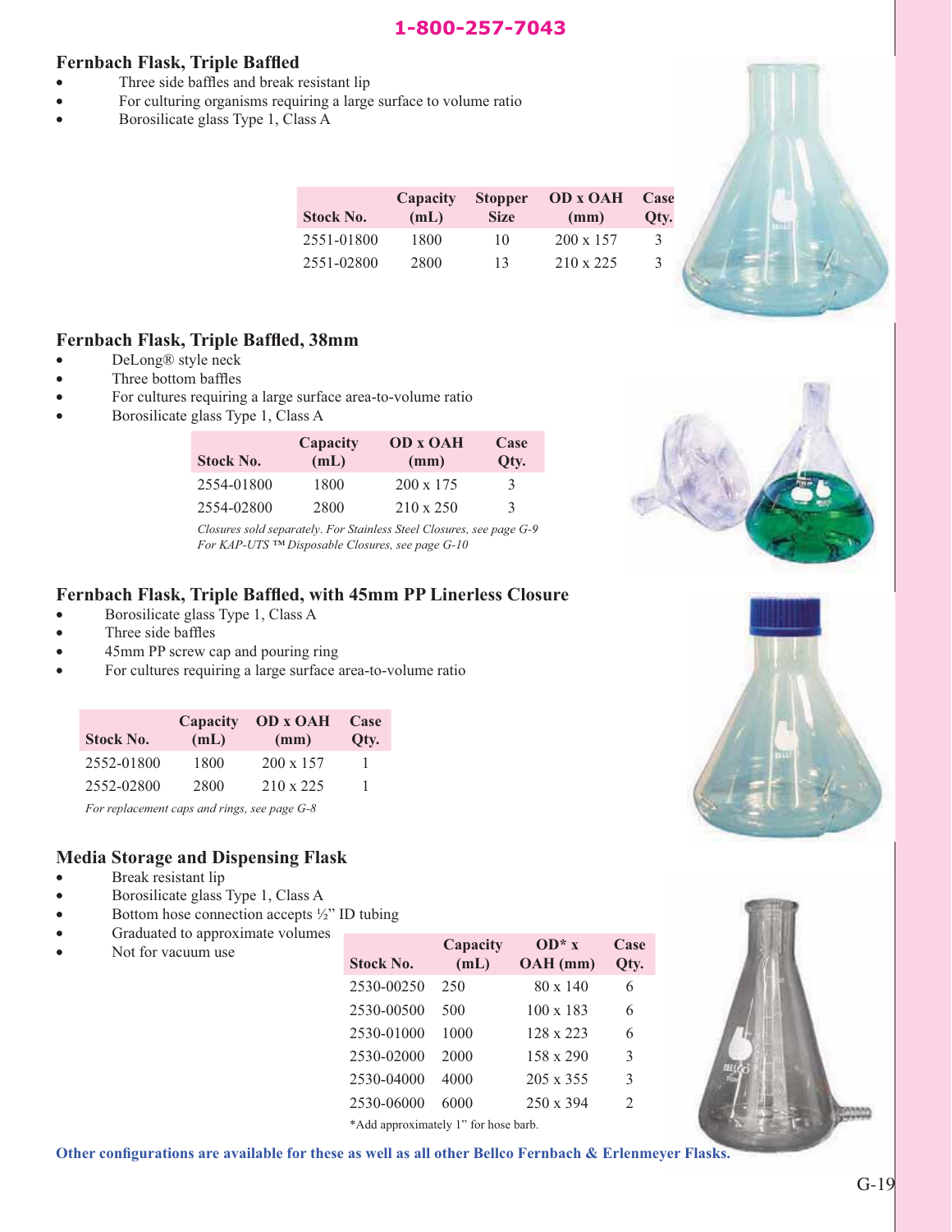1-800-257-7043

## Fernbach Flask, Triple Baffled

- Three side baffles and break resistant lip
- For culturing organisms requiring a large surface to volume ratio
- Borosilicate glass Type 1, Class A

| Stock No. | Capacity (mL) | Stopper Size | OD x OAH (mm) | Case Qty. |
|---|---|---|---|---|
| 2551-01800 | 1800 | 10 | 200 x 157 | 3 |
| 2551-02800 | 2800 | 13 | 210 x 225 | 3 |

## Fernbach Flask, Triple Baffled, 38mm

- DeLong® style neck
- Three bottom baffles
- For cultures requiring a large surface area-to-volume ratio
- Borosilicate glass Type 1, Class A

| Stock No. | Capacity (mL) | OD x OAH (mm) | Case Qty. |
|---|---|---|---|
| 2554-01800 | 1800 | 200 x 175 | 3 |
| 2554-02800 | 2800 | 210 x 250 | 3 |

*Closures sold separately. For Stainless Steel Closures, see page G-9*
*For KAP-UTS ™ Disposable Closures, see page G-10*

## Fernbach Flask, Triple Baffled, with 45mm PP Linerless Closure

- Borosilicate glass Type 1, Class A
- Three side baffles
- 45mm PP screw cap and pouring ring
- For cultures requiring a large surface area-to-volume ratio

| Stock No. | Capacity (mL) | OD x OAH (mm) | Case Qty. |
|---|---|---|---|
| 2552-01800 | 1800 | 200 x 157 | 1 |
| 2552-02800 | 2800 | 210 x 225 | 1 |

*For replacement caps and rings, see page G-8*

## Media Storage and Dispensing Flask

- Break resistant lip
- Borosilicate glass Type 1, Class A
- Bottom hose connection accepts ½" ID tubing
- Graduated to approximate volumes
- Not for vacuum use

| Stock No. | Capacity (mL) | OD* x OAH (mm) | Case Qty. |
|---|---|---|---|
| 2530-00250 | 250 | 80 x 140 | 6 |
| 2530-00500 | 500 | 100 x 183 | 6 |
| 2530-01000 | 1000 | 128 x 223 | 6 |
| 2530-02000 | 2000 | 158 x 290 | 3 |
| 2530-04000 | 4000 | 205 x 355 | 3 |
| 2530-06000 | 6000 | 250 x 394 | 2 |

*Add approximately 1" for hose barb.

**Other configurations are available for these as well as all other Bellco Fernbach & Erlenmeyer Flasks.**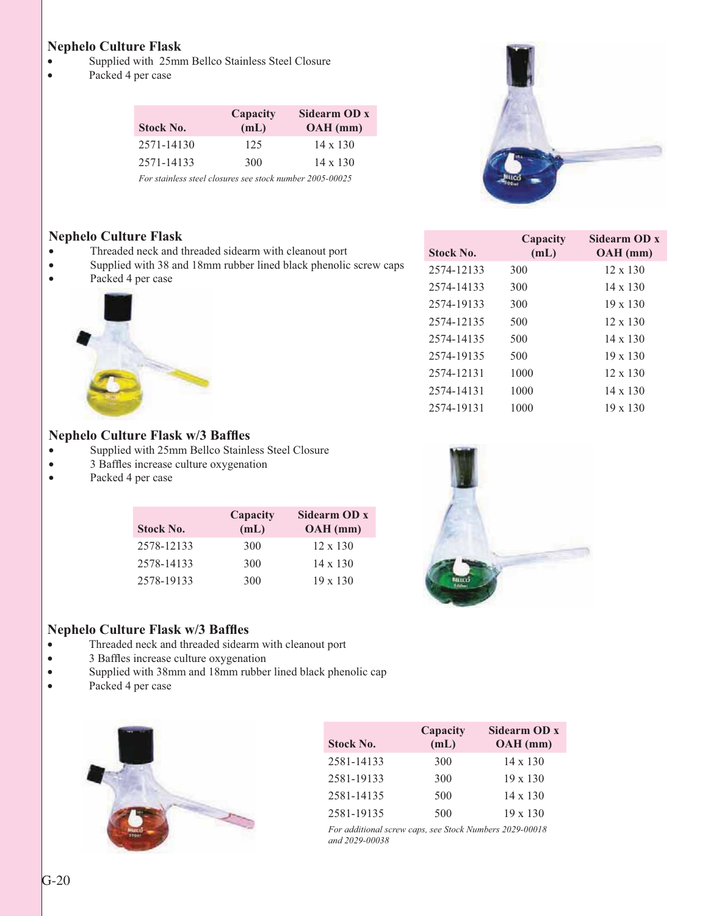## Nephelo Culture Flask

- Supplied with 25mm Bellco Stainless Steel Closure
- Packed 4 per case

| Stock No. | Capacity (mL) | Sidearm OD x OAH (mm) |
|---|---|---|
| 2571-14130 | 125 | 14 x 130 |
| 2571-14133 | 300 | 14 x 130 |

*For stainless steel closures see stock number 2005-00025*

## Nephelo Culture Flask

- Threaded neck and threaded sidearm with cleanout port
- Supplied with 38 and 18mm rubber lined black phenolic screw caps
- Packed 4 per case

| Stock No. | Capacity (mL) | Sidearm OD x OAH (mm) |
|---|---|---|
| 2574-12133 | 300 | 12 x 130 |
| 2574-14133 | 300 | 14 x 130 |
| 2574-19133 | 300 | 19 x 130 |
| 2574-12135 | 500 | 12 x 130 |
| 2574-14135 | 500 | 14 x 130 |
| 2574-19135 | 500 | 19 x 130 |
| 2574-12131 | 1000 | 12 x 130 |
| 2574-14131 | 1000 | 14 x 130 |
| 2574-19131 | 1000 | 19 x 130 |

## Nephelo Culture Flask w/3 Baffles

- Supplied with 25mm Bellco Stainless Steel Closure
- 3 Baffles increase culture oxygenation
- Packed 4 per case

| Stock No. | Capacity (mL) | Sidearm OD x OAH (mm) |
|---|---|---|
| 2578-12133 | 300 | 12 x 130 |
| 2578-14133 | 300 | 14 x 130 |
| 2578-19133 | 300 | 19 x 130 |

## Nephelo Culture Flask w/3 Baffles

- Threaded neck and threaded sidearm with cleanout port
- 3 Baffles increase culture oxygenation
- Supplied with 38mm and 18mm rubber lined black phenolic cap
- Packed 4 per case

| Stock No. | Capacity (mL) | Sidearm OD x OAH (mm) |
|---|---|---|
| 2581-14133 | 300 | 14 x 130 |
| 2581-19133 | 300 | 19 x 130 |
| 2581-14135 | 500 | 14 x 130 |
| 2581-19135 | 500 | 19 x 130 |

*For additional screw caps, see Stock Numbers 2029-00018 and 2029-00038*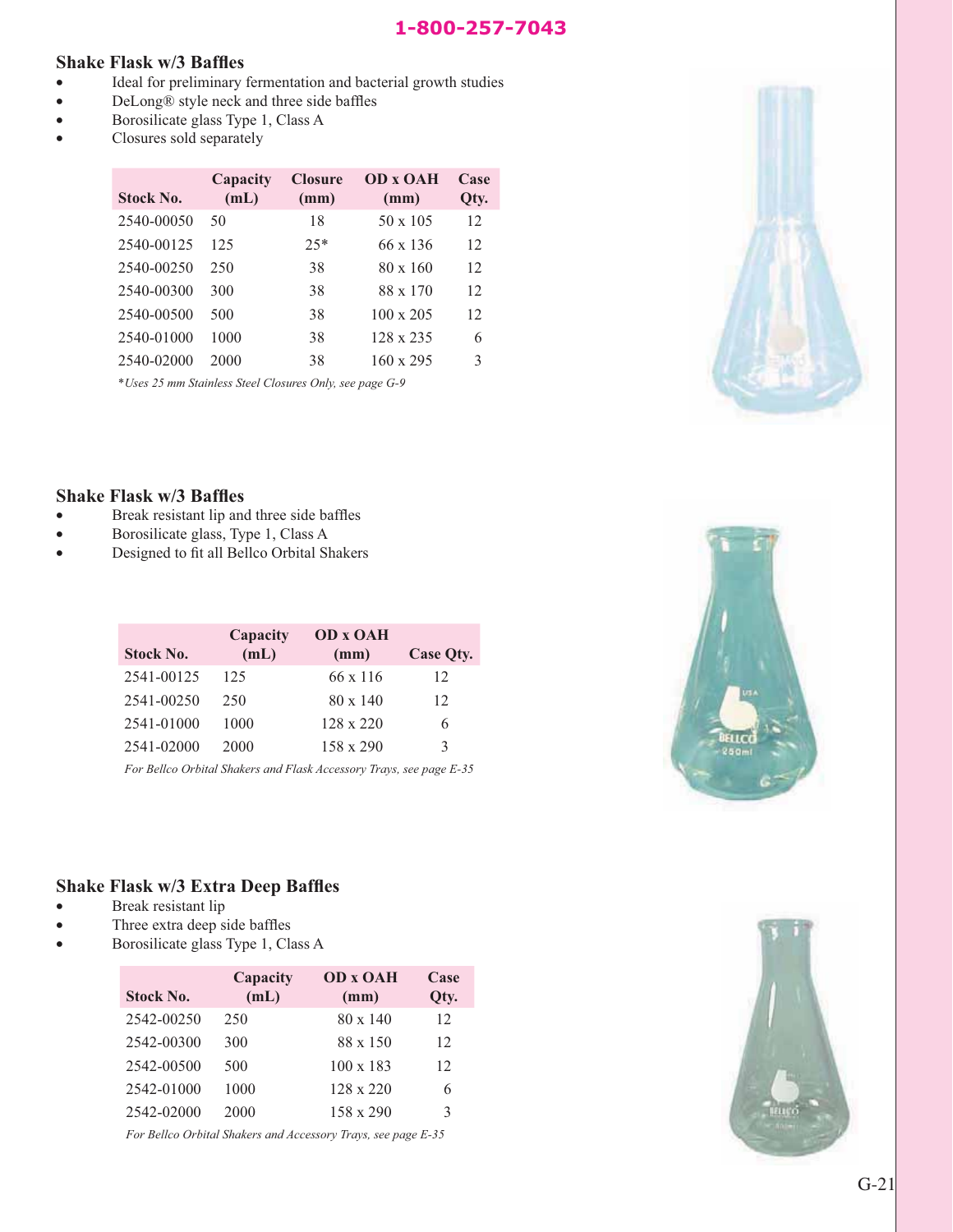## Shake Flask w/3 Baffles

- Ideal for preliminary fermentation and bacterial growth studies
- DeLong® style neck and three side baffles
- Borosilicate glass Type 1, Class A
- Closures sold separately

| Stock No. | Capacity (mL) | Closure (mm) | OD x OAH (mm) | Case Qty. |
|---|---|---|---|---|
| 2540-00050 | 50 | 18 | 50 x 105 | 12 |
| 2540-00125 | 125 | 25* | 66 x 136 | 12 |
| 2540-00250 | 250 | 38 | 80 x 160 | 12 |
| 2540-00300 | 300 | 38 | 88 x 170 | 12 |
| 2540-00500 | 500 | 38 | 100 x 205 | 12 |
| 2540-01000 | 1000 | 38 | 128 x 235 | 6 |
| 2540-02000 | 2000 | 38 | 160 x 295 | 3 |

*\*Uses 25 mm Stainless Steel Closures Only, see page G-9*

## Shake Flask w/3 Baffles

- Break resistant lip and three side baffles
- Borosilicate glass, Type 1, Class A
- Designed to fit all Bellco Orbital Shakers

| Stock No. | Capacity (mL) | OD x OAH (mm) | Case Qty. |
|---|---|---|---|
| 2541-00125 | 125 | 66 x 116 | 12 |
| 2541-00250 | 250 | 80 x 140 | 12 |
| 2541-01000 | 1000 | 128 x 220 | 6 |
| 2541-02000 | 2000 | 158 x 290 | 3 |

*For Bellco Orbital Shakers and Flask Accessory Trays, see page E-35*

## Shake Flask w/3 Extra Deep Baffles

- Break resistant lip
- Three extra deep side baffles
- Borosilicate glass Type 1, Class A

| Stock No. | Capacity (mL) | OD x OAH (mm) | Case Qty. |
|---|---|---|---|
| 2542-00250 | 250 | 80 x 140 | 12 |
| 2542-00300 | 300 | 88 x 150 | 12 |
| 2542-00500 | 500 | 100 x 183 | 12 |
| 2542-01000 | 1000 | 128 x 220 | 6 |
| 2542-02000 | 2000 | 158 x 290 | 3 |

*For Bellco Orbital Shakers and Accessory Trays, see page E-35*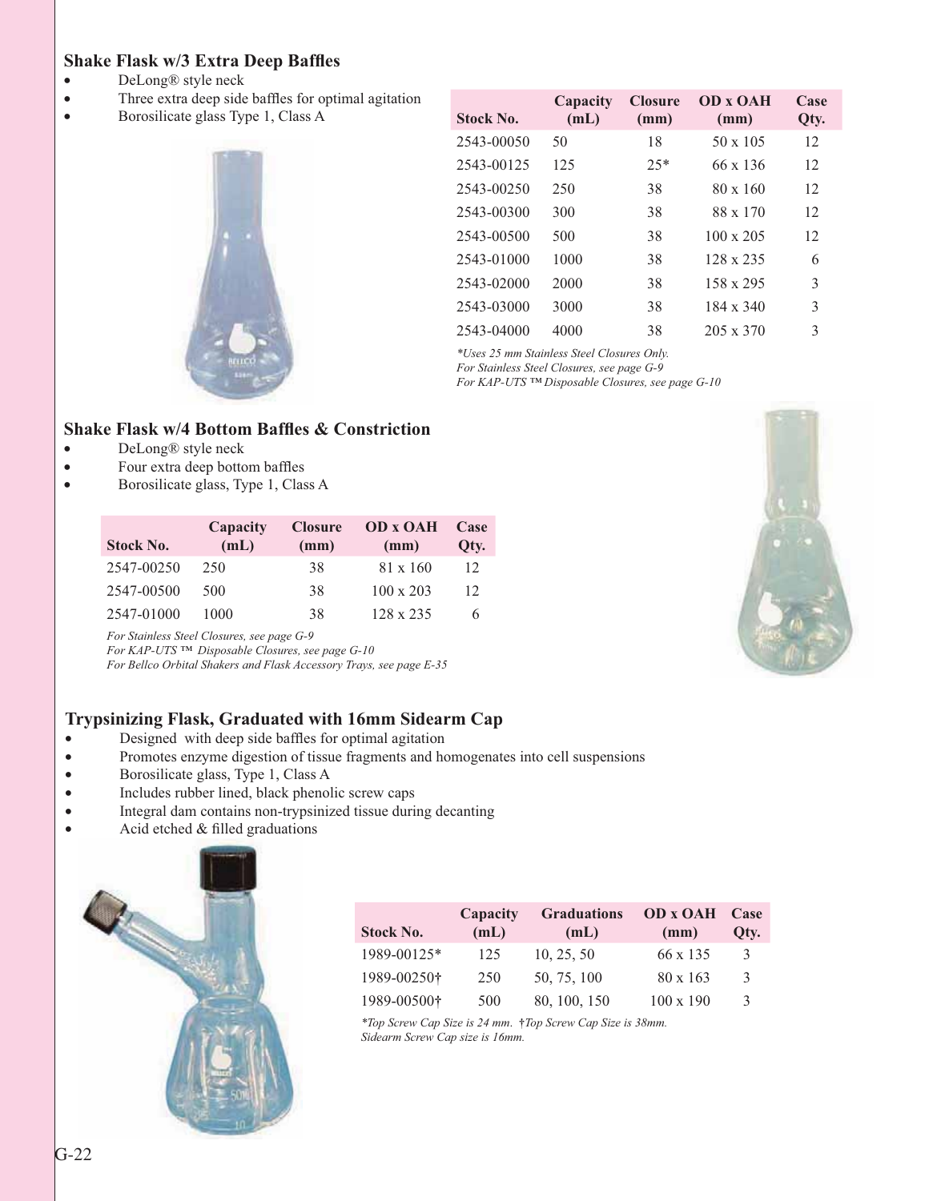## Shake Flask w/3 Extra Deep Baffles

- DeLong® style neck
- Three extra deep side baffles for optimal agitation
- Borosilicate glass Type 1, Class A

| Stock No. | Capacity (mL) | Closure (mm) | OD x OAH (mm) | Case Qty. |
|---|---|---|---|---|
| 2543-00050 | 50 | 18 | 50 x 105 | 12 |
| 2543-00125 | 125 | 25* | 66 x 136 | 12 |
| 2543-00250 | 250 | 38 | 80 x 160 | 12 |
| 2543-00300 | 300 | 38 | 88 x 170 | 12 |
| 2543-00500 | 500 | 38 | 100 x 205 | 12 |
| 2543-01000 | 1000 | 38 | 128 x 235 | 6 |
| 2543-02000 | 2000 | 38 | 158 x 295 | 3 |
| 2543-03000 | 3000 | 38 | 184 x 340 | 3 |
| 2543-04000 | 4000 | 38 | 205 x 370 | 3 |

*\*Uses 25 mm Stainless Steel Closures Only.*
*For Stainless Steel Closures, see page G-9*
*For KAP-UTS ™ Disposable Closures, see page G-10*

## Shake Flask w/4 Bottom Baffles & Constriction

- DeLong® style neck
- Four extra deep bottom baffles
- Borosilicate glass, Type 1, Class A

| Stock No. | Capacity (mL) | Closure (mm) | OD x OAH (mm) | Case Qty. |
|---|---|---|---|---|
| 2547-00250 | 250 | 38 | 81 x 160 | 12 |
| 2547-00500 | 500 | 38 | 100 x 203 | 12 |
| 2547-01000 | 1000 | 38 | 128 x 235 | 6 |

*For Stainless Steel Closures, see page G-9*
*For KAP-UTS ™ Disposable Closures, see page G-10*
*For Bellco Orbital Shakers and Flask Accessory Trays, see page E-35*

## Trypsinizing Flask, Graduated with 16mm Sidearm Cap

- Designed with deep side baffles for optimal agitation
- Promotes enzyme digestion of tissue fragments and homogenates into cell suspensions
- Borosilicate glass, Type 1, Class A
- Includes rubber lined, black phenolic screw caps
- Integral dam contains non-trypsinized tissue during decanting
- Acid etched & filled graduations

| Stock No. | Capacity (mL) | Graduations (mL) | OD x OAH (mm) | Case Qty. |
|---|---|---|---|---|
| 1989-00125* | 125 | 10, 25, 50 | 66 x 135 | 3 |
| 1989-00250† | 250 | 50, 75, 100 | 80 x 163 | 3 |
| 1989-00500† | 500 | 80, 100, 150 | 100 x 190 | 3 |

*\*Top Screw Cap Size is 24 mm. †Top Screw Cap Size is 38mm.*
*Sidearm Screw Cap size is 16mm.*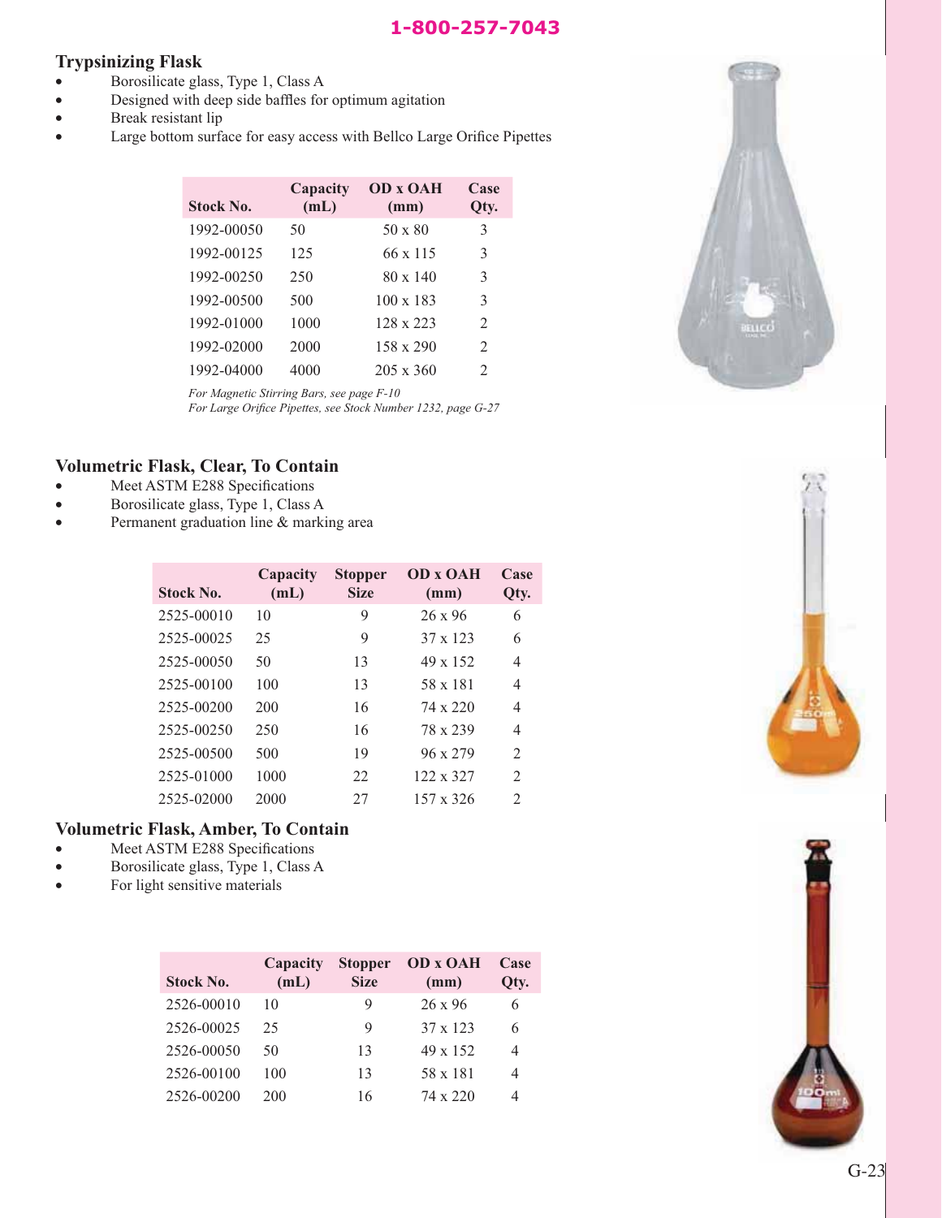1-800-257-7043

## Trypsinizing Flask

- Borosilicate glass, Type 1, Class A
- Designed with deep side baffles for optimum agitation
- Break resistant lip
- Large bottom surface for easy access with Bellco Large Orifice Pipettes

| Stock No. | Capacity (mL) | OD x OAH (mm) | Case Qty. |
|---|---|---|---|
| 1992-00050 | 50 | 50 x 80 | 3 |
| 1992-00125 | 125 | 66 x 115 | 3 |
| 1992-00250 | 250 | 80 x 140 | 3 |
| 1992-00500 | 500 | 100 x 183 | 3 |
| 1992-01000 | 1000 | 128 x 223 | 2 |
| 1992-02000 | 2000 | 158 x 290 | 2 |
| 1992-04000 | 4000 | 205 x 360 | 2 |

*For Magnetic Stirring Bars, see page F-10*
*For Large Orifice Pipettes, see Stock Number 1232, page G-27*

## Volumetric Flask, Clear, To Contain

- Meet ASTM E288 Specifications
- Borosilicate glass, Type 1, Class A
- Permanent graduation line & marking area

| Stock No. | Capacity (mL) | Stopper Size | OD x OAH (mm) | Case Qty. |
|---|---|---|---|---|
| 2525-00010 | 10 | 9 | 26 x 96 | 6 |
| 2525-00025 | 25 | 9 | 37 x 123 | 6 |
| 2525-00050 | 50 | 13 | 49 x 152 | 4 |
| 2525-00100 | 100 | 13 | 58 x 181 | 4 |
| 2525-00200 | 200 | 16 | 74 x 220 | 4 |
| 2525-00250 | 250 | 16 | 78 x 239 | 4 |
| 2525-00500 | 500 | 19 | 96 x 279 | 2 |
| 2525-01000 | 1000 | 22 | 122 x 327 | 2 |
| 2525-02000 | 2000 | 27 | 157 x 326 | 2 |

## Volumetric Flask, Amber, To Contain

- Meet ASTM E288 Specifications
- Borosilicate glass, Type 1, Class A
- For light sensitive materials

| Stock No. | Capacity (mL) | Stopper Size | OD x OAH (mm) | Case Qty. |
|---|---|---|---|---|
| 2526-00010 | 10 | 9 | 26 x 96 | 6 |
| 2526-00025 | 25 | 9 | 37 x 123 | 6 |
| 2526-00050 | 50 | 13 | 49 x 152 | 4 |
| 2526-00100 | 100 | 13 | 58 x 181 | 4 |
| 2526-00200 | 200 | 16 | 74 x 220 | 4 |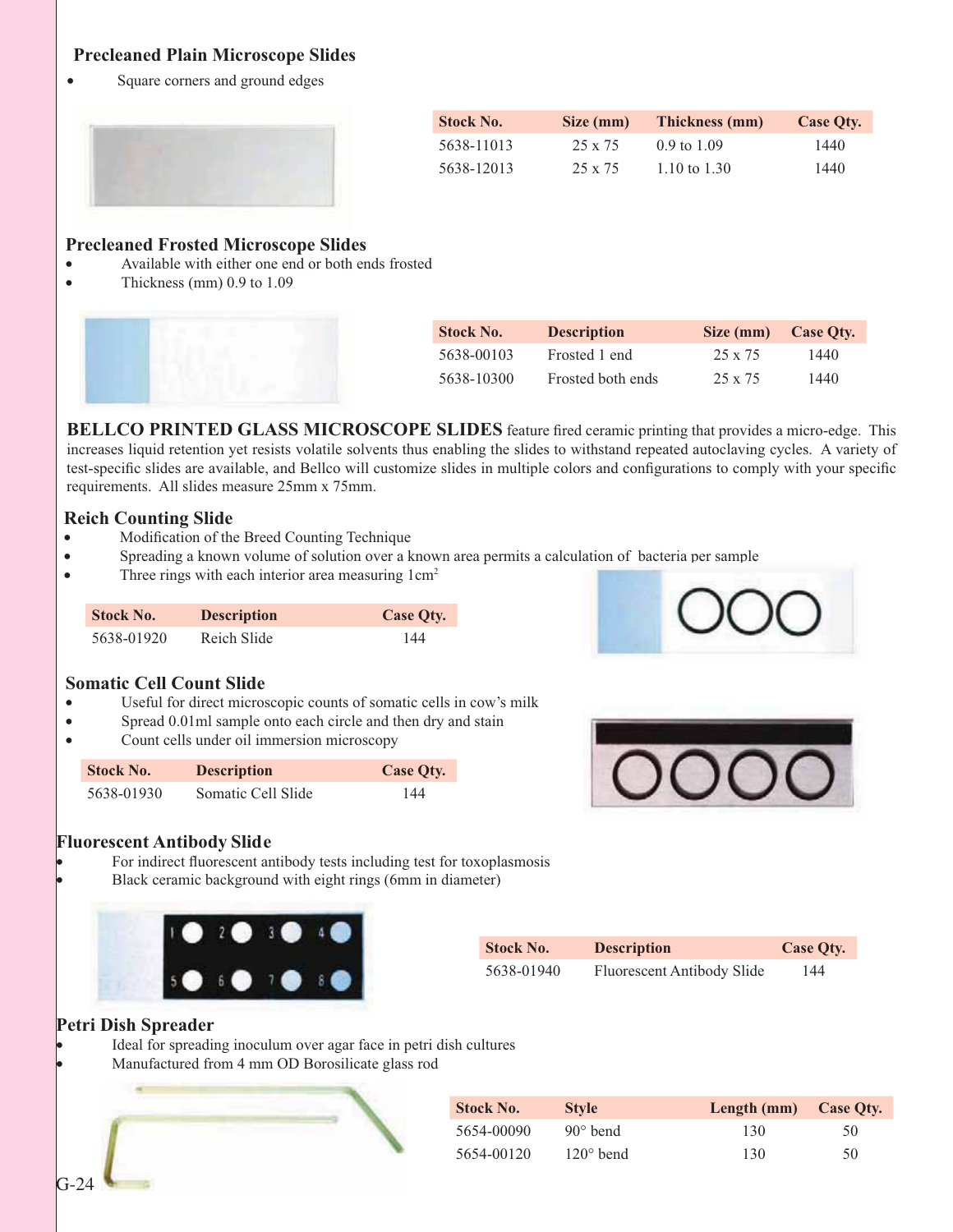## Precleaned Plain Microscope Slides

- Square corners and ground edges

| Stock No. | Size (mm) | Thickness (mm) | Case Qty. |
|---|---|---|---|
| 5638-11013 | 25 x 75 | 0.9 to 1.09 | 1440 |
| 5638-12013 | 25 x 75 | 1.10 to 1.30 | 1440 |

## Precleaned Frosted Microscope Slides

- Available with either one end or both ends frosted
- Thickness (mm) 0.9 to 1.09

| Stock No. | Description | Size (mm) | Case Qty. |
|---|---|---|---|
| 5638-00103 | Frosted 1 end | 25 x 75 | 1440 |
| 5638-10300 | Frosted both ends | 25 x 75 | 1440 |

**BELLCO PRINTED GLASS MICROSCOPE SLIDES** feature fired ceramic printing that provides a micro-edge. This increases liquid retention yet resists volatile solvents thus enabling the slides to withstand repeated autoclaving cycles. A variety of test-specific slides are available, and Bellco will customize slides in multiple colors and configurations to comply with your specific requirements. All slides measure 25mm x 75mm.

## Reich Counting Slide

- Modification of the Breed Counting Technique
- Spreading a known volume of solution over a known area permits a calculation of bacteria per sample
- Three rings with each interior area measuring 1cm$^2$

| Stock No. | Description | Case Qty. |
|---|---|---|
| 5638-01920 | Reich Slide | 144 |

## Somatic Cell Count Slide

- Useful for direct microscopic counts of somatic cells in cow's milk
- Spread 0.01ml sample onto each circle and then dry and stain
- Count cells under oil immersion microscopy

| Stock No. | Description | Case Qty. |
|---|---|---|
| 5638-01930 | Somatic Cell Slide | 144 |

## Fluorescent Antibody Slide

- For indirect fluorescent antibody tests including test for toxoplasmosis
- Black ceramic background with eight rings (6mm in diameter)

| Stock No. | Description | Case Qty. |
|---|---|---|
| 5638-01940 | Fluorescent Antibody Slide | 144 |

## Petri Dish Spreader

- Ideal for spreading inoculum over agar face in petri dish cultures
- Manufactured from 4 mm OD Borosilicate glass rod

| Stock No. | Style | Length (mm) | Case Qty. |
|---|---|---|---|
| 5654-00090 | 90° bend | 130 | 50 |
| 5654-00120 | 120° bend | 130 | 50 |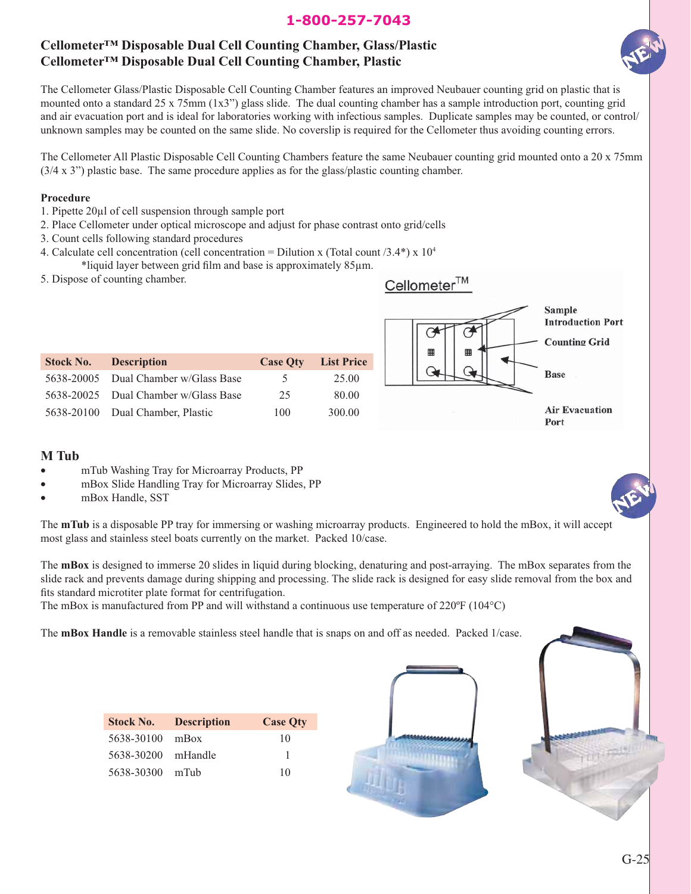1-800-257-7043

## Cellometer™ Disposable Dual Cell Counting Chamber, Glass/Plastic
## Cellometer™ Disposable Dual Cell Counting Chamber, Plastic

The Cellometer Glass/Plastic Disposable Cell Counting Chamber features an improved Neubauer counting grid on plastic that is mounted onto a standard 25 x 75mm (1x3") glass slide. The dual counting chamber has a sample introduction port, counting grid and air evacuation port and is ideal for laboratories working with infectious samples. Duplicate samples may be counted, or control/unknown samples may be counted on the same slide. No coverslip is required for the Cellometer thus avoiding counting errors.

The Cellometer All Plastic Disposable Cell Counting Chambers feature the same Neubauer counting grid mounted onto a 20 x 75mm (3/4 x 3") plastic base. The same procedure applies as for the glass/plastic counting chamber.

**Procedure**

1. Pipette 20µl of cell suspension through sample port
2. Place Cellometer under optical microscope and adjust for phase contrast onto grid/cells
3. Count cells following standard procedures
4. Calculate cell concentration (cell concentration = Dilution x (Total count /3.4*) x $10^4$
   *liquid layer between grid film and base is approximately 85µm.
5. Dispose of counting chamber.

Cellometer™

Sample Introduction Port

Counting Grid

Base

Air Evacuation Port

| Stock No. | Description | Case Qty | List Price |
|---|---|---|---|
| 5638-20005 | Dual Chamber w/Glass Base | 5 | 25.00 |
| 5638-20025 | Dual Chamber w/Glass Base | 25 | 80.00 |
| 5638-20100 | Dual Chamber, Plastic | 100 | 300.00 |

## M Tub

- mTub Washing Tray for Microarray Products, PP
- mBox Slide Handling Tray for Microarray Slides, PP
- mBox Handle, SST

The **mTub** is a disposable PP tray for immersing or washing microarray products. Engineered to hold the mBox, it will accept most glass and stainless steel boats currently on the market. Packed 10/case.

The **mBox** is designed to immerse 20 slides in liquid during blocking, denaturing and post-arraying. The mBox separates from the slide rack and prevents damage during shipping and processing. The slide rack is designed for easy slide removal from the box and fits standard microtiter plate format for centrifugation.
The mBox is manufactured from PP and will withstand a continuous use temperature of 220ºF (104°C)

The **mBox Handle** is a removable stainless steel handle that is snaps on and off as needed. Packed 1/case.

| Stock No. | Description | Case Qty |
|---|---|---|
| 5638-30100 | mBox | 10 |
| 5638-30200 | mHandle | 1 |
| 5638-30300 | mTub | 10 |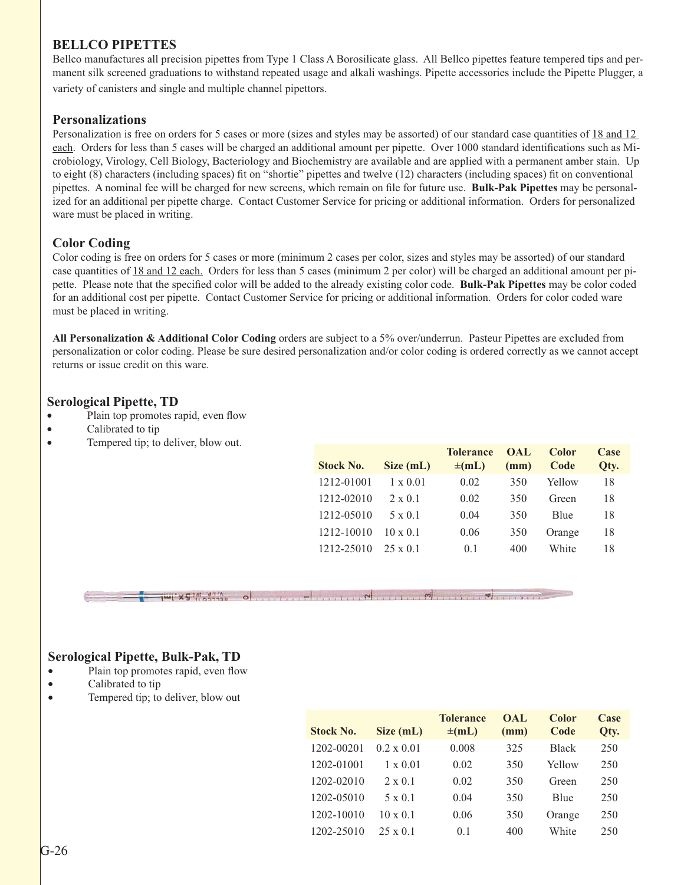## BELLCO PIPETTES

Bellco manufactures all precision pipettes from Type 1 Class A Borosilicate glass. All Bellco pipettes feature tempered tips and permanent silk screened graduations to withstand repeated usage and alkali washings. Pipette accessories include the Pipette Plugger, a variety of canisters and single and multiple channel pipettors.

### Personalizations

Personalization is free on orders for 5 cases or more (sizes and styles may be assorted) of our standard case quantities of 18 and 12 each. Orders for less than 5 cases will be charged an additional amount per pipette. Over 1000 standard identifications such as Microbiology, Virology, Cell Biology, Bacteriology and Biochemistry are available and are applied with a permanent amber stain. Up to eight (8) characters (including spaces) fit on "shortie" pipettes and twelve (12) characters (including spaces) fit on conventional pipettes. A nominal fee will be charged for new screens, which remain on file for future use. **Bulk-Pak Pipettes** may be personalized for an additional per pipette charge. Contact Customer Service for pricing or additional information. Orders for personalized ware must be placed in writing.

### Color Coding

Color coding is free on orders for 5 cases or more (minimum 2 cases per color, sizes and styles may be assorted) of our standard case quantities of 18 and 12 each. Orders for less than 5 cases (minimum 2 per color) will be charged an additional amount per pipette. Please note that the specified color will be added to the already existing color code. **Bulk-Pak Pipettes** may be color coded for an additional cost per pipette. Contact Customer Service for pricing or additional information. Orders for color coded ware must be placed in writing.

**All Personalization & Additional Color Coding** orders are subject to a 5% over/underrun. Pasteur Pipettes are excluded from personalization or color coding. Please be sure desired personalization and/or color coding is ordered correctly as we cannot accept returns or issue credit on this ware.

### Serological Pipette, TD

- Plain top promotes rapid, even flow
- Calibrated to tip
- Tempered tip; to deliver, blow out.

| Stock No. | Size (mL) | Tolerance ±(mL) | OAL (mm) | Color Code | Case Qty. |
|---|---|---|---|---|---|
| 1212-01001 | 1 x 0.01 | 0.02 | 350 | Yellow | 18 |
| 1212-02010 | 2 x 0.1 | 0.02 | 350 | Green | 18 |
| 1212-05010 | 5 x 0.1 | 0.04 | 350 | Blue | 18 |
| 1212-10010 | 10 x 0.1 | 0.06 | 350 | Orange | 18 |
| 1212-25010 | 25 x 0.1 | 0.1 | 400 | White | 18 |

### Serological Pipette, Bulk-Pak, TD

- Plain top promotes rapid, even flow
- Calibrated to tip
- Tempered tip; to deliver, blow out

| Stock No. | Size (mL) | Tolerance ±(mL) | OAL (mm) | Color Code | Case Qty. |
|---|---|---|---|---|---|
| 1202-00201 | 0.2 x 0.01 | 0.008 | 325 | Black | 250 |
| 1202-01001 | 1 x 0.01 | 0.02 | 350 | Yellow | 250 |
| 1202-02010 | 2 x 0.1 | 0.02 | 350 | Green | 250 |
| 1202-05010 | 5 x 0.1 | 0.04 | 350 | Blue | 250 |
| 1202-10010 | 10 x 0.1 | 0.06 | 350 | Orange | 250 |
| 1202-25010 | 25 x 0.1 | 0.1 | 400 | White | 250 |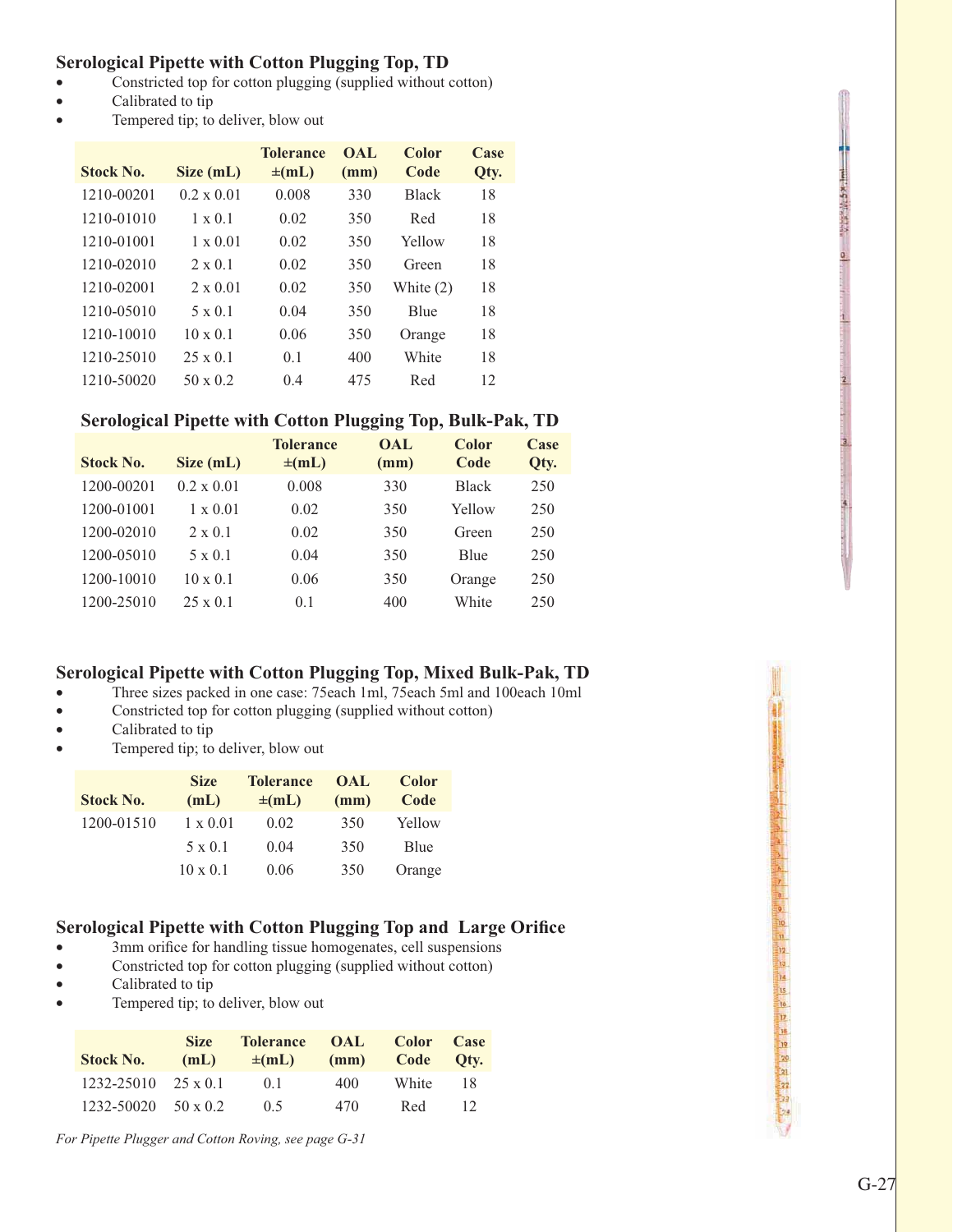## Serological Pipette with Cotton Plugging Top, TD

- Constricted top for cotton plugging (supplied without cotton)
- Calibrated to tip
- Tempered tip; to deliver, blow out

| Stock No. | Size (mL) | Tolerance ±(mL) | OAL (mm) | Color Code | Case Qty. |
|---|---|---|---|---|---|
| 1210-00201 | 0.2 x 0.01 | 0.008 | 330 | Black | 18 |
| 1210-01010 | 1 x 0.1 | 0.02 | 350 | Red | 18 |
| 1210-01001 | 1 x 0.01 | 0.02 | 350 | Yellow | 18 |
| 1210-02010 | 2 x 0.1 | 0.02 | 350 | Green | 18 |
| 1210-02001 | 2 x 0.01 | 0.02 | 350 | White (2) | 18 |
| 1210-05010 | 5 x 0.1 | 0.04 | 350 | Blue | 18 |
| 1210-10010 | 10 x 0.1 | 0.06 | 350 | Orange | 18 |
| 1210-25010 | 25 x 0.1 | 0.1 | 400 | White | 18 |
| 1210-50020 | 50 x 0.2 | 0.4 | 475 | Red | 12 |

## Serological Pipette with Cotton Plugging Top, Bulk-Pak, TD

| Stock No. | Size (mL) | Tolerance ±(mL) | OAL (mm) | Color Code | Case Qty. |
|---|---|---|---|---|---|
| 1200-00201 | 0.2 x 0.01 | 0.008 | 330 | Black | 250 |
| 1200-01001 | 1 x 0.01 | 0.02 | 350 | Yellow | 250 |
| 1200-02010 | 2 x 0.1 | 0.02 | 350 | Green | 250 |
| 1200-05010 | 5 x 0.1 | 0.04 | 350 | Blue | 250 |
| 1200-10010 | 10 x 0.1 | 0.06 | 350 | Orange | 250 |
| 1200-25010 | 25 x 0.1 | 0.1 | 400 | White | 250 |

## Serological Pipette with Cotton Plugging Top, Mixed Bulk-Pak, TD

- Three sizes packed in one case: 75each 1ml, 75each 5ml and 100each 10ml
- Constricted top for cotton plugging (supplied without cotton)
- Calibrated to tip
- Tempered tip; to deliver, blow out

| Stock No. | Size (mL) | Tolerance ±(mL) | OAL (mm) | Color Code |
|---|---|---|---|---|
| 1200-01510 | 1 x 0.01 | 0.02 | 350 | Yellow |
| | 5 x 0.1 | 0.04 | 350 | Blue |
| | 10 x 0.1 | 0.06 | 350 | Orange |

## Serological Pipette with Cotton Plugging Top and Large Orifice

- 3mm orifice for handling tissue homogenates, cell suspensions
- Constricted top for cotton plugging (supplied without cotton)
- Calibrated to tip
- Tempered tip; to deliver, blow out

| Stock No. | Size (mL) | Tolerance ±(mL) | OAL (mm) | Color Code | Case Qty. |
|---|---|---|---|---|---|
| 1232-25010 | 25 x 0.1 | 0.1 | 400 | White | 18 |
| 1232-50020 | 50 x 0.2 | 0.5 | 470 | Red | 12 |

*For Pipette Plugger and Cotton Roving, see page G-31*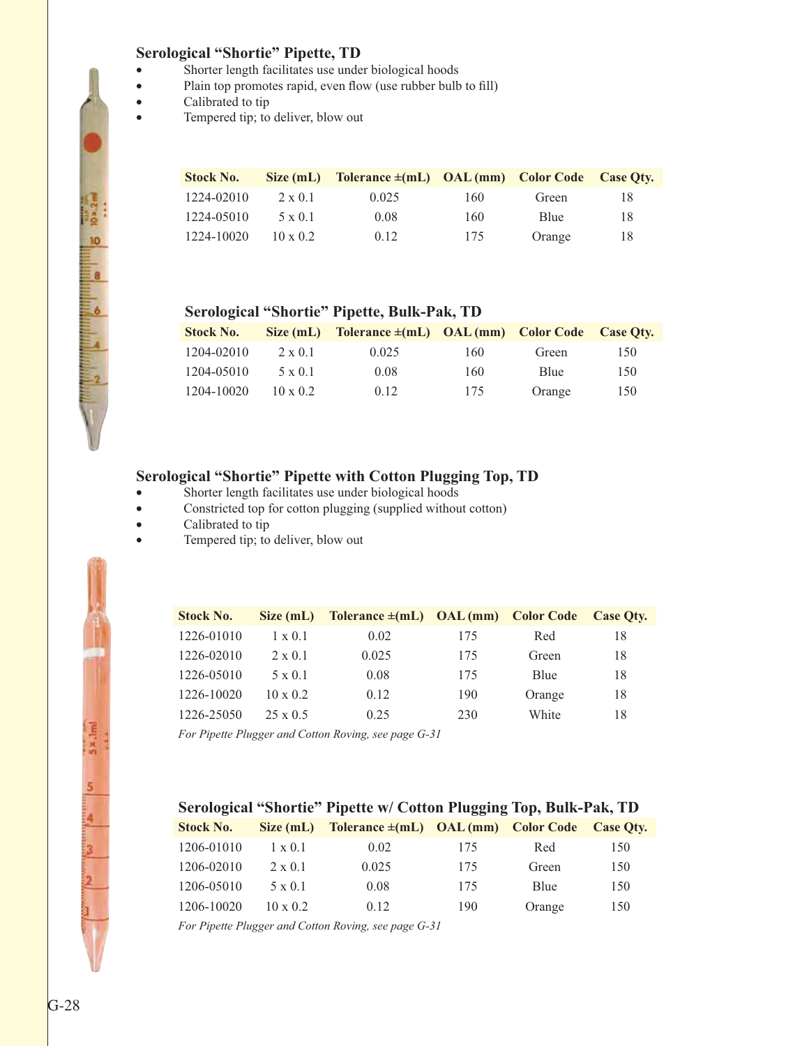## Serological "Shortie" Pipette, TD

- Shorter length facilitates use under biological hoods
- Plain top promotes rapid, even flow (use rubber bulb to fill)
- Calibrated to tip
- Tempered tip; to deliver, blow out

| Stock No. | Size (mL) | Tolerance ±(mL) | OAL (mm) | Color Code | Case Qty. |
|---|---|---|---|---|---|
| 1224-02010 | 2 x 0.1 | 0.025 | 160 | Green | 18 |
| 1224-05010 | 5 x 0.1 | 0.08 | 160 | Blue | 18 |
| 1224-10020 | 10 x 0.2 | 0.12 | 175 | Orange | 18 |

### Serological "Shortie" Pipette, Bulk-Pak, TD

| Stock No. | Size (mL) | Tolerance ±(mL) | OAL (mm) | Color Code | Case Qty. |
|---|---|---|---|---|---|
| 1204-02010 | 2 x 0.1 | 0.025 | 160 | Green | 150 |
| 1204-05010 | 5 x 0.1 | 0.08 | 160 | Blue | 150 |
| 1204-10020 | 10 x 0.2 | 0.12 | 175 | Orange | 150 |

## Serological "Shortie" Pipette with Cotton Plugging Top, TD

- Shorter length facilitates use under biological hoods
- Constricted top for cotton plugging (supplied without cotton)
- Calibrated to tip
- Tempered tip; to deliver, blow out

| Stock No. | Size (mL) | Tolerance ±(mL) | OAL (mm) | Color Code | Case Qty. |
|---|---|---|---|---|---|
| 1226-01010 | 1 x 0.1 | 0.02 | 175 | Red | 18 |
| 1226-02010 | 2 x 0.1 | 0.025 | 175 | Green | 18 |
| 1226-05010 | 5 x 0.1 | 0.08 | 175 | Blue | 18 |
| 1226-10020 | 10 x 0.2 | 0.12 | 190 | Orange | 18 |
| 1226-25050 | 25 x 0.5 | 0.25 | 230 | White | 18 |

*For Pipette Plugger and Cotton Roving, see page G-31*

### Serological "Shortie" Pipette w/ Cotton Plugging Top, Bulk-Pak, TD

| Stock No. | Size (mL) | Tolerance ±(mL) | OAL (mm) | Color Code | Case Qty. |
|---|---|---|---|---|---|
| 1206-01010 | 1 x 0.1 | 0.02 | 175 | Red | 150 |
| 1206-02010 | 2 x 0.1 | 0.025 | 175 | Green | 150 |
| 1206-05010 | 5 x 0.1 | 0.08 | 175 | Blue | 150 |
| 1206-10020 | 10 x 0.2 | 0.12 | 190 | Orange | 150 |

*For Pipette Plugger and Cotton Roving, see page G-31*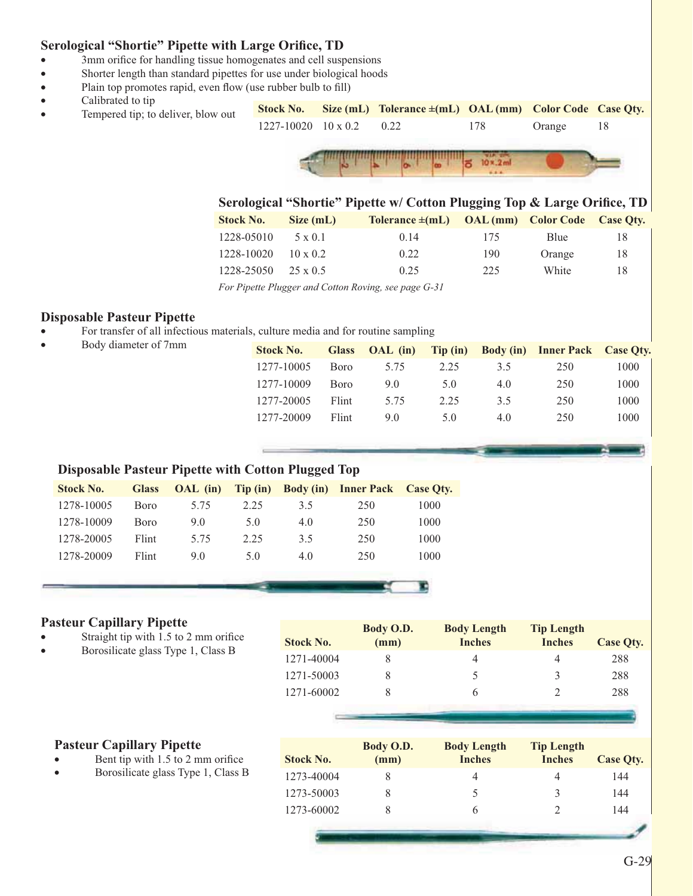## Serological "Shortie" Pipette with Large Orifice, TD

- 3mm orifice for handling tissue homogenates and cell suspensions
- Shorter length than standard pipettes for use under biological hoods
- Plain top promotes rapid, even flow (use rubber bulb to fill)
- Calibrated to tip
- Tempered tip; to deliver, blow out

| Stock No. | Size (mL) | Tolerance ±(mL) | OAL (mm) | Color Code | Case Qty. |
|---|---|---|---|---|---|
| 1227-10020 | 10 x 0.2 | 0.22 | 178 | Orange | 18 |

## Serological "Shortie" Pipette w/ Cotton Plugging Top & Large Orifice, TD

| Stock No. | Size (mL) | Tolerance ±(mL) | OAL (mm) | Color Code | Case Qty. |
|---|---|---|---|---|---|
| 1228-05010 | 5 x 0.1 | 0.14 | 175 | Blue | 18 |
| 1228-10020 | 10 x 0.2 | 0.22 | 190 | Orange | 18 |
| 1228-25050 | 25 x 0.5 | 0.25 | 225 | White | 18 |

*For Pipette Plugger and Cotton Roving, see page G-31*

## Disposable Pasteur Pipette

- For transfer of all infectious materials, culture media and for routine sampling
- Body diameter of 7mm

| Stock No. | Glass | OAL (in) | Tip (in) | Body (in) | Inner Pack | Case Qty. |
|---|---|---|---|---|---|---|
| 1277-10005 | Boro | 5.75 | 2.25 | 3.5 | 250 | 1000 |
| 1277-10009 | Boro | 9.0 | 5.0 | 4.0 | 250 | 1000 |
| 1277-20005 | Flint | 5.75 | 2.25 | 3.5 | 250 | 1000 |
| 1277-20009 | Flint | 9.0 | 5.0 | 4.0 | 250 | 1000 |

## Disposable Pasteur Pipette with Cotton Plugged Top

| Stock No. | Glass | OAL (in) | Tip (in) | Body (in) | Inner Pack | Case Qty. |
|---|---|---|---|---|---|---|
| 1278-10005 | Boro | 5.75 | 2.25 | 3.5 | 250 | 1000 |
| 1278-10009 | Boro | 9.0 | 5.0 | 4.0 | 250 | 1000 |
| 1278-20005 | Flint | 5.75 | 2.25 | 3.5 | 250 | 1000 |
| 1278-20009 | Flint | 9.0 | 5.0 | 4.0 | 250 | 1000 |

## Pasteur Capillary Pipette

- Straight tip with 1.5 to 2 mm orifice
- Borosilicate glass Type 1, Class B

| Stock No. | Body O.D. (mm) | Body Length Inches | Tip Length Inches | Case Qty. |
|---|---|---|---|---|
| 1271-40004 | 8 | 4 | 4 | 288 |
| 1271-50003 | 8 | 5 | 3 | 288 |
| 1271-60002 | 8 | 6 | 2 | 288 |

## Pasteur Capillary Pipette

- Bent tip with 1.5 to 2 mm orifice
- Borosilicate glass Type 1, Class B

| Stock No. | Body O.D. (mm) | Body Length Inches | Tip Length Inches | Case Qty. |
|---|---|---|---|---|
| 1273-40004 | 8 | 4 | 4 | 144 |
| 1273-50003 | 8 | 5 | 3 | 144 |
| 1273-60002 | 8 | 6 | 2 | 144 |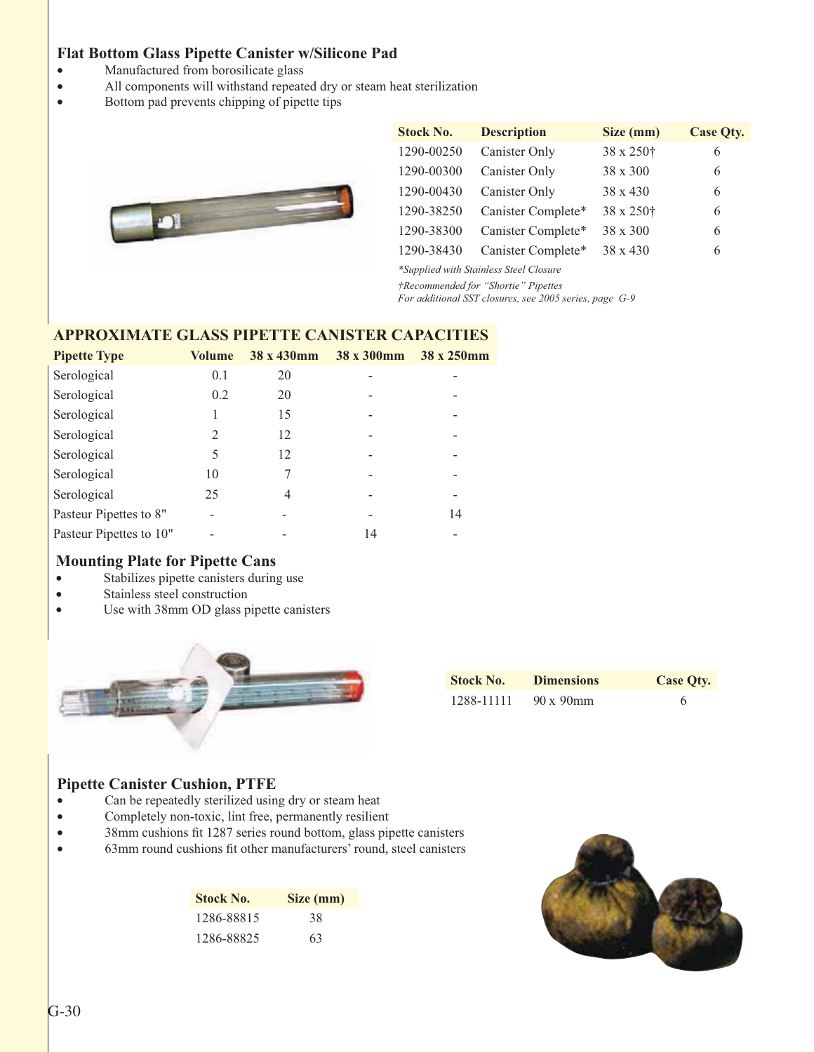## Flat Bottom Glass Pipette Canister w/Silicone Pad

- Manufactured from borosilicate glass
- All components will withstand repeated dry or steam heat sterilization
- Bottom pad prevents chipping of pipette tips

| Stock No. | Description | Size (mm) | Case Qty. |
|---|---|---|---|
| 1290-00250 | Canister Only | 38 x 250† | 6 |
| 1290-00300 | Canister Only | 38 x 300 | 6 |
| 1290-00430 | Canister Only | 38 x 430 | 6 |
| 1290-38250 | Canister Complete* | 38 x 250† | 6 |
| 1290-38300 | Canister Complete* | 38 x 300 | 6 |
| 1290-38430 | Canister Complete* | 38 x 430 | 6 |

*\*Supplied with Stainless Steel Closure*

*†Recommended for "Shortie" Pipettes*
*For additional SST closures, see 2005 series, page G-9*

## APPROXIMATE GLASS PIPETTE CANISTER CAPACITIES

| Pipette Type | Volume | 38 x 430mm | 38 x 300mm | 38 x 250mm |
|---|---|---|---|---|
| Serological | 0.1 | 20 | - | - |
| Serological | 0.2 | 20 | - | - |
| Serological | 1 | 15 | - | - |
| Serological | 2 | 12 | - | - |
| Serological | 5 | 12 | - | - |
| Serological | 10 | 7 | - | - |
| Serological | 25 | 4 | - | - |
| Pasteur Pipettes to 8" | - | - | - | 14 |
| Pasteur Pipettes to 10" | - | - | 14 | - |

## Mounting Plate for Pipette Cans

- Stabilizes pipette canisters during use
- Stainless steel construction
- Use with 38mm OD glass pipette canisters

| Stock No. | Dimensions | Case Qty. |
|---|---|---|
| 1288-11111 | 90 x 90mm | 6 |

## Pipette Canister Cushion, PTFE

- Can be repeatedly sterilized using dry or steam heat
- Completely non-toxic, lint free, permanently resilient
- 38mm cushions fit 1287 series round bottom, glass pipette canisters
- 63mm round cushions fit other manufacturers' round, steel canisters

| Stock No. | Size (mm) |
|---|---|
| 1286-88815 | 38 |
| 1286-88825 | 63 |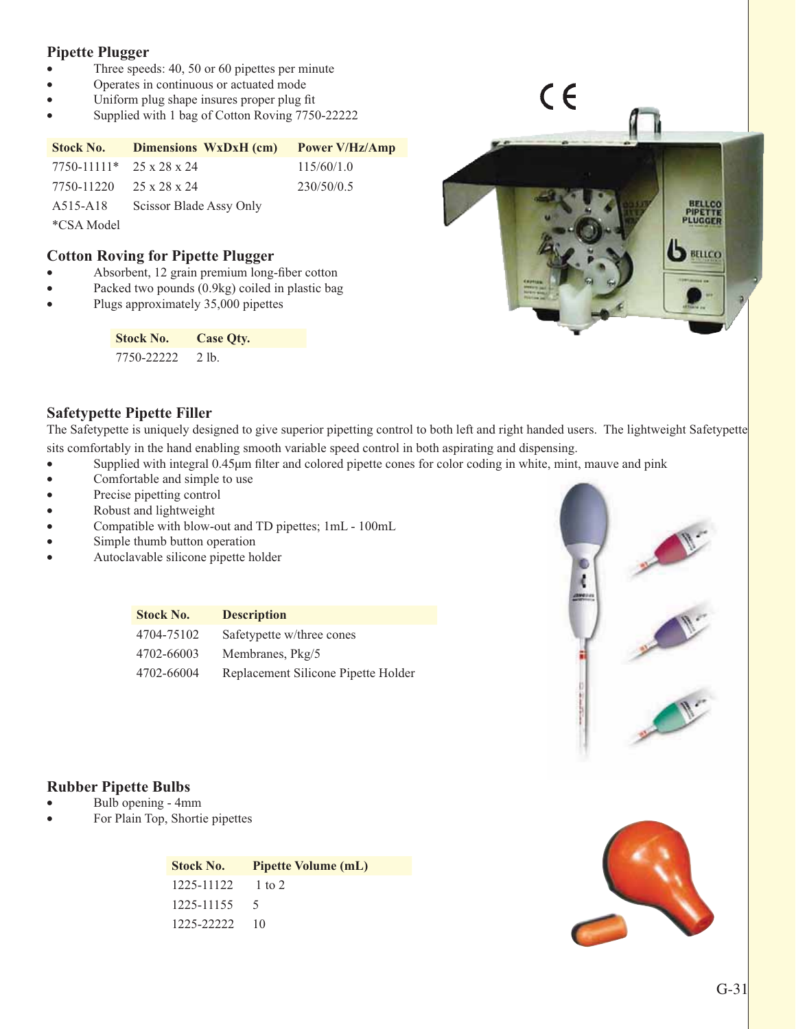## Pipette Plugger

- Three speeds: 40, 50 or 60 pipettes per minute
- Operates in continuous or actuated mode
- Uniform plug shape insures proper plug fit
- Supplied with 1 bag of Cotton Roving 7750-22222

| Stock No. | Dimensions WxDxH (cm) | Power V/Hz/Amp |
|---|---|---|
| 7750-11111* | 25 x 28 x 24 | 115/60/1.0 |
| 7750-11220 | 25 x 28 x 24 | 230/50/0.5 |
| A515-A18 | Scissor Blade Assy Only | |

*CSA Model

## Cotton Roving for Pipette Plugger

- Absorbent, 12 grain premium long-fiber cotton
- Packed two pounds (0.9kg) coiled in plastic bag
- Plugs approximately 35,000 pipettes

| Stock No. | Case Qty. |
|---|---|
| 7750-22222 | 2 lb. |

## Safetypette Pipette Filler

The Safetypette is uniquely designed to give superior pipetting control to both left and right handed users. The lightweight Safetypette sits comfortably in the hand enabling smooth variable speed control in both aspirating and dispensing.

- Supplied with integral 0.45µm filter and colored pipette cones for color coding in white, mint, mauve and pink
- Comfortable and simple to use
- Precise pipetting control
- Robust and lightweight
- Compatible with blow-out and TD pipettes; 1mL - 100mL
- Simple thumb button operation
- Autoclavable silicone pipette holder

| Stock No. | Description |
|---|---|
| 4704-75102 | Safetypette w/three cones |
| 4702-66003 | Membranes, Pkg/5 |
| 4702-66004 | Replacement Silicone Pipette Holder |

## Rubber Pipette Bulbs

- Bulb opening - 4mm
- For Plain Top, Shortie pipettes

| Stock No. | Pipette Volume (mL) |
|---|---|
| 1225-11122 | 1 to 2 |
| 1225-11155 | 5 |
| 1225-22222 | 10 |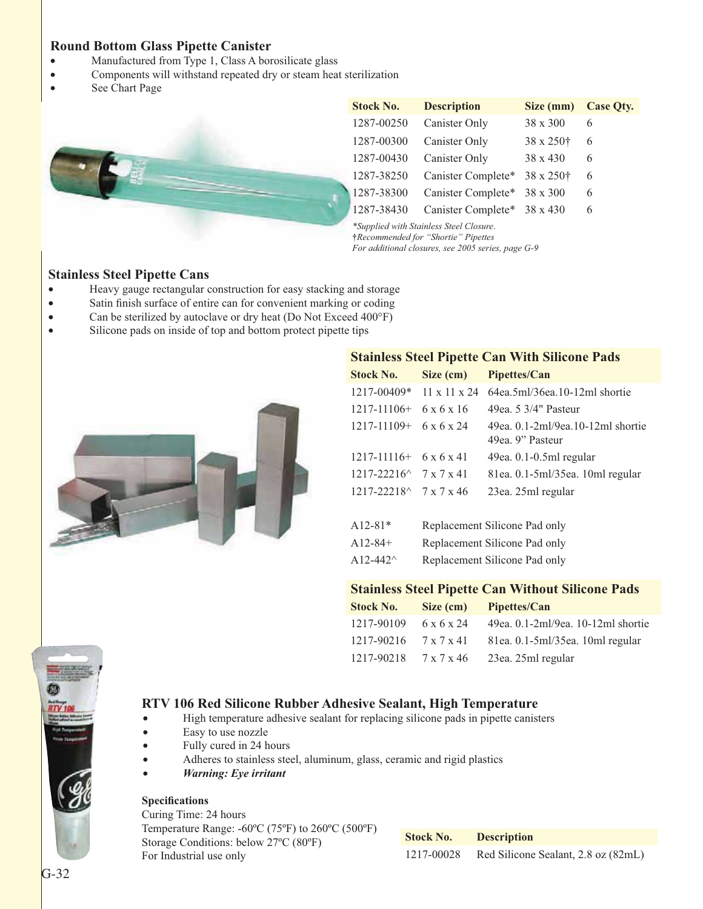## Round Bottom Glass Pipette Canister

- Manufactured from Type 1, Class A borosilicate glass
- Components will withstand repeated dry or steam heat sterilization
- See Chart Page

| Stock No. | Description | Size (mm) | Case Qty. |
|---|---|---|---|
| 1287-00250 | Canister Only | 38 x 300 | 6 |
| 1287-00300 | Canister Only | 38 x 250† | 6 |
| 1287-00430 | Canister Only | 38 x 430 | 6 |
| 1287-38250 | Canister Complete* | 38 x 250† | 6 |
| 1287-38300 | Canister Complete* | 38 x 300 | 6 |
| 1287-38430 | Canister Complete* | 38 x 430 | 6 |

*\*Supplied with Stainless Steel Closure.*
*†Recommended for "Shortie" Pipettes*
*For additional closures, see 2005 series, page G-9*

## Stainless Steel Pipette Cans

- Heavy gauge rectangular construction for easy stacking and storage
- Satin finish surface of entire can for convenient marking or coding
- Can be sterilized by autoclave or dry heat (Do Not Exceed 400°F)
- Silicone pads on inside of top and bottom protect pipette tips

### Stainless Steel Pipette Can With Silicone Pads

| Stock No. | Size (cm) | Pipettes/Can |
|---|---|---|
| 1217-00409* | 11 x 11 x 24 | 64ea.5ml/36ea.10-12ml shortie |
| 1217-11106+ | 6 x 6 x 16 | 49ea. 5 3/4" Pasteur |
| 1217-11109+ | 6 x 6 x 24 | 49ea. 0.1-2ml/9ea.10-12ml shortie 49ea. 9" Pasteur |
| 1217-11116+ | 6 x 6 x 41 | 49ea. 0.1-0.5ml regular |
| 1217-22216^ | 7 x 7 x 41 | 81ea. 0.1-5ml/35ea. 10ml regular |
| 1217-22218^ | 7 x 7 x 46 | 23ea. 25ml regular |
| A12-81* | Replacement Silicone Pad only | |
| A12-84+ | Replacement Silicone Pad only | |
| A12-442^ | Replacement Silicone Pad only | |

### Stainless Steel Pipette Can Without Silicone Pads

| Stock No. | Size (cm) | Pipettes/Can |
|---|---|---|
| 1217-90109 | 6 x 6 x 24 | 49ea. 0.1-2ml/9ea. 10-12ml shortie |
| 1217-90216 | 7 x 7 x 41 | 81ea. 0.1-5ml/35ea. 10ml regular |
| 1217-90218 | 7 x 7 x 46 | 23ea. 25ml regular |

## RTV 106 Red Silicone Rubber Adhesive Sealant, High Temperature

- High temperature adhesive sealant for replacing silicone pads in pipette canisters
- Easy to use nozzle
- Fully cured in 24 hours
- Adheres to stainless steel, aluminum, glass, ceramic and rigid plastics
- ***Warning: Eye irritant***

**Specifications**
Curing Time: 24 hours
Temperature Range: -60ºC (75ºF) to 260ºC (500ºF)
Storage Conditions: below 27ºC (80ºF)
For Industrial use only

| Stock No. | Description |
|---|---|
| 1217-00028 | Red Silicone Sealant, 2.8 oz (82mL) |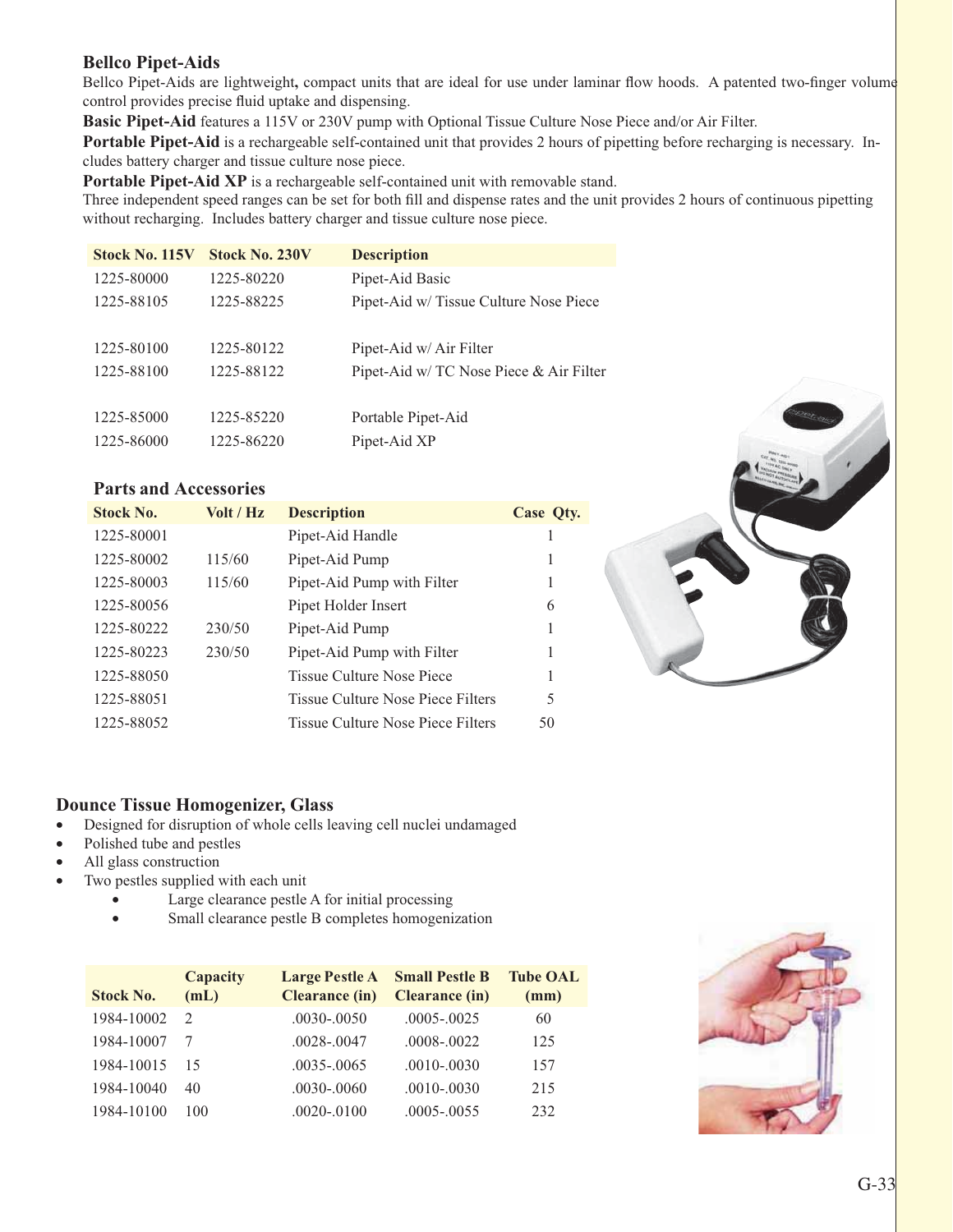## Bellco Pipet-Aids

Bellco Pipet-Aids are lightweight**,** compact units that are ideal for use under laminar flow hoods. A patented two-finger volume control provides precise fluid uptake and dispensing.

**Basic Pipet-Aid** features a 115V or 230V pump with Optional Tissue Culture Nose Piece and/or Air Filter.

**Portable Pipet-Aid** is a rechargeable self-contained unit that provides 2 hours of pipetting before recharging is necessary. Includes battery charger and tissue culture nose piece.

**Portable Pipet-Aid XP** is a rechargeable self-contained unit with removable stand.
Three independent speed ranges can be set for both fill and dispense rates and the unit provides 2 hours of continuous pipetting without recharging. Includes battery charger and tissue culture nose piece.

| Stock No. 115V | Stock No. 230V | Description |
|---|---|---|
| 1225-80000 | 1225-80220 | Pipet-Aid Basic |
| 1225-88105 | 1225-88225 | Pipet-Aid w/ Tissue Culture Nose Piece |
| 1225-80100 | 1225-80122 | Pipet-Aid w/ Air Filter |
| 1225-88100 | 1225-88122 | Pipet-Aid w/ TC Nose Piece & Air Filter |
| 1225-85000 | 1225-85220 | Portable Pipet-Aid |
| 1225-86000 | 1225-86220 | Pipet-Aid XP |

### Parts and Accessories

| Stock No. | Volt / Hz | Description | Case Qty. |
|---|---|---|---|
| 1225-80001 | | Pipet-Aid Handle | 1 |
| 1225-80002 | 115/60 | Pipet-Aid Pump | 1 |
| 1225-80003 | 115/60 | Pipet-Aid Pump with Filter | 1 |
| 1225-80056 | | Pipet Holder Insert | 6 |
| 1225-80222 | 230/50 | Pipet-Aid Pump | 1 |
| 1225-80223 | 230/50 | Pipet-Aid Pump with Filter | 1 |
| 1225-88050 | | Tissue Culture Nose Piece | 1 |
| 1225-88051 | | Tissue Culture Nose Piece Filters | 5 |
| 1225-88052 | | Tissue Culture Nose Piece Filters | 50 |

## Dounce Tissue Homogenizer, Glass

- Designed for disruption of whole cells leaving cell nuclei undamaged
- Polished tube and pestles
- All glass construction
- Two pestles supplied with each unit
  - Large clearance pestle A for initial processing
  - Small clearance pestle B completes homogenization

| Stock No. | Capacity (mL) | Large Pestle A Clearance (in) | Small Pestle B Clearance (in) | Tube OAL (mm) |
|---|---|---|---|---|
| 1984-10002 | 2 | .0030-.0050 | .0005-.0025 | 60 |
| 1984-10007 | 7 | .0028-.0047 | .0008-.0022 | 125 |
| 1984-10015 | 15 | .0035-.0065 | .0010-.0030 | 157 |
| 1984-10040 | 40 | .0030-.0060 | .0010-.0030 | 215 |
| 1984-10100 | 100 | .0020-.0100 | .0005-.0055 | 232 |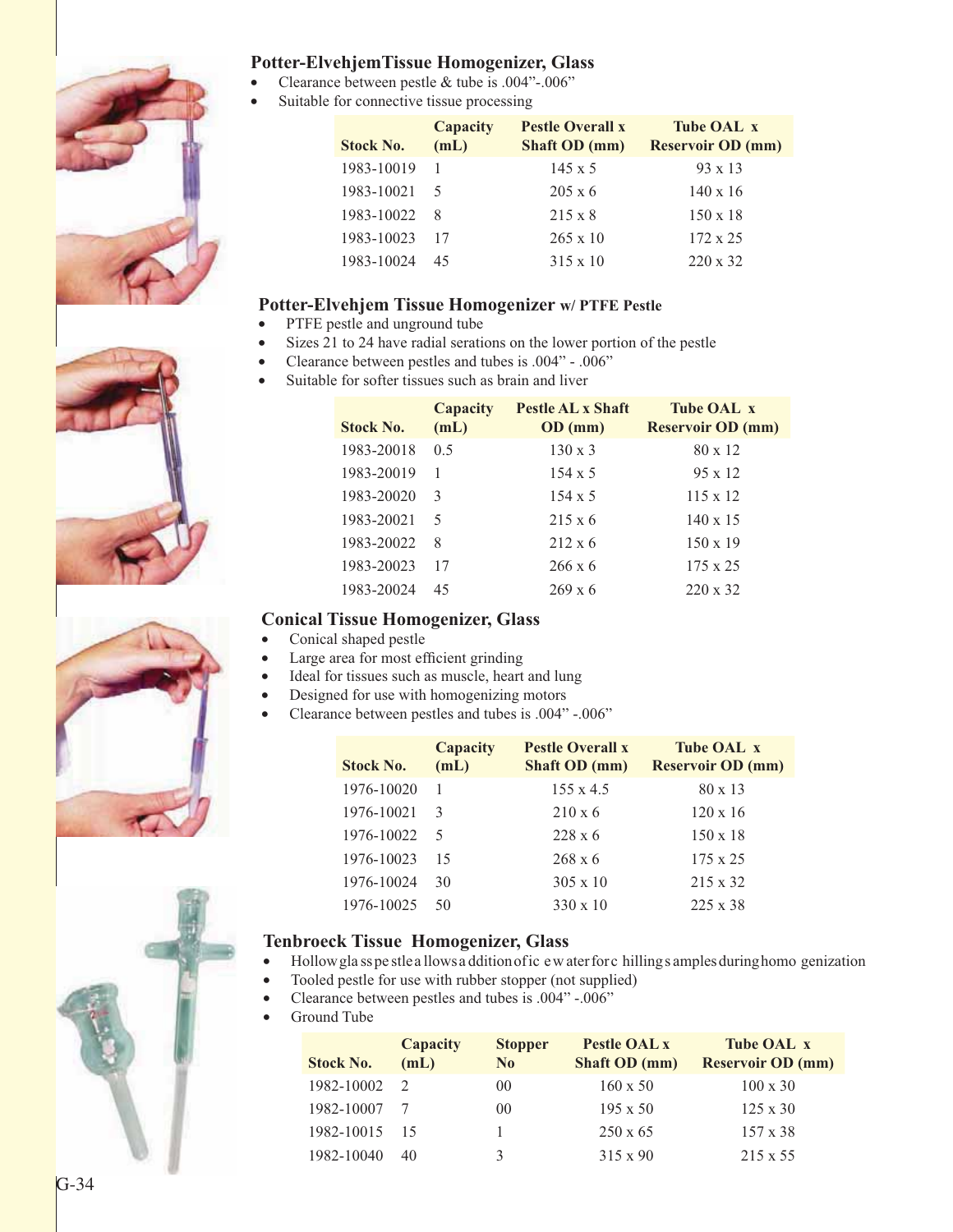## Potter-ElvehjemTissue Homogenizer, Glass

- Clearance between pestle & tube is .004"-.006"
- Suitable for connective tissue processing

| Stock No. | Capacity (mL) | Pestle Overall x Shaft OD (mm) | Tube OAL x Reservoir OD (mm) |
|---|---|---|---|
| 1983-10019 | 1 | 145 x 5 | 93 x 13 |
| 1983-10021 | 5 | 205 x 6 | 140 x 16 |
| 1983-10022 | 8 | 215 x 8 | 150 x 18 |
| 1983-10023 | 17 | 265 x 10 | 172 x 25 |
| 1983-10024 | 45 | 315 x 10 | 220 x 32 |

## Potter-Elvehjem Tissue Homogenizer w/ PTFE Pestle

- PTFE pestle and unground tube
- Sizes 21 to 24 have radial serations on the lower portion of the pestle
- Clearance between pestles and tubes is .004" - .006"
- Suitable for softer tissues such as brain and liver

| Stock No. | Capacity (mL) | Pestle AL x Shaft OD (mm) | Tube OAL x Reservoir OD (mm) |
|---|---|---|---|
| 1983-20018 | 0.5 | 130 x 3 | 80 x 12 |
| 1983-20019 | 1 | 154 x 5 | 95 x 12 |
| 1983-20020 | 3 | 154 x 5 | 115 x 12 |
| 1983-20021 | 5 | 215 x 6 | 140 x 15 |
| 1983-20022 | 8 | 212 x 6 | 150 x 19 |
| 1983-20023 | 17 | 266 x 6 | 175 x 25 |
| 1983-20024 | 45 | 269 x 6 | 220 x 32 |

## Conical Tissue Homogenizer, Glass

- Conical shaped pestle
- Large area for most efficient grinding
- Ideal for tissues such as muscle, heart and lung
- Designed for use with homogenizing motors
- Clearance between pestles and tubes is .004" -.006"

| Stock No. | Capacity (mL) | Pestle Overall x Shaft OD (mm) | Tube OAL x Reservoir OD (mm) |
|---|---|---|---|
| 1976-10020 | 1 | 155 x 4.5 | 80 x 13 |
| 1976-10021 | 3 | 210 x 6 | 120 x 16 |
| 1976-10022 | 5 | 228 x 6 | 150 x 18 |
| 1976-10023 | 15 | 268 x 6 | 175 x 25 |
| 1976-10024 | 30 | 305 x 10 | 215 x 32 |
| 1976-10025 | 50 | 330 x 10 | 225 x 38 |

## Tenbroeck Tissue Homogenizer, Glass

- Hollow glass pestle allows addition of ice water for chilling samples during homogenization
- Tooled pestle for use with rubber stopper (not supplied)
- Clearance between pestles and tubes is .004" -.006"
- Ground Tube

| Stock No. | Capacity (mL) | Stopper No | Pestle OAL x Shaft OD (mm) | Tube OAL x Reservoir OD (mm) |
|---|---|---|---|---|
| 1982-10002 | 2 | 00 | 160 x 50 | 100 x 30 |
| 1982-10007 | 7 | 00 | 195 x 50 | 125 x 30 |
| 1982-10015 | 15 | 1 | 250 x 65 | 157 x 38 |
| 1982-10040 | 40 | 3 | 315 x 90 | 215 x 55 |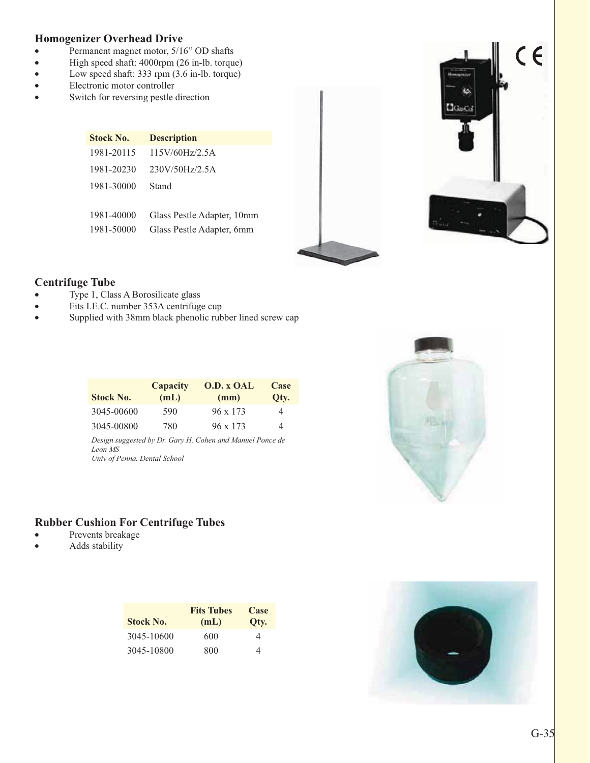## Homogenizer Overhead Drive

- Permanent magnet motor, 5/16" OD shafts
- High speed shaft: 4000rpm (26 in-lb. torque)
- Low speed shaft: 333 rpm (3.6 in-lb. torque)
- Electronic motor controller
- Switch for reversing pestle direction

| Stock No. | Description |
|---|---|
| 1981-20115 | 115V/60Hz/2.5A |
| 1981-20230 | 230V/50Hz/2.5A |
| 1981-30000 | Stand |
| 1981-40000 | Glass Pestle Adapter, 10mm |
| 1981-50000 | Glass Pestle Adapter, 6mm |

## Centrifuge Tube

- Type 1, Class A Borosilicate glass
- Fits I.E.C. number 353A centrifuge cup
- Supplied with 38mm black phenolic rubber lined screw cap

| Stock No. | Capacity (mL) | O.D. x OAL (mm) | Case Qty. |
|---|---|---|---|
| 3045-00600 | 590 | 96 x 173 | 4 |
| 3045-00800 | 780 | 96 x 173 | 4 |

*Design suggested by Dr. Gary H. Cohen and Manuel Ponce de Leon MS*
*Univ of Penna. Dental School*

## Rubber Cushion For Centrifuge Tubes

- Prevents breakage
- Adds stability

| Stock No. | Fits Tubes (mL) | Case Qty. |
|---|---|---|
| 3045-10600 | 600 | 4 |
| 3045-10800 | 800 | 4 |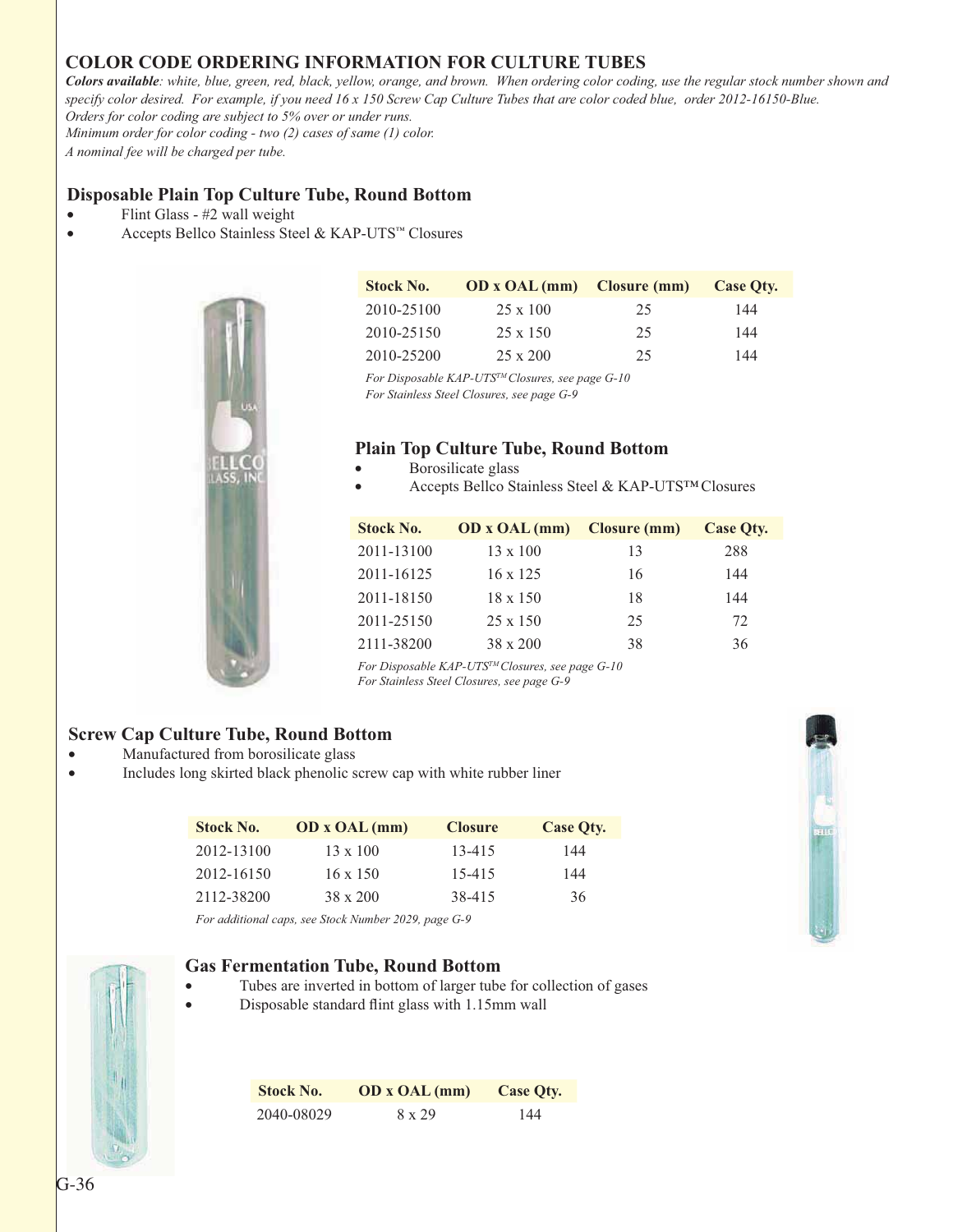## COLOR CODE ORDERING INFORMATION FOR CULTURE TUBES

***Colors available**: white, blue, green, red, black, yellow, orange, and brown. When ordering color coding, use the regular stock number shown and specify color desired. For example, if you need 16 x 150 Screw Cap Culture Tubes that are color coded blue, order 2012-16150-Blue.*
*Orders for color coding are subject to 5% over or under runs.*
*Minimum order for color coding - two (2) cases of same (1) color.*
*A nominal fee will be charged per tube.*

### Disposable Plain Top Culture Tube, Round Bottom

- Flint Glass - #2 wall weight
- Accepts Bellco Stainless Steel & KAP-UTS™ Closures

| Stock No. | OD x OAL (mm) | Closure (mm) | Case Qty. |
|---|---|---|---|
| 2010-25100 | 25 x 100 | 25 | 144 |
| 2010-25150 | 25 x 150 | 25 | 144 |
| 2010-25200 | 25 x 200 | 25 | 144 |

*For Disposable KAP-UTS™ Closures, see page G-10*
*For Stainless Steel Closures, see page G-9*

### Plain Top Culture Tube, Round Bottom

- Borosilicate glass
- Accepts Bellco Stainless Steel & KAP-UTS™ Closures

| Stock No. | OD x OAL (mm) | Closure (mm) | Case Qty. |
|---|---|---|---|
| 2011-13100 | 13 x 100 | 13 | 288 |
| 2011-16125 | 16 x 125 | 16 | 144 |
| 2011-18150 | 18 x 150 | 18 | 144 |
| 2011-25150 | 25 x 150 | 25 | 72 |
| 2111-38200 | 38 x 200 | 38 | 36 |

*For Disposable KAP-UTS™ Closures, see page G-10*
*For Stainless Steel Closures, see page G-9*

### Screw Cap Culture Tube, Round Bottom

- Manufactured from borosilicate glass
- Includes long skirted black phenolic screw cap with white rubber liner

| Stock No. | OD x OAL (mm) | Closure | Case Qty. |
|---|---|---|---|
| 2012-13100 | 13 x 100 | 13-415 | 144 |
| 2012-16150 | 16 x 150 | 15-415 | 144 |
| 2112-38200 | 38 x 200 | 38-415 | 36 |

*For additional caps, see Stock Number 2029, page G-9*

### Gas Fermentation Tube, Round Bottom

- Tubes are inverted in bottom of larger tube for collection of gases
- Disposable standard flint glass with 1.15mm wall

| Stock No. | OD x OAL (mm) | Case Qty. |
|---|---|---|
| 2040-08029 | 8 x 29 | 144 |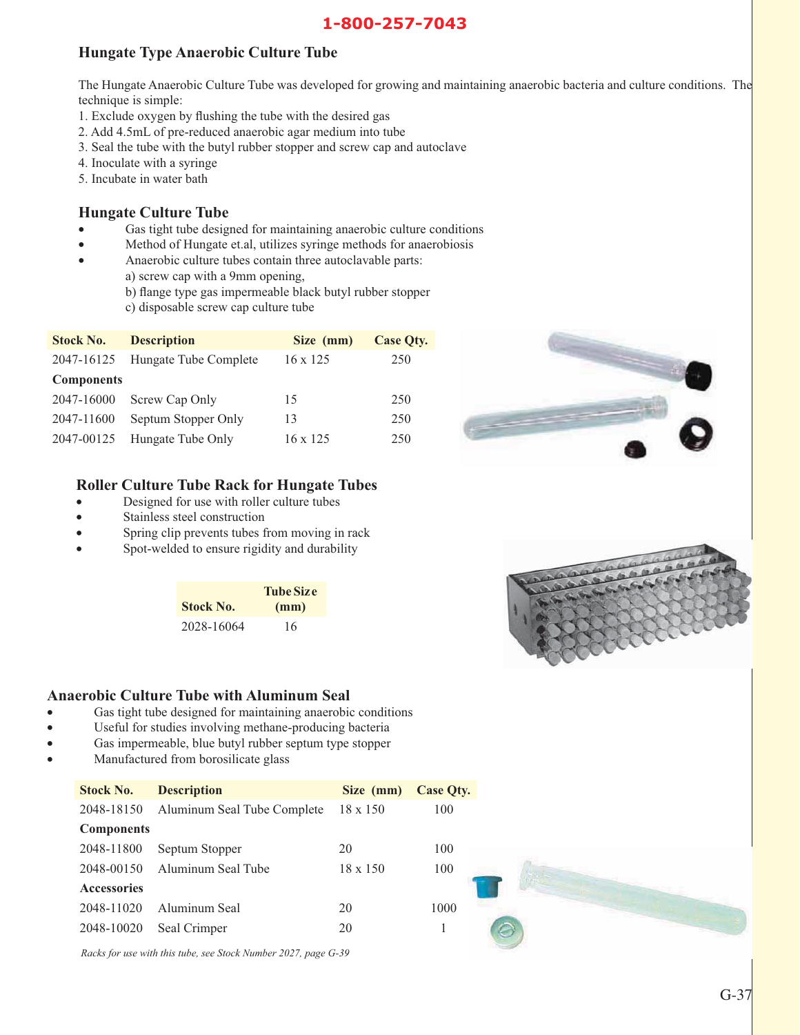1-800-257-7043

## Hungate Type Anaerobic Culture Tube

The Hungate Anaerobic Culture Tube was developed for growing and maintaining anaerobic bacteria and culture conditions. The technique is simple:

1. Exclude oxygen by flushing the tube with the desired gas
2. Add 4.5mL of pre-reduced anaerobic agar medium into tube
3. Seal the tube with the butyl rubber stopper and screw cap and autoclave
4. Inoculate with a syringe
5. Incubate in water bath

### Hungate Culture Tube

- Gas tight tube designed for maintaining anaerobic culture conditions
- Method of Hungate et.al, utilizes syringe methods for anaerobiosis
- Anaerobic culture tubes contain three autoclavable parts:
  a) screw cap with a 9mm opening,
  b) flange type gas impermeable black butyl rubber stopper
  c) disposable screw cap culture tube

| Stock No. | Description | Size (mm) | Case Qty. |
|---|---|---|---|
| 2047-16125 | Hungate Tube Complete | 16 x 125 | 250 |
| **Components** | | | |
| 2047-16000 | Screw Cap Only | 15 | 250 |
| 2047-11600 | Septum Stopper Only | 13 | 250 |
| 2047-00125 | Hungate Tube Only | 16 x 125 | 250 |

### Roller Culture Tube Rack for Hungate Tubes

- Designed for use with roller culture tubes
- Stainless steel construction
- Spring clip prevents tubes from moving in rack
- Spot-welded to ensure rigidity and durability

| Stock No. | Tube Size (mm) |
|---|---|
| 2028-16064 | 16 |

### Anaerobic Culture Tube with Aluminum Seal

- Gas tight tube designed for maintaining anaerobic conditions
- Useful for studies involving methane-producing bacteria
- Gas impermeable, blue butyl rubber septum type stopper
- Manufactured from borosilicate glass

| Stock No. | Description | Size (mm) | Case Qty. |
|---|---|---|---|
| 2048-18150 | Aluminum Seal Tube Complete | 18 x 150 | 100 |
| **Components** | | | |
| 2048-11800 | Septum Stopper | 20 | 100 |
| 2048-00150 | Aluminum Seal Tube | 18 x 150 | 100 |
| **Accessories** | | | |
| 2048-11020 | Aluminum Seal | 20 | 1000 |
| 2048-10020 | Seal Crimper | 20 | 1 |

*Racks for use with this tube, see Stock Number 2027, page G-39*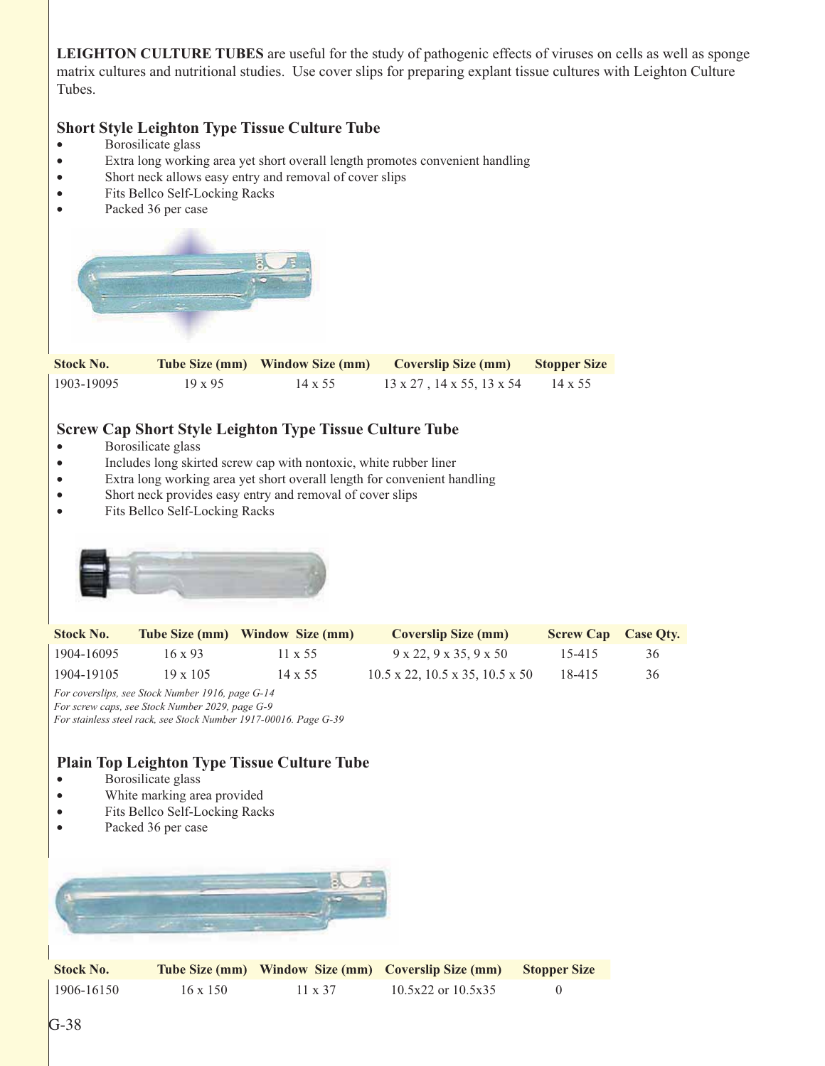**LEIGHTON CULTURE TUBES** are useful for the study of pathogenic effects of viruses on cells as well as sponge matrix cultures and nutritional studies. Use cover slips for preparing explant tissue cultures with Leighton Culture Tubes.

### Short Style Leighton Type Tissue Culture Tube

- Borosilicate glass
- Extra long working area yet short overall length promotes convenient handling
- Short neck allows easy entry and removal of cover slips
- Fits Bellco Self-Locking Racks
- Packed 36 per case

| Stock No. | Tube Size (mm) | Window Size (mm) | Coverslip Size (mm) | Stopper Size |
|---|---|---|---|---|
| 1903-19095 | 19 x 95 | 14 x 55 | 13 x 27 , 14 x 55, 13 x 54 | 14 x 55 |

### Screw Cap Short Style Leighton Type Tissue Culture Tube

- Borosilicate glass
- Includes long skirted screw cap with nontoxic, white rubber liner
- Extra long working area yet short overall length for convenient handling
- Short neck provides easy entry and removal of cover slips
- Fits Bellco Self-Locking Racks

| Stock No. | Tube Size (mm) | Window Size (mm) | Coverslip Size (mm) | Screw Cap | Case Qty. |
|---|---|---|---|---|---|
| 1904-16095 | 16 x 93 | 11 x 55 | 9 x 22, 9 x 35, 9 x 50 | 15-415 | 36 |
| 1904-19105 | 19 x 105 | 14 x 55 | 10.5 x 22, 10.5 x 35, 10.5 x 50 | 18-415 | 36 |

*For coverslips, see Stock Number 1916, page G-14*
*For screw caps, see Stock Number 2029, page G-9*
*For stainless steel rack, see Stock Number 1917-00016. Page G-39*

### Plain Top Leighton Type Tissue Culture Tube

- Borosilicate glass
- White marking area provided
- Fits Bellco Self-Locking Racks
- Packed 36 per case

| Stock No. | Tube Size (mm) | Window Size (mm) | Coverslip Size (mm) | Stopper Size |
|---|---|---|---|---|
| 1906-16150 | 16 x 150 | 11 x 37 | 10.5x22 or 10.5x35 | 0 |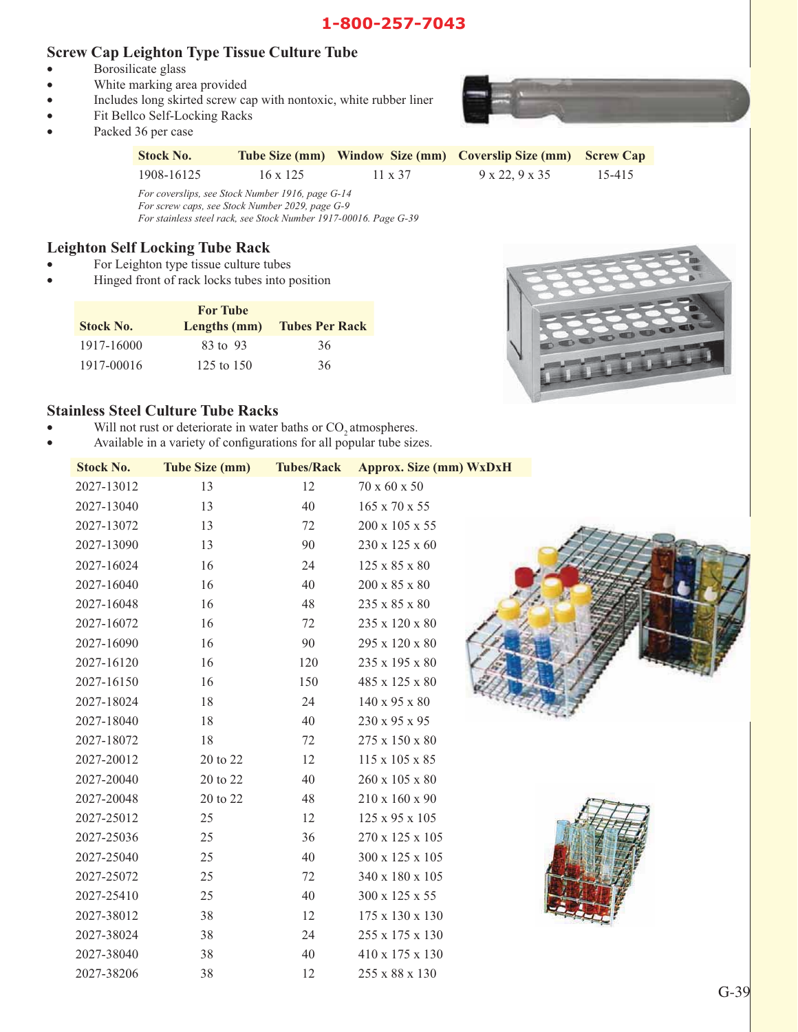1-800-257-7043

## Screw Cap Leighton Type Tissue Culture Tube

- Borosilicate glass
- White marking area provided
- Includes long skirted screw cap with nontoxic, white rubber liner
- Fit Bellco Self-Locking Racks
- Packed 36 per case

| Stock No. | Tube Size (mm) | Window Size (mm) | Coverslip Size (mm) | Screw Cap |
|---|---|---|---|---|
| 1908-16125 | 16 x 125 | 11 x 37 | 9 x 22, 9 x 35 | 15-415 |

*For coverslips, see Stock Number 1916, page G-14*
*For screw caps, see Stock Number 2029, page G-9*
*For stainless steel rack, see Stock Number 1917-00016. Page G-39*

## Leighton Self Locking Tube Rack

- For Leighton type tissue culture tubes
- Hinged front of rack locks tubes into position

| Stock No. | For Tube Lengths (mm) | Tubes Per Rack |
|---|---|---|
| 1917-16000 | 83 to 93 | 36 |
| 1917-00016 | 125 to 150 | 36 |

## Stainless Steel Culture Tube Racks

- Will not rust or deteriorate in water baths or $CO_2$ atmospheres.
- Available in a variety of configurations for all popular tube sizes.

| Stock No. | Tube Size (mm) | Tubes/Rack | Approx. Size (mm) WxDxH |
|---|---|---|---|
| 2027-13012 | 13 | 12 | 70 x 60 x 50 |
| 2027-13040 | 13 | 40 | 165 x 70 x 55 |
| 2027-13072 | 13 | 72 | 200 x 105 x 55 |
| 2027-13090 | 13 | 90 | 230 x 125 x 60 |
| 2027-16024 | 16 | 24 | 125 x 85 x 80 |
| 2027-16040 | 16 | 40 | 200 x 85 x 80 |
| 2027-16048 | 16 | 48 | 235 x 85 x 80 |
| 2027-16072 | 16 | 72 | 235 x 120 x 80 |
| 2027-16090 | 16 | 90 | 295 x 120 x 80 |
| 2027-16120 | 16 | 120 | 235 x 195 x 80 |
| 2027-16150 | 16 | 150 | 485 x 125 x 80 |
| 2027-18024 | 18 | 24 | 140 x 95 x 80 |
| 2027-18040 | 18 | 40 | 230 x 95 x 95 |
| 2027-18072 | 18 | 72 | 275 x 150 x 80 |
| 2027-20012 | 20 to 22 | 12 | 115 x 105 x 85 |
| 2027-20040 | 20 to 22 | 40 | 260 x 105 x 80 |
| 2027-20048 | 20 to 22 | 48 | 210 x 160 x 90 |
| 2027-25012 | 25 | 12 | 125 x 95 x 105 |
| 2027-25036 | 25 | 36 | 270 x 125 x 105 |
| 2027-25040 | 25 | 40 | 300 x 125 x 105 |
| 2027-25072 | 25 | 72 | 340 x 180 x 105 |
| 2027-25410 | 25 | 40 | 300 x 125 x 55 |
| 2027-38012 | 38 | 12 | 175 x 130 x 130 |
| 2027-38024 | 38 | 24 | 255 x 175 x 130 |
| 2027-38040 | 38 | 40 | 410 x 175 x 130 |
| 2027-38206 | 38 | 12 | 255 x 88 x 130 |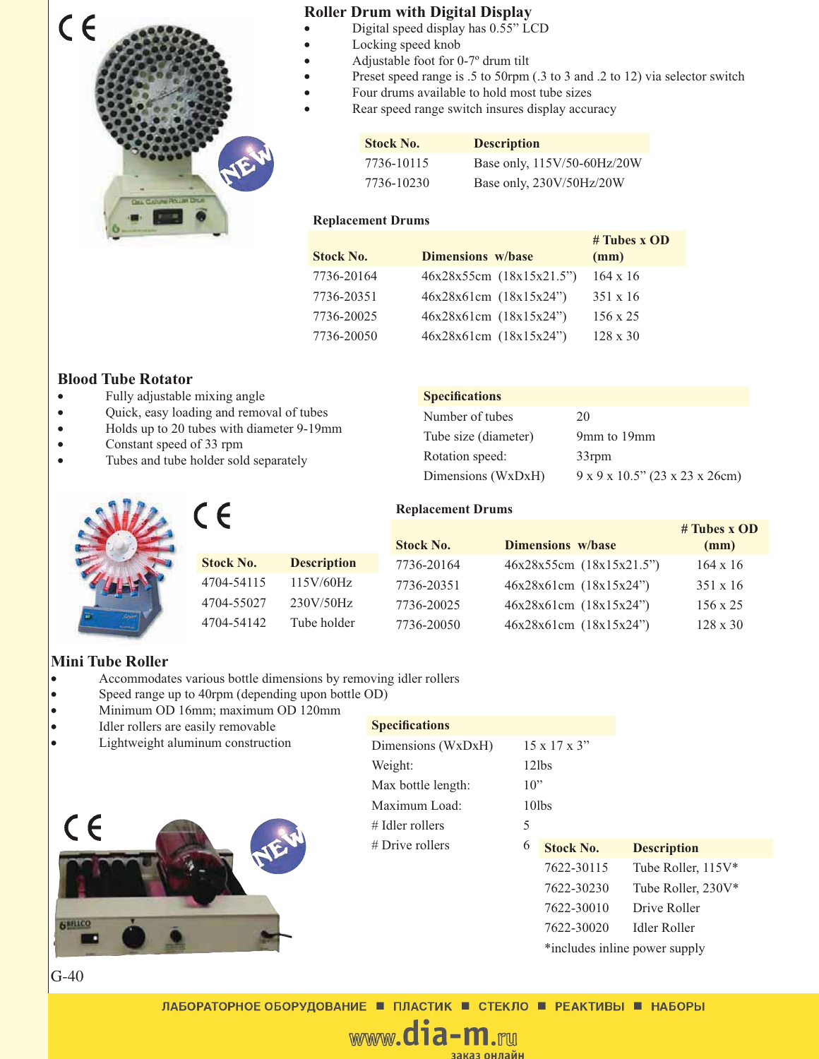## Roller Drum with Digital Display

- Digital speed display has 0.55" LCD
- Locking speed knob
- Adjustable foot for 0-7º drum tilt
- Preset speed range is .5 to 50rpm (.3 to 3 and .2 to 12) via selector switch
- Four drums available to hold most tube sizes
- Rear speed range switch insures display accuracy

| Stock No. | Description |
|---|---|
| 7736-10115 | Base only, 115V/50-60Hz/20W |
| 7736-10230 | Base only, 230V/50Hz/20W |

**Replacement Drums**

| Stock No. | Dimensions w/base | # Tubes x OD (mm) |
|---|---|---|
| 7736-20164 | 46x28x55cm (18x15x21.5") | 164 x 16 |
| 7736-20351 | 46x28x61cm (18x15x24") | 351 x 16 |
| 7736-20025 | 46x28x61cm (18x15x24") | 156 x 25 |
| 7736-20050 | 46x28x61cm (18x15x24") | 128 x 30 |

## Blood Tube Rotator

- Fully adjustable mixing angle
- Quick, easy loading and removal of tubes
- Holds up to 20 tubes with diameter 9-19mm
- Constant speed of 33 rpm
- Tubes and tube holder sold separately

| Specifications | |
|---|---|
| Number of tubes | 20 |
| Tube size (diameter) | 9mm to 19mm |
| Rotation speed: | 33rpm |
| Dimensions (WxDxH) | 9 x 9 x 10.5" (23 x 23 x 26cm) |

| Stock No. | Description |
|---|---|
| 4704-54115 | 115V/60Hz |
| 4704-55027 | 230V/50Hz |
| 4704-54142 | Tube holder |

**Replacement Drums**

| Stock No. | Dimensions w/base | # Tubes x OD (mm) |
|---|---|---|
| 7736-20164 | 46x28x55cm (18x15x21.5") | 164 x 16 |
| 7736-20351 | 46x28x61cm (18x15x24") | 351 x 16 |
| 7736-20025 | 46x28x61cm (18x15x24") | 156 x 25 |
| 7736-20050 | 46x28x61cm (18x15x24") | 128 x 30 |

## Mini Tube Roller

- Accommodates various bottle dimensions by removing idler rollers
- Speed range up to 40rpm (depending upon bottle OD)
- Minimum OD 16mm; maximum OD 120mm
- Idler rollers are easily removable
- Lightweight aluminum construction

| Specifications | |
|---|---|
| Dimensions (WxDxH) | 15 x 17 x 3" |
| Weight: | 12lbs |
| Max bottle length: | 10" |
| Maximum Load: | 10lbs |
| # Idler rollers | 5 |
| # Drive rollers | 6 |

| Stock No. | Description |
|---|---|
| 7622-30115 | Tube Roller, 115V* |
| 7622-30230 | Tube Roller, 230V* |
| 7622-30010 | Drive Roller |
| 7622-30020 | Idler Roller |

*includes inline power supply

ЛАБОРАТОРНОЕ ОБОРУДОВАНИЕ ■ ПЛАСТИК ■ СТЕКЛО ■ РЕАКТИВЫ ■ НАБОРЫ

www.dia-m.ru
заказ онлайн